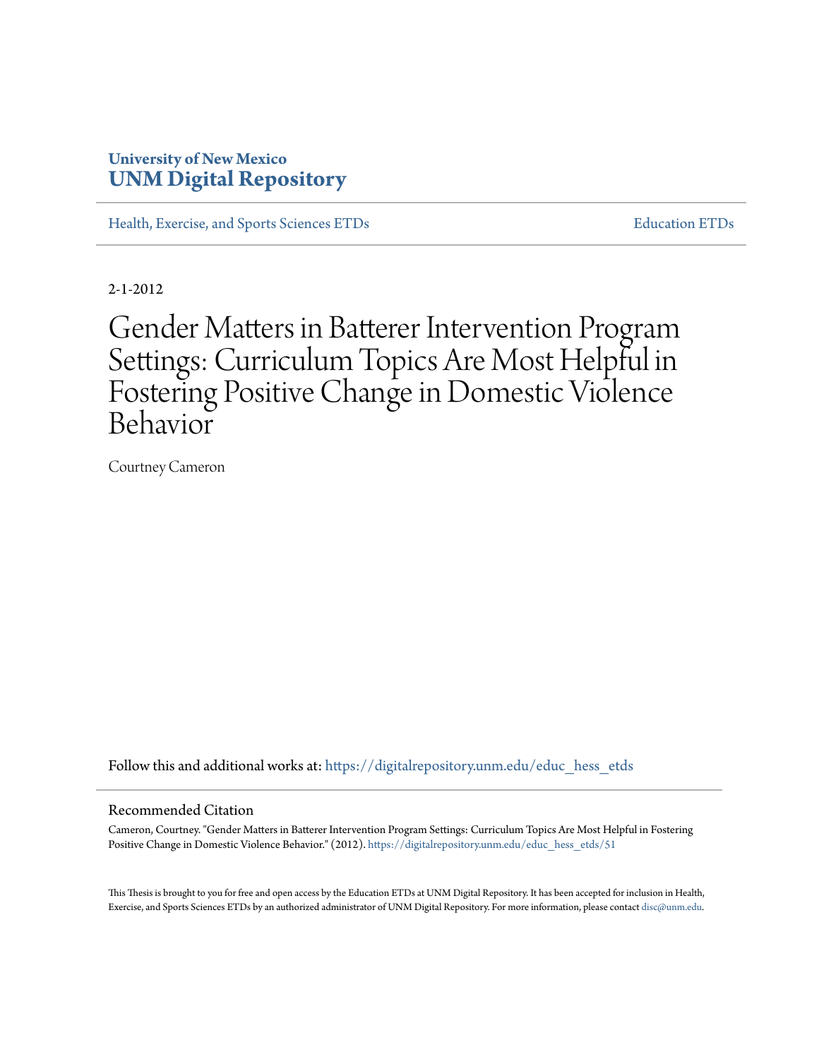University of New Mexico
**UNM Digital Repository**

Health, Exercise, and Sports Sciences ETDs

Education ETDs

2-1-2012

# Gender Matters in Batterer Intervention Program Settings: Curriculum Topics Are Most Helpful in Fostering Positive Change in Domestic Violence Behavior

Courtney Cameron

Follow this and additional works at: https://digitalrepository.unm.edu/educ_hess_etds

## Recommended Citation

Cameron, Courtney. "Gender Matters in Batterer Intervention Program Settings: Curriculum Topics Are Most Helpful in Fostering Positive Change in Domestic Violence Behavior." (2012). https://digitalrepository.unm.edu/educ_hess_etds/51

This Thesis is brought to you for free and open access by the Education ETDs at UNM Digital Repository. It has been accepted for inclusion in Health, Exercise, and Sports Sciences ETDs by an authorized administrator of UNM Digital Repository. For more information, please contact disc@unm.edu.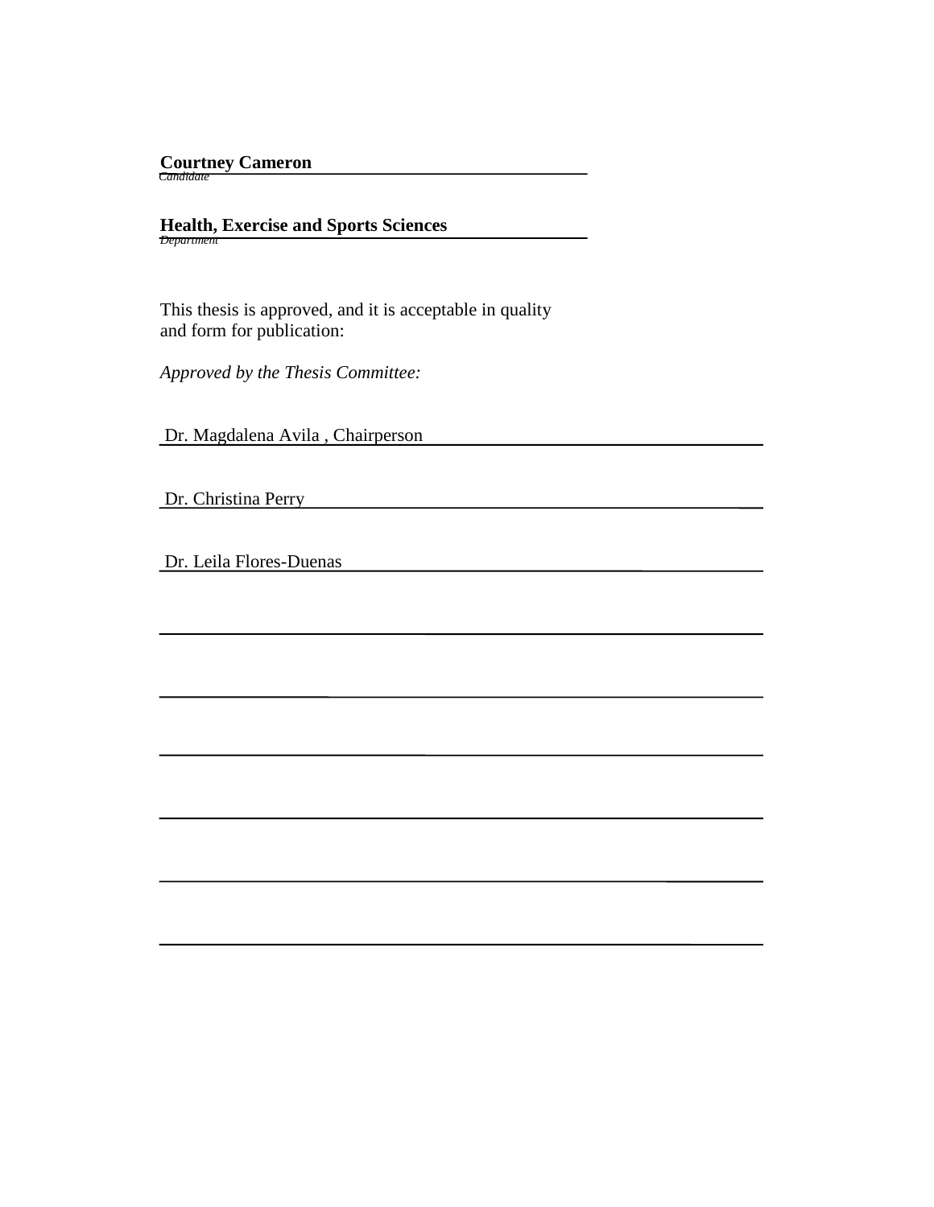**Courtney Cameron**
*Candidate*

**Health, Exercise and Sports Sciences**
*Department*

This thesis is approved, and it is acceptable in quality and form for publication:

*Approved by the Thesis Committee:*

Dr. Magdalena Avila , Chairperson

Dr. Christina Perry

Dr. Leila Flores-Duenas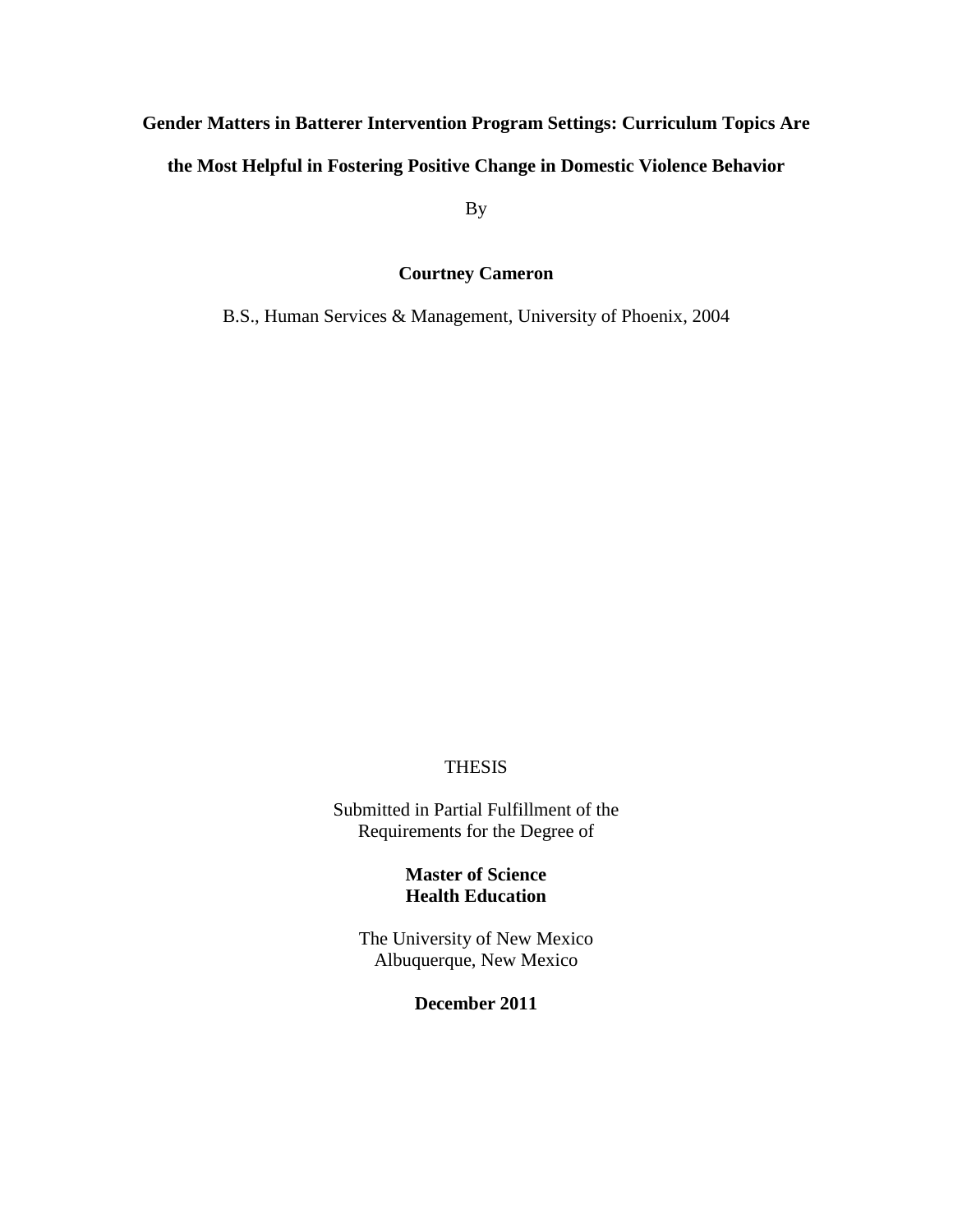**Gender Matters in Batterer Intervention Program Settings: Curriculum Topics Are the Most Helpful in Fostering Positive Change in Domestic Violence Behavior**

By

**Courtney Cameron**

B.S., Human Services & Management, University of Phoenix, 2004

THESIS

Submitted in Partial Fulfillment of the Requirements for the Degree of

**Master of Science**
**Health Education**

The University of New Mexico
Albuquerque, New Mexico

**December 2011**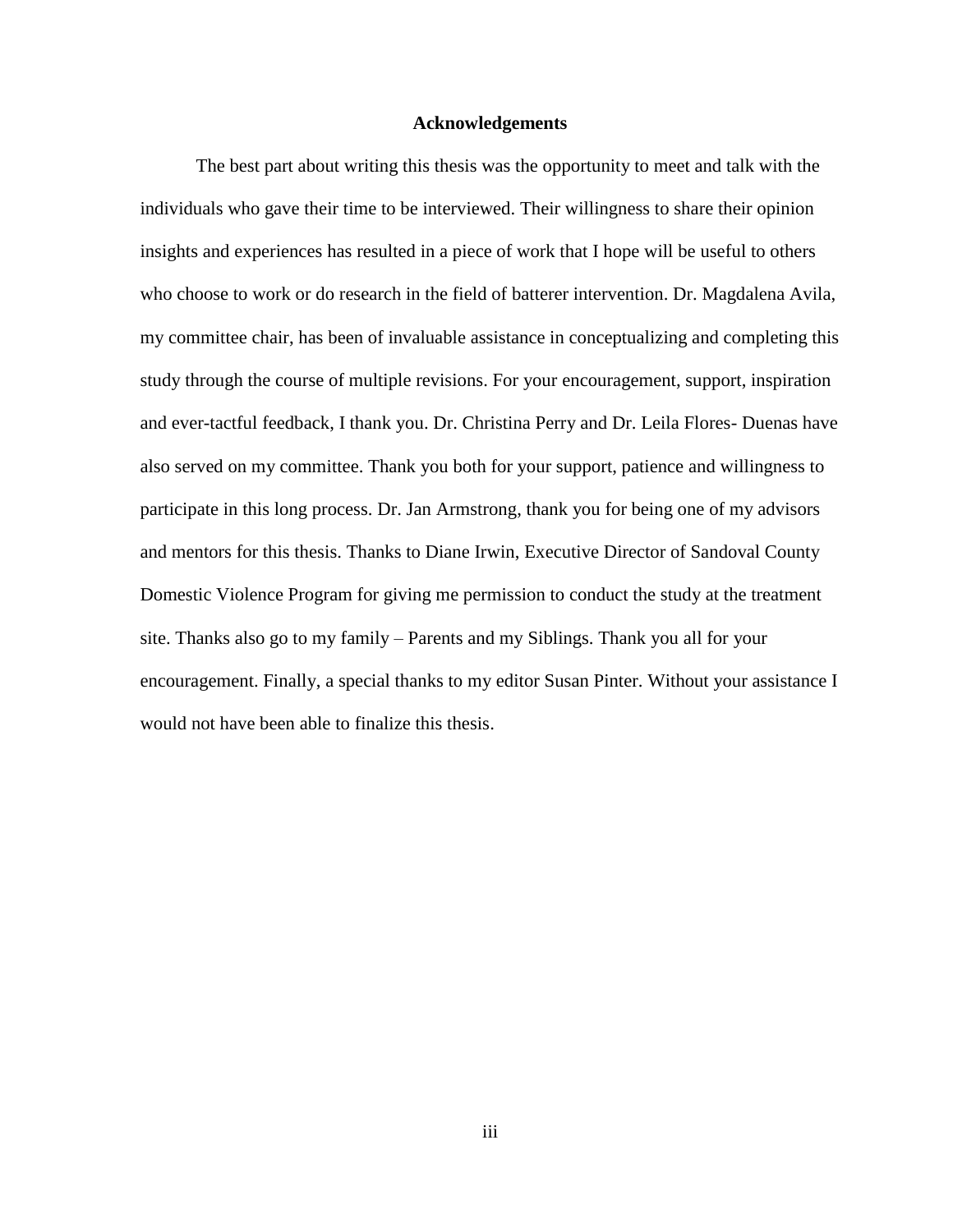# Acknowledgements

The best part about writing this thesis was the opportunity to meet and talk with the individuals who gave their time to be interviewed. Their willingness to share their opinion insights and experiences has resulted in a piece of work that I hope will be useful to others who choose to work or do research in the field of batterer intervention. Dr. Magdalena Avila, my committee chair, has been of invaluable assistance in conceptualizing and completing this study through the course of multiple revisions. For your encouragement, support, inspiration and ever-tactful feedback, I thank you. Dr. Christina Perry and Dr. Leila Flores- Duenas have also served on my committee. Thank you both for your support, patience and willingness to participate in this long process. Dr. Jan Armstrong, thank you for being one of my advisors and mentors for this thesis. Thanks to Diane Irwin, Executive Director of Sandoval County Domestic Violence Program for giving me permission to conduct the study at the treatment site. Thanks also go to my family – Parents and my Siblings. Thank you all for your encouragement. Finally, a special thanks to my editor Susan Pinter. Without your assistance I would not have been able to finalize this thesis.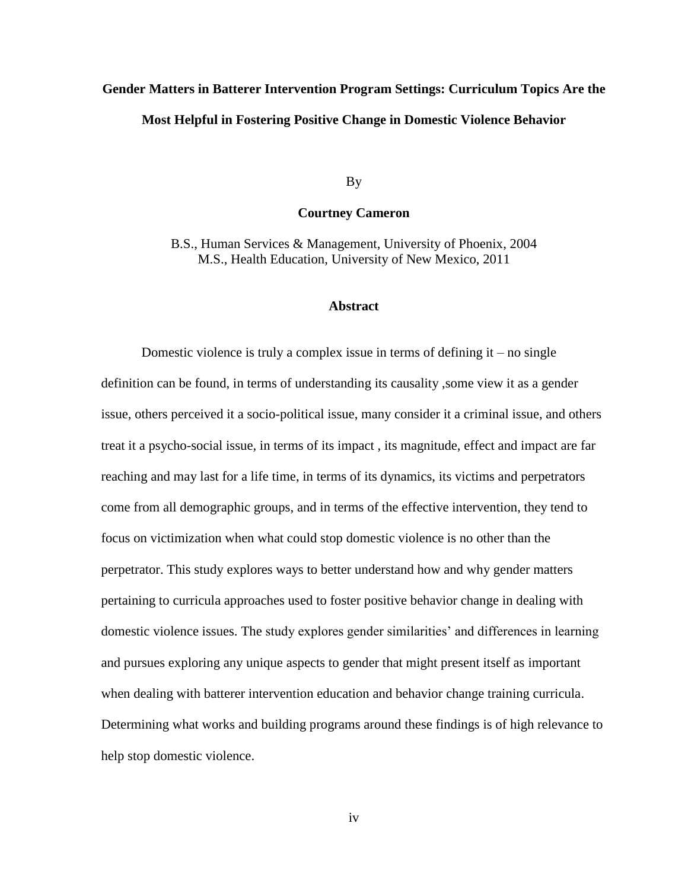**Gender Matters in Batterer Intervention Program Settings: Curriculum Topics Are the Most Helpful in Fostering Positive Change in Domestic Violence Behavior**

By

**Courtney Cameron**

B.S., Human Services & Management, University of Phoenix, 2004
M.S., Health Education, University of New Mexico, 2011

## Abstract

Domestic violence is truly a complex issue in terms of defining it – no single definition can be found, in terms of understanding its causality ,some view it as a gender issue, others perceived it a socio-political issue, many consider it a criminal issue, and others treat it a psycho-social issue, in terms of its impact , its magnitude, effect and impact are far reaching and may last for a life time, in terms of its dynamics, its victims and perpetrators come from all demographic groups, and in terms of the effective intervention, they tend to focus on victimization when what could stop domestic violence is no other than the perpetrator. This study explores ways to better understand how and why gender matters pertaining to curricula approaches used to foster positive behavior change in dealing with domestic violence issues. The study explores gender similarities' and differences in learning and pursues exploring any unique aspects to gender that might present itself as important when dealing with batterer intervention education and behavior change training curricula. Determining what works and building programs around these findings is of high relevance to help stop domestic violence.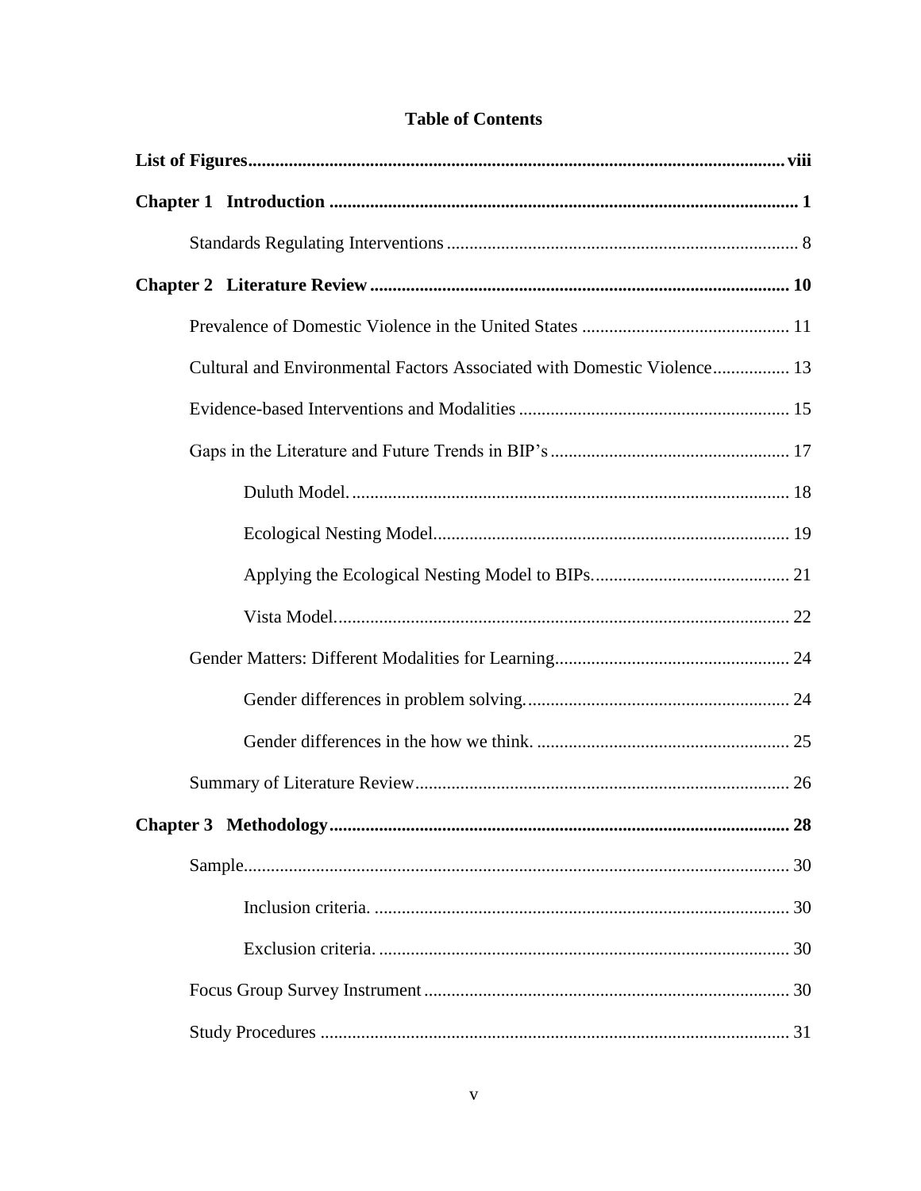# Table of Contents

**List of Figures** ..... **viii**

**Chapter 1 Introduction** ..... **1**

- Standards Regulating Interventions ..... 8

**Chapter 2 Literature Review** ..... **10**

- Prevalence of Domestic Violence in the United States ..... 11
- Cultural and Environmental Factors Associated with Domestic Violence ..... 13
- Evidence-based Interventions and Modalities ..... 15
- Gaps in the Literature and Future Trends in BIP's ..... 17
  - Duluth Model. ..... 18
  - Ecological Nesting Model. ..... 19
  - Applying the Ecological Nesting Model to BIPs. ..... 21
  - Vista Model. ..... 22
- Gender Matters: Different Modalities for Learning ..... 24
  - Gender differences in problem solving. ..... 24
  - Gender differences in the how we think. ..... 25
- Summary of Literature Review ..... 26

**Chapter 3 Methodology** ..... **28**

- Sample ..... 30
  - Inclusion criteria. ..... 30
  - Exclusion criteria. ..... 30
- Focus Group Survey Instrument ..... 30
- Study Procedures ..... 31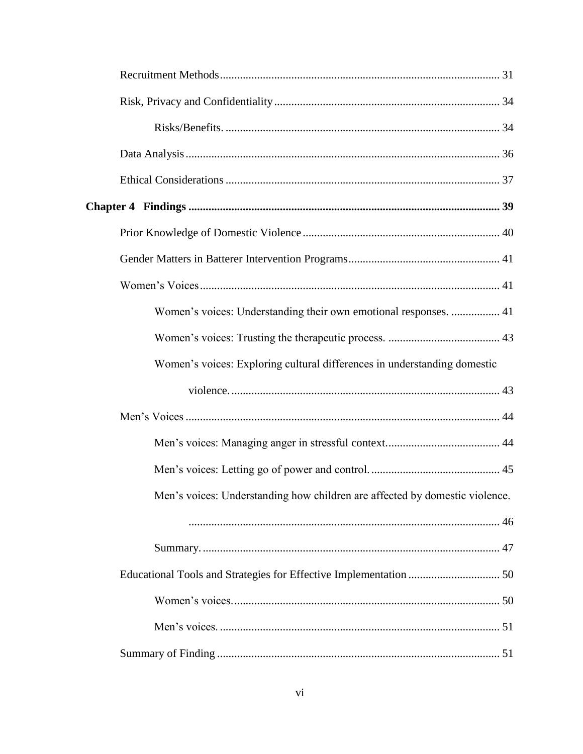Recruitment Methods ................................................................................................ 31

Risk, Privacy and Confidentiality .............................................................................. 34

Risks/Benefits. ............................................................................................... 34

Data Analysis ............................................................................................................ 36

Ethical Considerations ............................................................................................... 37

**Chapter 4 Findings ............................................................................................................ 39**

Prior Knowledge of Domestic Violence .................................................................... 40

Gender Matters in Batterer Intervention Programs .................................................... 41

Women's Voices ........................................................................................................ 41

Women's voices: Understanding their own emotional responses. ................. 41

Women's voices: Trusting the therapeutic process. ....................................... 43

Women's voices: Exploring cultural differences in understanding domestic violence. ............................................................................................. 43

Men's Voices ............................................................................................................ 44

Men's voices: Managing anger in stressful context. ....................................... 44

Men's voices: Letting go of power and control. ............................................ 45

Men's voices: Understanding how children are affected by domestic violence. ............................................................................................................ 46

Summary. ....................................................................................................... 47

Educational Tools and Strategies for Effective Implementation ................................ 50

Women's voices. ............................................................................................ 50

Men's voices. ................................................................................................. 51

Summary of Finding .................................................................................................. 51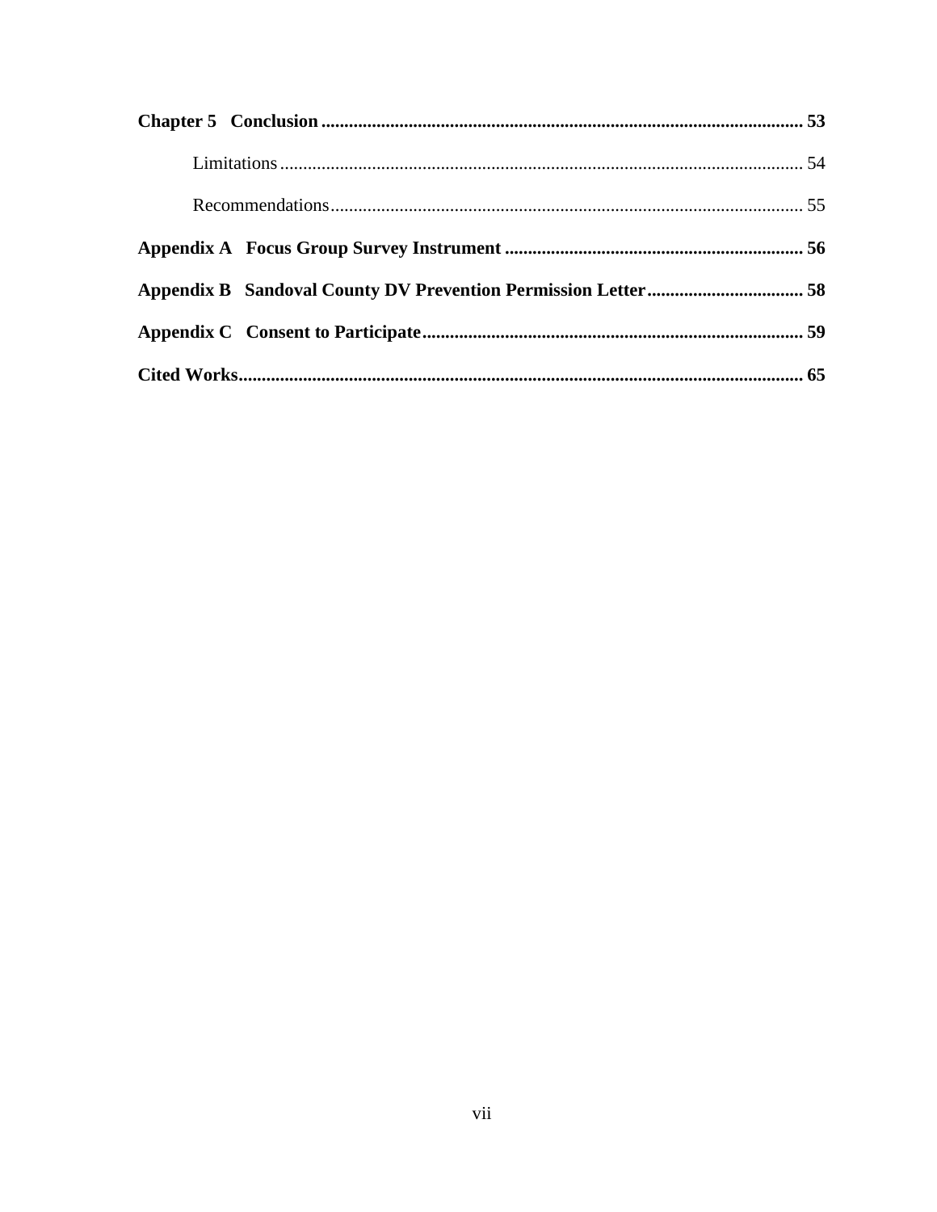**Chapter 5 Conclusion** ........................................................................................................ **53**

Limitations ................................................................................................................ 54

Recommendations...................................................................................................... 55

**Appendix A Focus Group Survey Instrument** ................................................................ **56**

**Appendix B Sandoval County DV Prevention Permission Letter**................................. **58**

**Appendix C Consent to Participate**.................................................................................. **59**

**Cited Works**......................................................................................................................... **65**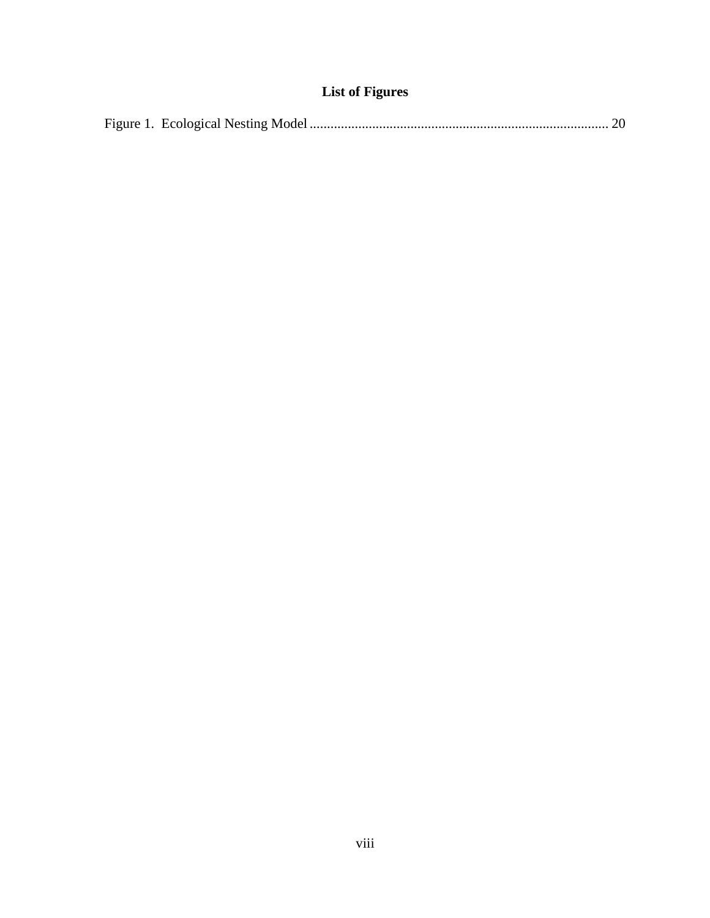# List of Figures

Figure 1. Ecological Nesting Model ..................................................................................... 20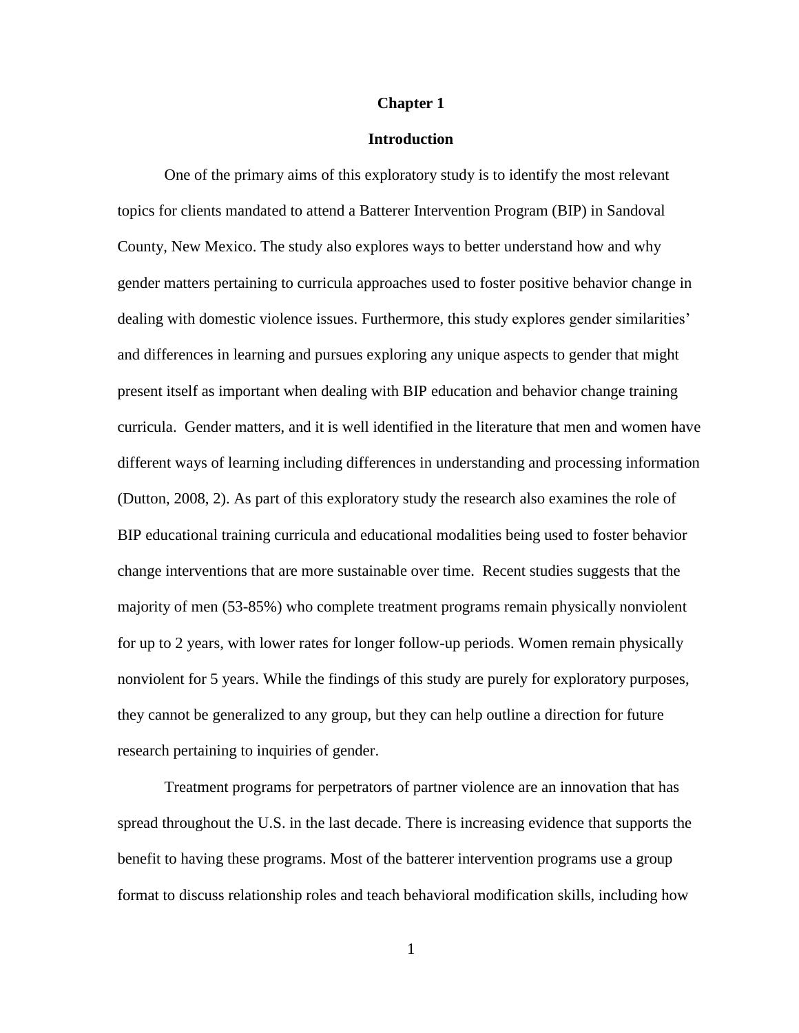# Chapter 1

## Introduction

One of the primary aims of this exploratory study is to identify the most relevant topics for clients mandated to attend a Batterer Intervention Program (BIP) in Sandoval County, New Mexico. The study also explores ways to better understand how and why gender matters pertaining to curricula approaches used to foster positive behavior change in dealing with domestic violence issues. Furthermore, this study explores gender similarities' and differences in learning and pursues exploring any unique aspects to gender that might present itself as important when dealing with BIP education and behavior change training curricula. Gender matters, and it is well identified in the literature that men and women have different ways of learning including differences in understanding and processing information (Dutton, 2008, 2). As part of this exploratory study the research also examines the role of BIP educational training curricula and educational modalities being used to foster behavior change interventions that are more sustainable over time. Recent studies suggests that the majority of men (53-85%) who complete treatment programs remain physically nonviolent for up to 2 years, with lower rates for longer follow-up periods. Women remain physically nonviolent for 5 years. While the findings of this study are purely for exploratory purposes, they cannot be generalized to any group, but they can help outline a direction for future research pertaining to inquiries of gender.

Treatment programs for perpetrators of partner violence are an innovation that has spread throughout the U.S. in the last decade. There is increasing evidence that supports the benefit to having these programs. Most of the batterer intervention programs use a group format to discuss relationship roles and teach behavioral modification skills, including how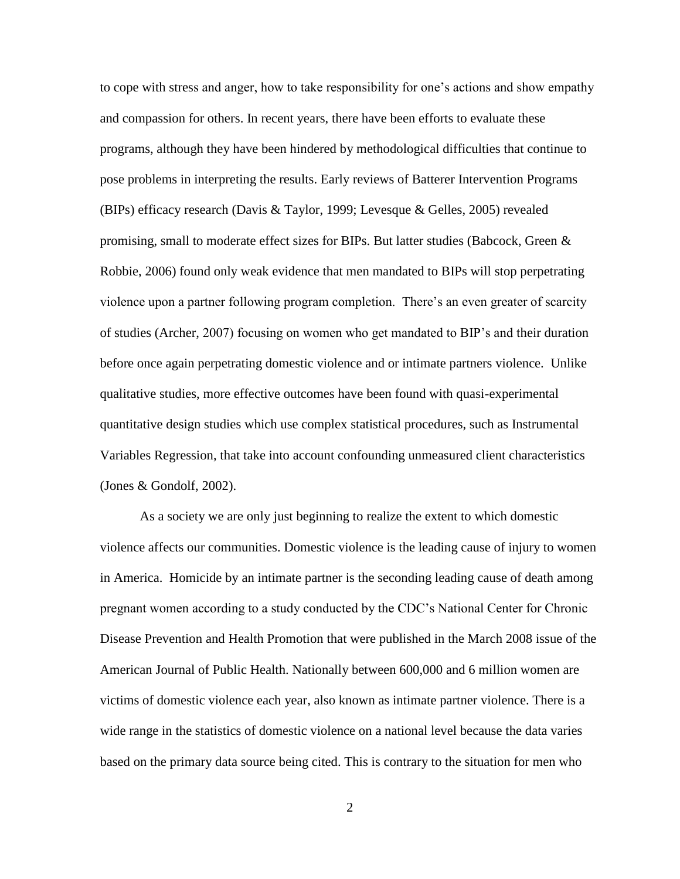to cope with stress and anger, how to take responsibility for one's actions and show empathy and compassion for others. In recent years, there have been efforts to evaluate these programs, although they have been hindered by methodological difficulties that continue to pose problems in interpreting the results. Early reviews of Batterer Intervention Programs (BIPs) efficacy research (Davis & Taylor, 1999; Levesque & Gelles, 2005) revealed promising, small to moderate effect sizes for BIPs. But latter studies (Babcock, Green & Robbie, 2006) found only weak evidence that men mandated to BIPs will stop perpetrating violence upon a partner following program completion. There's an even greater of scarcity of studies (Archer, 2007) focusing on women who get mandated to BIP's and their duration before once again perpetrating domestic violence and or intimate partners violence. Unlike qualitative studies, more effective outcomes have been found with quasi-experimental quantitative design studies which use complex statistical procedures, such as Instrumental Variables Regression, that take into account confounding unmeasured client characteristics (Jones & Gondolf, 2002).

As a society we are only just beginning to realize the extent to which domestic violence affects our communities. Domestic violence is the leading cause of injury to women in America. Homicide by an intimate partner is the seconding leading cause of death among pregnant women according to a study conducted by the CDC's National Center for Chronic Disease Prevention and Health Promotion that were published in the March 2008 issue of the American Journal of Public Health. Nationally between 600,000 and 6 million women are victims of domestic violence each year, also known as intimate partner violence. There is a wide range in the statistics of domestic violence on a national level because the data varies based on the primary data source being cited. This is contrary to the situation for men who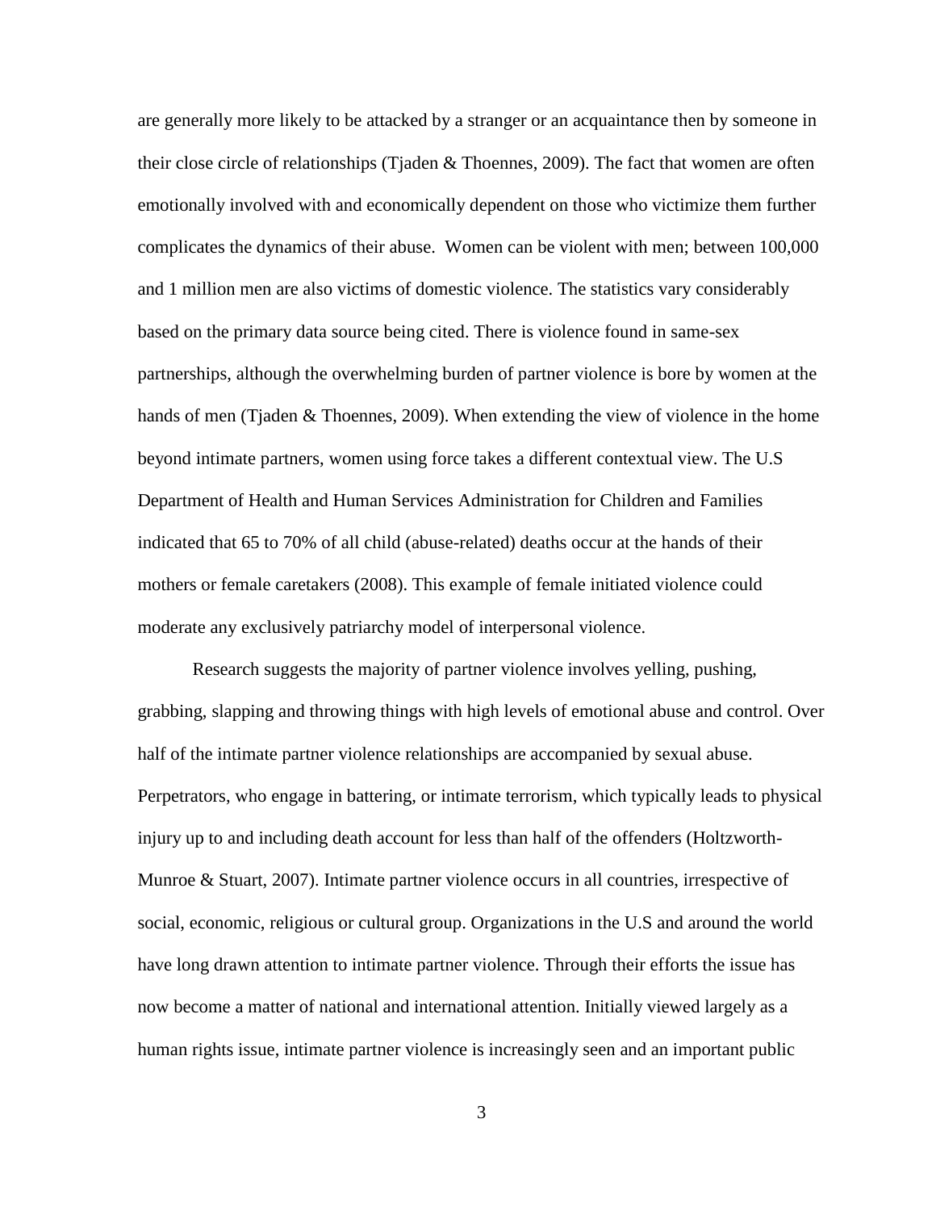are generally more likely to be attacked by a stranger or an acquaintance then by someone in their close circle of relationships (Tjaden & Thoennes, 2009). The fact that women are often emotionally involved with and economically dependent on those who victimize them further complicates the dynamics of their abuse. Women can be violent with men; between 100,000 and 1 million men are also victims of domestic violence. The statistics vary considerably based on the primary data source being cited. There is violence found in same-sex partnerships, although the overwhelming burden of partner violence is bore by women at the hands of men (Tjaden & Thoennes, 2009). When extending the view of violence in the home beyond intimate partners, women using force takes a different contextual view. The U.S Department of Health and Human Services Administration for Children and Families indicated that 65 to 70% of all child (abuse-related) deaths occur at the hands of their mothers or female caretakers (2008). This example of female initiated violence could moderate any exclusively patriarchy model of interpersonal violence.

Research suggests the majority of partner violence involves yelling, pushing, grabbing, slapping and throwing things with high levels of emotional abuse and control. Over half of the intimate partner violence relationships are accompanied by sexual abuse. Perpetrators, who engage in battering, or intimate terrorism, which typically leads to physical injury up to and including death account for less than half of the offenders (Holtzworth-Munroe & Stuart, 2007). Intimate partner violence occurs in all countries, irrespective of social, economic, religious or cultural group. Organizations in the U.S and around the world have long drawn attention to intimate partner violence. Through their efforts the issue has now become a matter of national and international attention. Initially viewed largely as a human rights issue, intimate partner violence is increasingly seen and an important public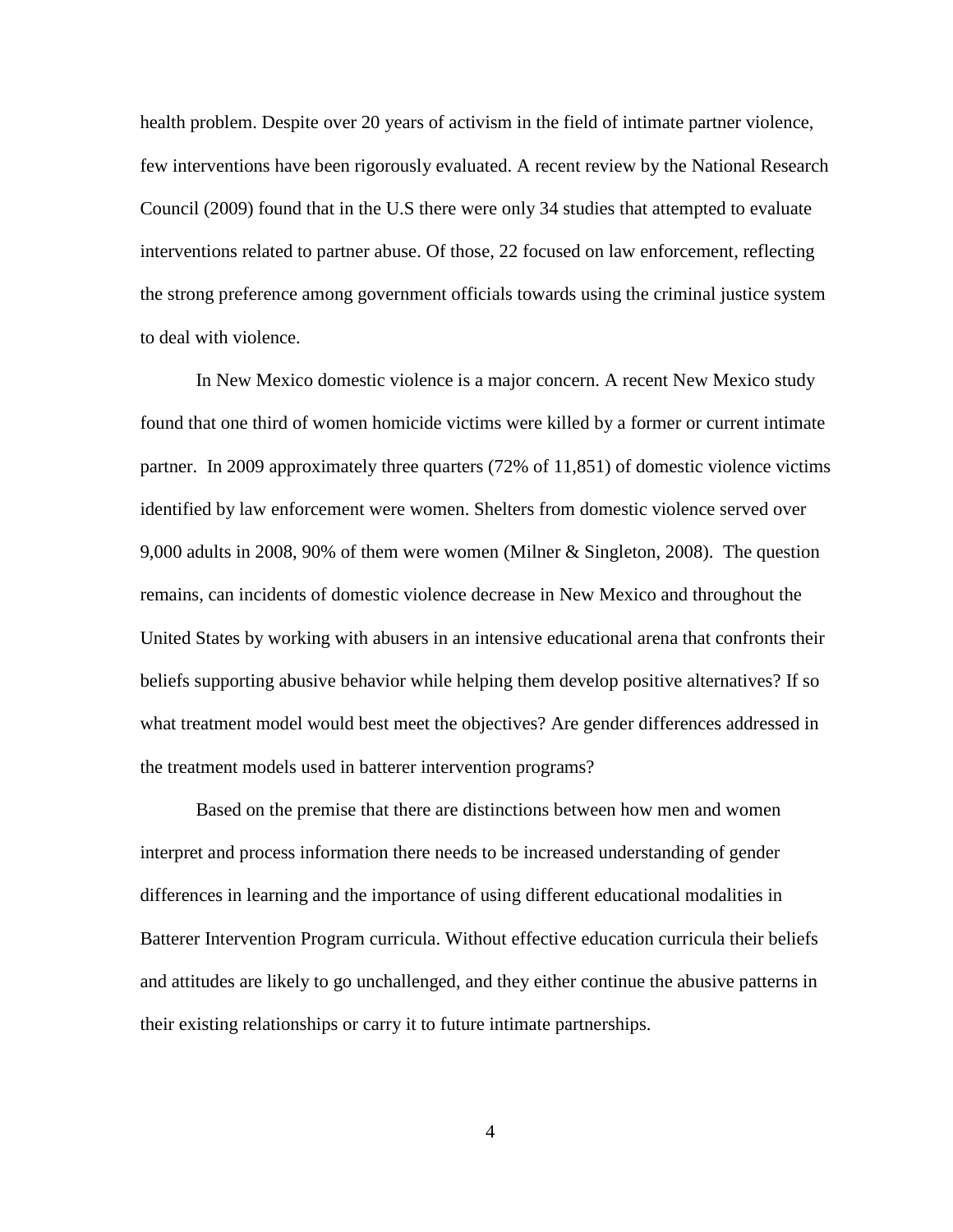health problem. Despite over 20 years of activism in the field of intimate partner violence, few interventions have been rigorously evaluated. A recent review by the National Research Council (2009) found that in the U.S there were only 34 studies that attempted to evaluate interventions related to partner abuse. Of those, 22 focused on law enforcement, reflecting the strong preference among government officials towards using the criminal justice system to deal with violence.

In New Mexico domestic violence is a major concern. A recent New Mexico study found that one third of women homicide victims were killed by a former or current intimate partner. In 2009 approximately three quarters (72% of 11,851) of domestic violence victims identified by law enforcement were women. Shelters from domestic violence served over 9,000 adults in 2008, 90% of them were women (Milner & Singleton, 2008). The question remains, can incidents of domestic violence decrease in New Mexico and throughout the United States by working with abusers in an intensive educational arena that confronts their beliefs supporting abusive behavior while helping them develop positive alternatives? If so what treatment model would best meet the objectives? Are gender differences addressed in the treatment models used in batterer intervention programs?

Based on the premise that there are distinctions between how men and women interpret and process information there needs to be increased understanding of gender differences in learning and the importance of using different educational modalities in Batterer Intervention Program curricula. Without effective education curricula their beliefs and attitudes are likely to go unchallenged, and they either continue the abusive patterns in their existing relationships or carry it to future intimate partnerships.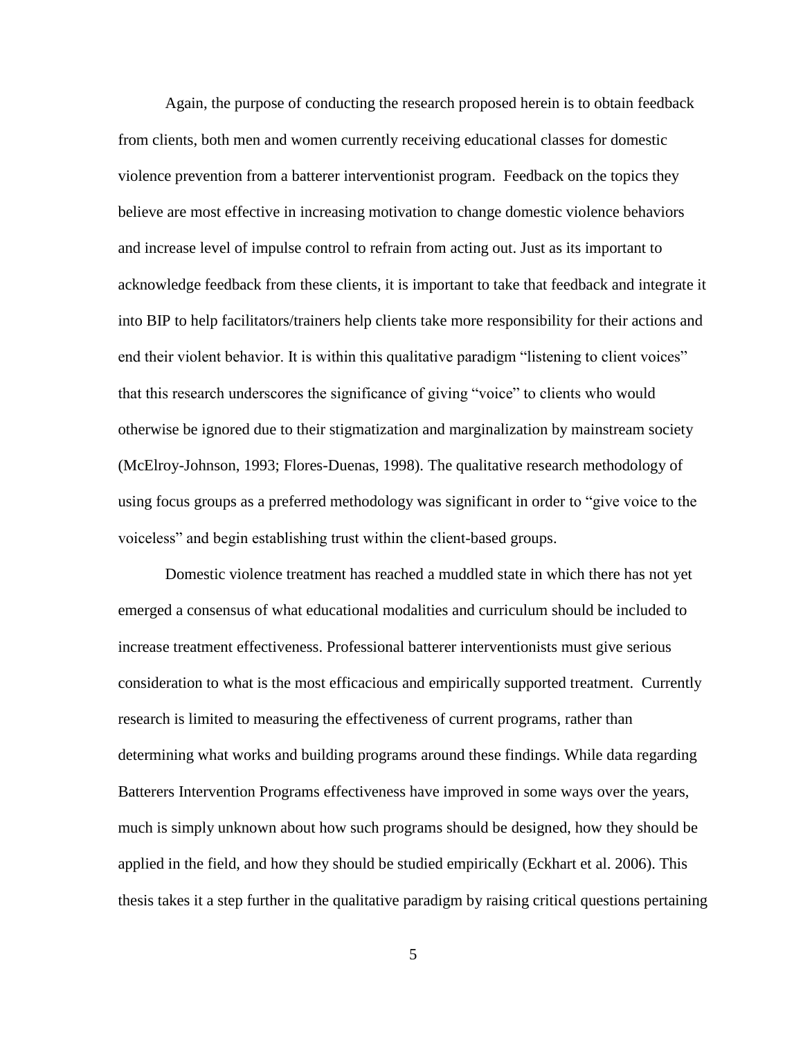Again, the purpose of conducting the research proposed herein is to obtain feedback from clients, both men and women currently receiving educational classes for domestic violence prevention from a batterer interventionist program. Feedback on the topics they believe are most effective in increasing motivation to change domestic violence behaviors and increase level of impulse control to refrain from acting out. Just as its important to acknowledge feedback from these clients, it is important to take that feedback and integrate it into BIP to help facilitators/trainers help clients take more responsibility for their actions and end their violent behavior. It is within this qualitative paradigm "listening to client voices" that this research underscores the significance of giving "voice" to clients who would otherwise be ignored due to their stigmatization and marginalization by mainstream society (McElroy-Johnson, 1993; Flores-Duenas, 1998). The qualitative research methodology of using focus groups as a preferred methodology was significant in order to "give voice to the voiceless" and begin establishing trust within the client-based groups.

Domestic violence treatment has reached a muddled state in which there has not yet emerged a consensus of what educational modalities and curriculum should be included to increase treatment effectiveness. Professional batterer interventionists must give serious consideration to what is the most efficacious and empirically supported treatment. Currently research is limited to measuring the effectiveness of current programs, rather than determining what works and building programs around these findings. While data regarding Batterers Intervention Programs effectiveness have improved in some ways over the years, much is simply unknown about how such programs should be designed, how they should be applied in the field, and how they should be studied empirically (Eckhart et al. 2006). This thesis takes it a step further in the qualitative paradigm by raising critical questions pertaining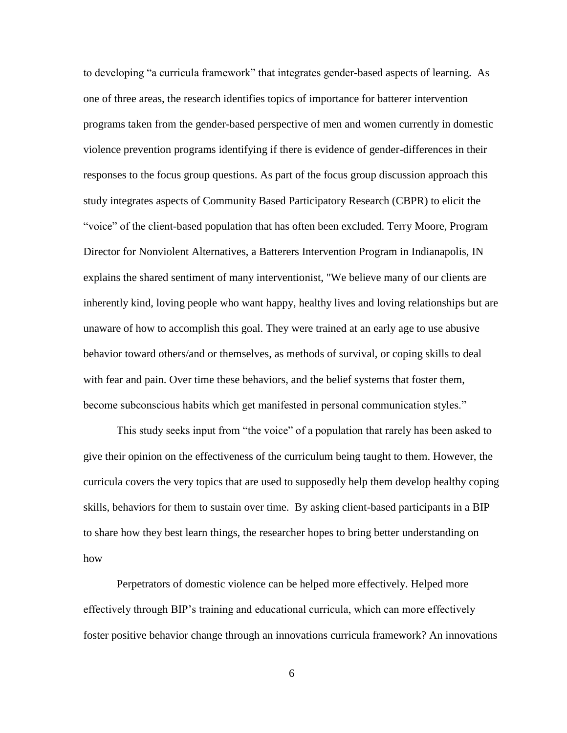to developing "a curricula framework" that integrates gender-based aspects of learning. As one of three areas, the research identifies topics of importance for batterer intervention programs taken from the gender-based perspective of men and women currently in domestic violence prevention programs identifying if there is evidence of gender-differences in their responses to the focus group questions. As part of the focus group discussion approach this study integrates aspects of Community Based Participatory Research (CBPR) to elicit the "voice" of the client-based population that has often been excluded. Terry Moore, Program Director for Nonviolent Alternatives, a Batterers Intervention Program in Indianapolis, IN explains the shared sentiment of many interventionist, "We believe many of our clients are inherently kind, loving people who want happy, healthy lives and loving relationships but are unaware of how to accomplish this goal. They were trained at an early age to use abusive behavior toward others/and or themselves, as methods of survival, or coping skills to deal with fear and pain. Over time these behaviors, and the belief systems that foster them, become subconscious habits which get manifested in personal communication styles."

This study seeks input from "the voice" of a population that rarely has been asked to give their opinion on the effectiveness of the curriculum being taught to them. However, the curricula covers the very topics that are used to supposedly help them develop healthy coping skills, behaviors for them to sustain over time. By asking client-based participants in a BIP to share how they best learn things, the researcher hopes to bring better understanding on how

Perpetrators of domestic violence can be helped more effectively. Helped more effectively through BIP's training and educational curricula, which can more effectively foster positive behavior change through an innovations curricula framework? An innovations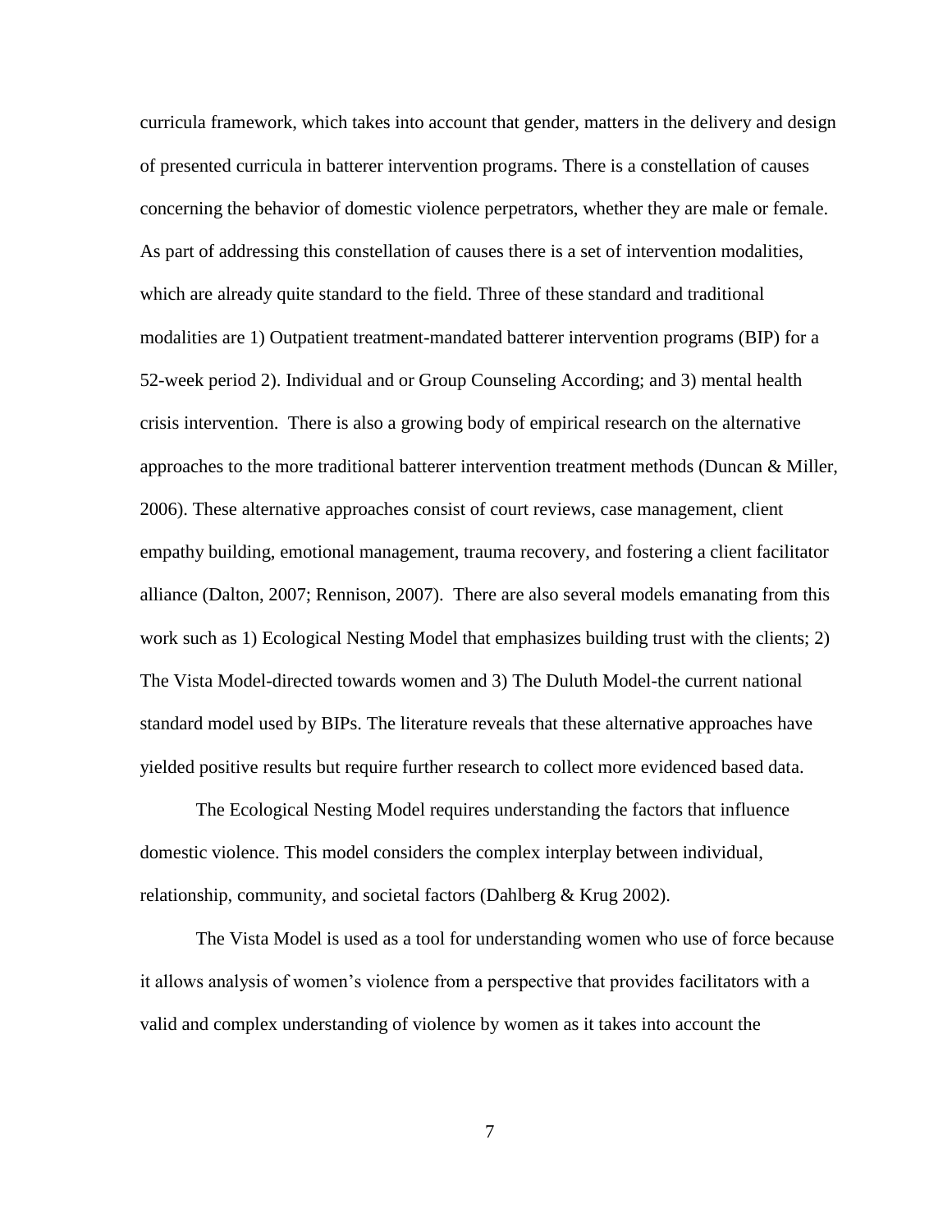curricula framework, which takes into account that gender, matters in the delivery and design of presented curricula in batterer intervention programs. There is a constellation of causes concerning the behavior of domestic violence perpetrators, whether they are male or female. As part of addressing this constellation of causes there is a set of intervention modalities, which are already quite standard to the field. Three of these standard and traditional modalities are 1) Outpatient treatment-mandated batterer intervention programs (BIP) for a 52-week period 2). Individual and or Group Counseling According; and 3) mental health crisis intervention. There is also a growing body of empirical research on the alternative approaches to the more traditional batterer intervention treatment methods (Duncan & Miller, 2006). These alternative approaches consist of court reviews, case management, client empathy building, emotional management, trauma recovery, and fostering a client facilitator alliance (Dalton, 2007; Rennison, 2007). There are also several models emanating from this work such as 1) Ecological Nesting Model that emphasizes building trust with the clients; 2) The Vista Model-directed towards women and 3) The Duluth Model-the current national standard model used by BIPs. The literature reveals that these alternative approaches have yielded positive results but require further research to collect more evidenced based data.

The Ecological Nesting Model requires understanding the factors that influence domestic violence. This model considers the complex interplay between individual, relationship, community, and societal factors (Dahlberg & Krug 2002).

The Vista Model is used as a tool for understanding women who use of force because it allows analysis of women's violence from a perspective that provides facilitators with a valid and complex understanding of violence by women as it takes into account the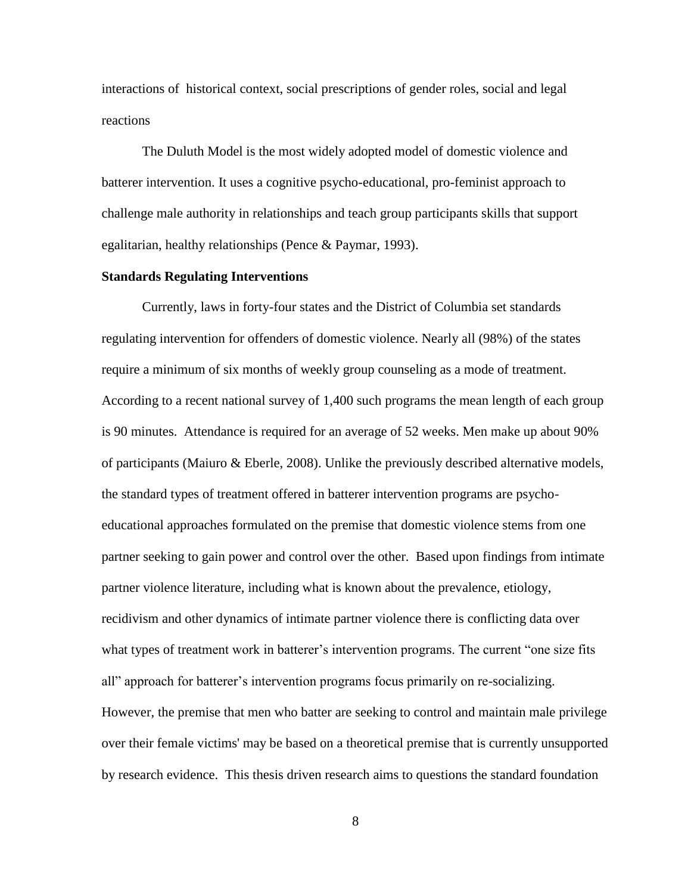interactions of historical context, social prescriptions of gender roles, social and legal reactions

The Duluth Model is the most widely adopted model of domestic violence and batterer intervention. It uses a cognitive psycho-educational, pro-feminist approach to challenge male authority in relationships and teach group participants skills that support egalitarian, healthy relationships (Pence & Paymar, 1993).

**Standards Regulating Interventions**

Currently, laws in forty-four states and the District of Columbia set standards regulating intervention for offenders of domestic violence. Nearly all (98%) of the states require a minimum of six months of weekly group counseling as a mode of treatment. According to a recent national survey of 1,400 such programs the mean length of each group is 90 minutes. Attendance is required for an average of 52 weeks. Men make up about 90% of participants (Maiuro & Eberle, 2008). Unlike the previously described alternative models, the standard types of treatment offered in batterer intervention programs are psycho-educational approaches formulated on the premise that domestic violence stems from one partner seeking to gain power and control over the other. Based upon findings from intimate partner violence literature, including what is known about the prevalence, etiology, recidivism and other dynamics of intimate partner violence there is conflicting data over what types of treatment work in batterer's intervention programs. The current "one size fits all" approach for batterer's intervention programs focus primarily on re-socializing. However, the premise that men who batter are seeking to control and maintain male privilege over their female victims' may be based on a theoretical premise that is currently unsupported by research evidence. This thesis driven research aims to questions the standard foundation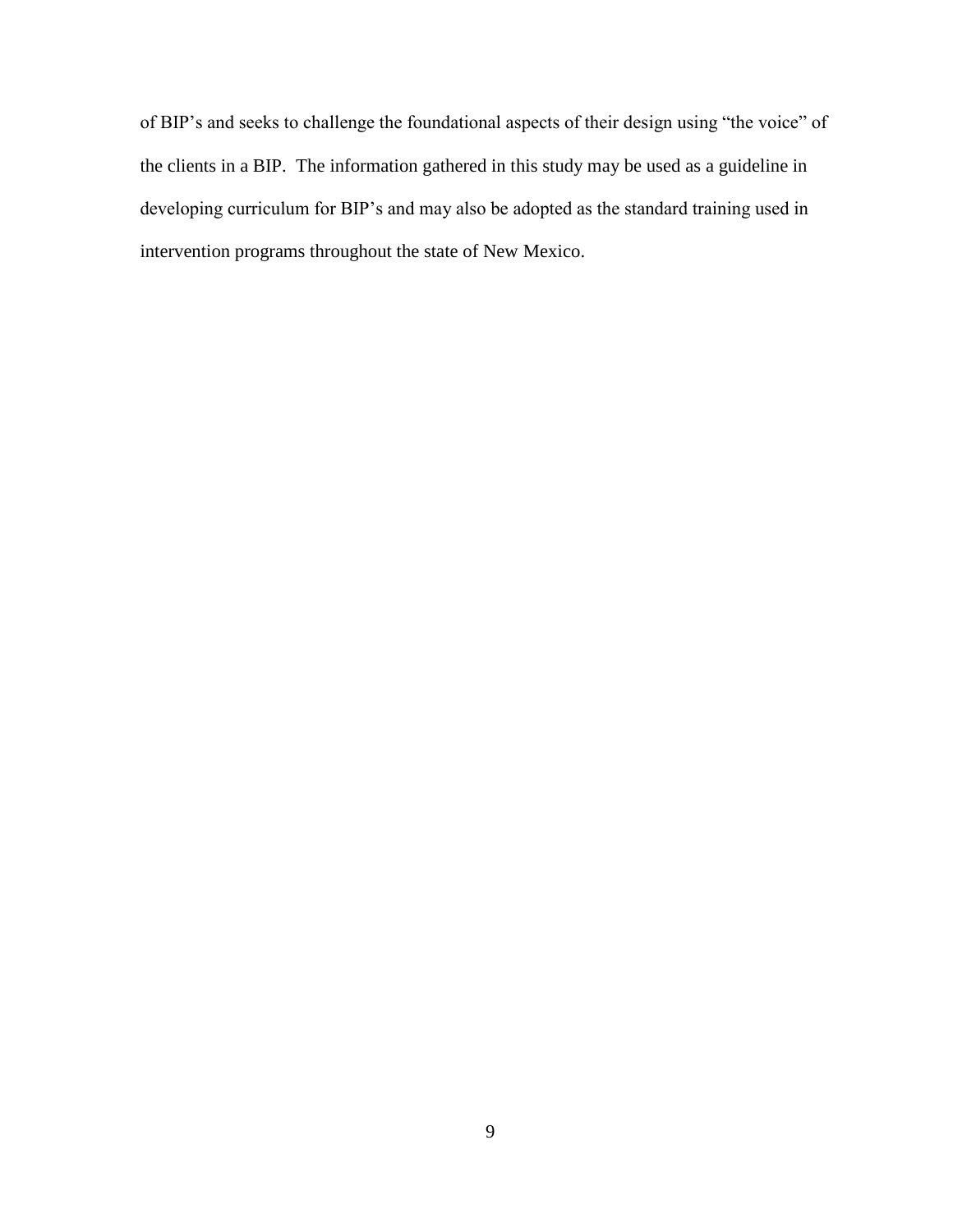of BIP's and seeks to challenge the foundational aspects of their design using "the voice" of the clients in a BIP. The information gathered in this study may be used as a guideline in developing curriculum for BIP's and may also be adopted as the standard training used in intervention programs throughout the state of New Mexico.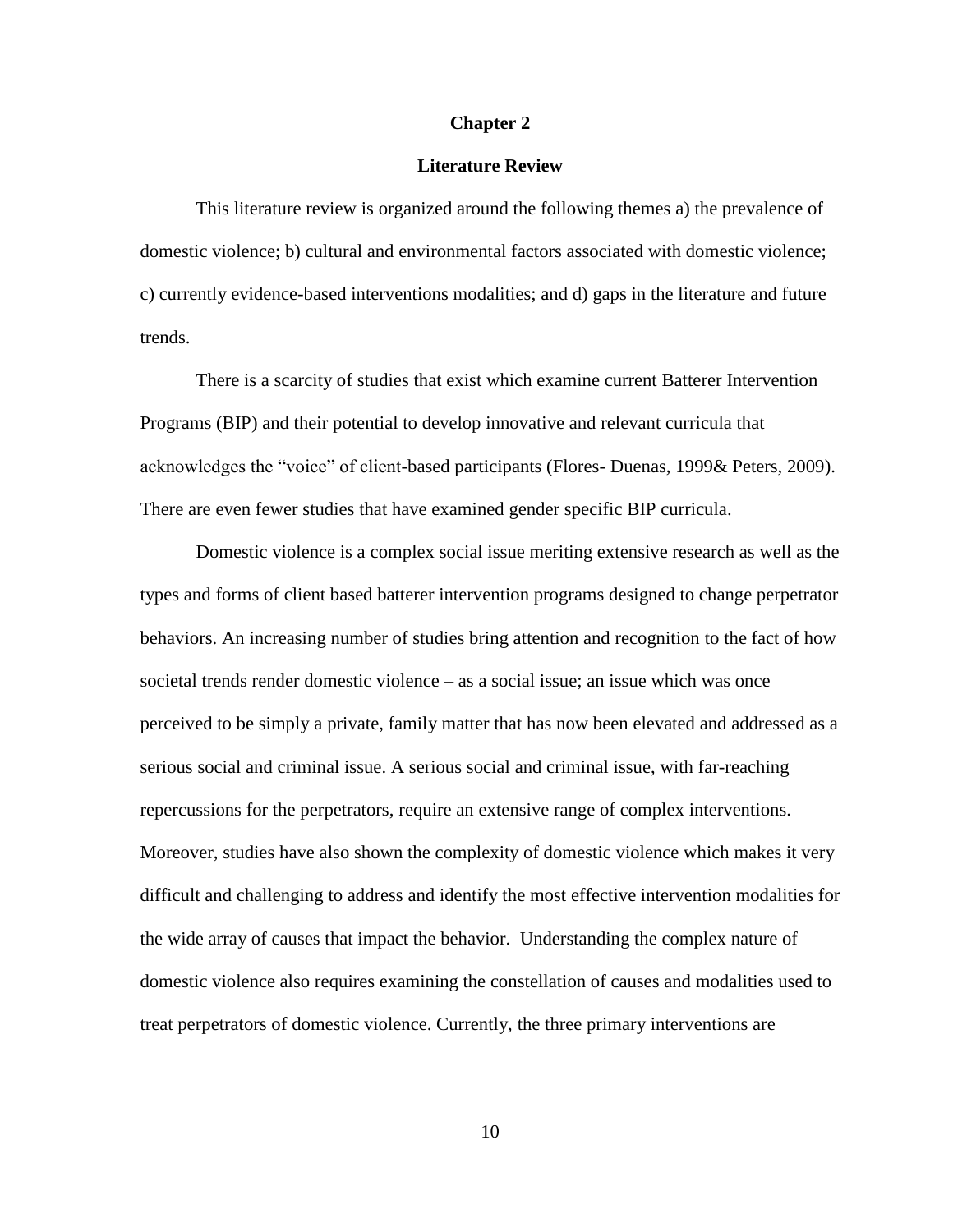# Chapter 2

## Literature Review

This literature review is organized around the following themes a) the prevalence of domestic violence; b) cultural and environmental factors associated with domestic violence; c) currently evidence-based interventions modalities; and d) gaps in the literature and future trends.

There is a scarcity of studies that exist which examine current Batterer Intervention Programs (BIP) and their potential to develop innovative and relevant curricula that acknowledges the "voice" of client-based participants (Flores- Duenas, 1999& Peters, 2009). There are even fewer studies that have examined gender specific BIP curricula.

Domestic violence is a complex social issue meriting extensive research as well as the types and forms of client based batterer intervention programs designed to change perpetrator behaviors. An increasing number of studies bring attention and recognition to the fact of how societal trends render domestic violence – as a social issue; an issue which was once perceived to be simply a private, family matter that has now been elevated and addressed as a serious social and criminal issue. A serious social and criminal issue, with far-reaching repercussions for the perpetrators, require an extensive range of complex interventions. Moreover, studies have also shown the complexity of domestic violence which makes it very difficult and challenging to address and identify the most effective intervention modalities for the wide array of causes that impact the behavior. Understanding the complex nature of domestic violence also requires examining the constellation of causes and modalities used to treat perpetrators of domestic violence. Currently, the three primary interventions are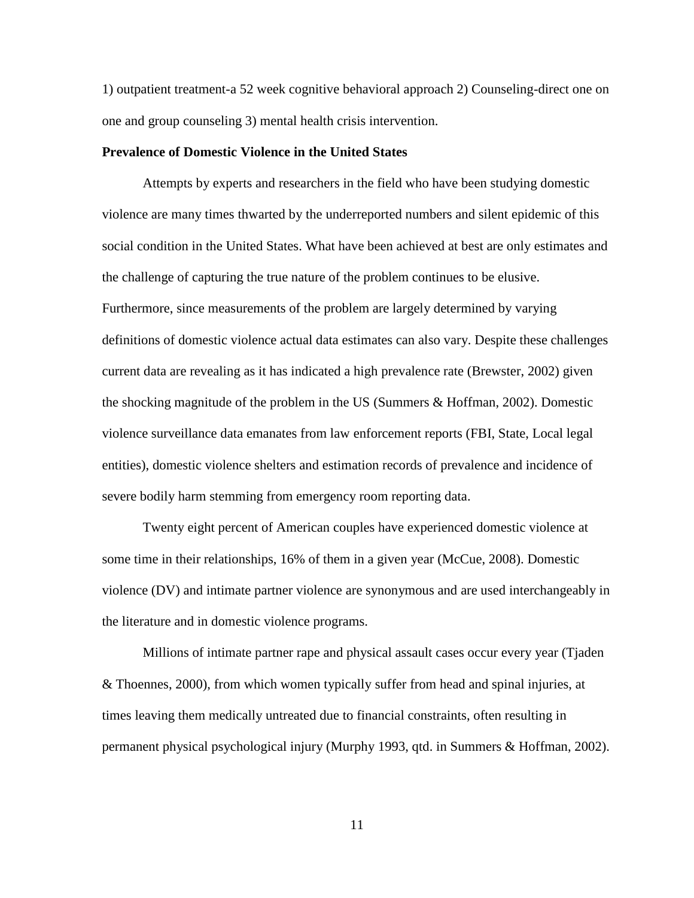1) outpatient treatment-a 52 week cognitive behavioral approach 2) Counseling-direct one on one and group counseling 3) mental health crisis intervention.

**Prevalence of Domestic Violence in the United States**

Attempts by experts and researchers in the field who have been studying domestic violence are many times thwarted by the underreported numbers and silent epidemic of this social condition in the United States. What have been achieved at best are only estimates and the challenge of capturing the true nature of the problem continues to be elusive. Furthermore, since measurements of the problem are largely determined by varying definitions of domestic violence actual data estimates can also vary. Despite these challenges current data are revealing as it has indicated a high prevalence rate (Brewster, 2002) given the shocking magnitude of the problem in the US (Summers & Hoffman, 2002). Domestic violence surveillance data emanates from law enforcement reports (FBI, State, Local legal entities), domestic violence shelters and estimation records of prevalence and incidence of severe bodily harm stemming from emergency room reporting data.

Twenty eight percent of American couples have experienced domestic violence at some time in their relationships, 16% of them in a given year (McCue, 2008). Domestic violence (DV) and intimate partner violence are synonymous and are used interchangeably in the literature and in domestic violence programs.

Millions of intimate partner rape and physical assault cases occur every year (Tjaden & Thoennes, 2000), from which women typically suffer from head and spinal injuries, at times leaving them medically untreated due to financial constraints, often resulting in permanent physical psychological injury (Murphy 1993, qtd. in Summers & Hoffman, 2002).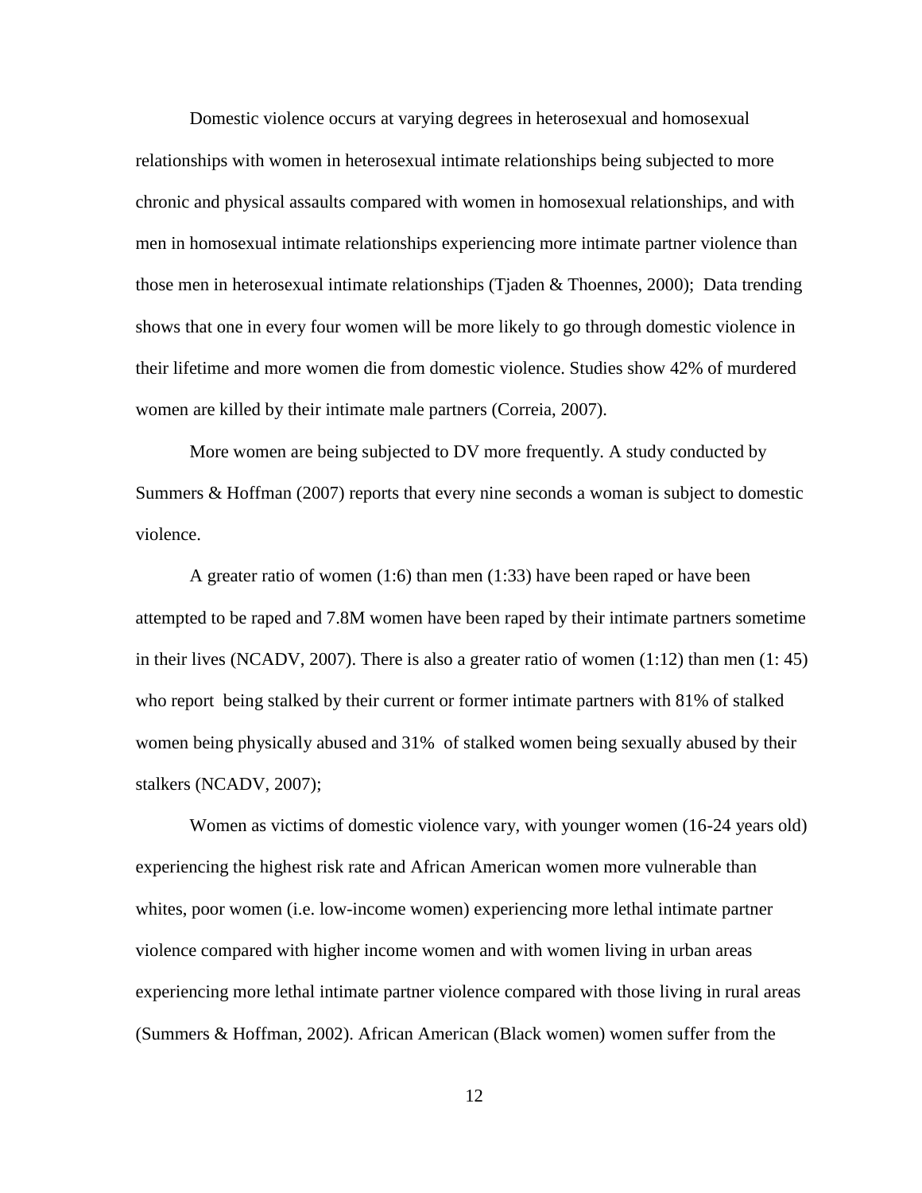Domestic violence occurs at varying degrees in heterosexual and homosexual relationships with women in heterosexual intimate relationships being subjected to more chronic and physical assaults compared with women in homosexual relationships, and with men in homosexual intimate relationships experiencing more intimate partner violence than those men in heterosexual intimate relationships (Tjaden & Thoennes, 2000); Data trending shows that one in every four women will be more likely to go through domestic violence in their lifetime and more women die from domestic violence. Studies show 42% of murdered women are killed by their intimate male partners (Correia, 2007).

More women are being subjected to DV more frequently. A study conducted by Summers & Hoffman (2007) reports that every nine seconds a woman is subject to domestic violence.

A greater ratio of women (1:6) than men (1:33) have been raped or have been attempted to be raped and 7.8M women have been raped by their intimate partners sometime in their lives (NCADV, 2007). There is also a greater ratio of women (1:12) than men (1: 45) who report being stalked by their current or former intimate partners with 81% of stalked women being physically abused and 31% of stalked women being sexually abused by their stalkers (NCADV, 2007);

Women as victims of domestic violence vary, with younger women (16-24 years old) experiencing the highest risk rate and African American women more vulnerable than whites, poor women (i.e. low-income women) experiencing more lethal intimate partner violence compared with higher income women and with women living in urban areas experiencing more lethal intimate partner violence compared with those living in rural areas (Summers & Hoffman, 2002). African American (Black women) women suffer from the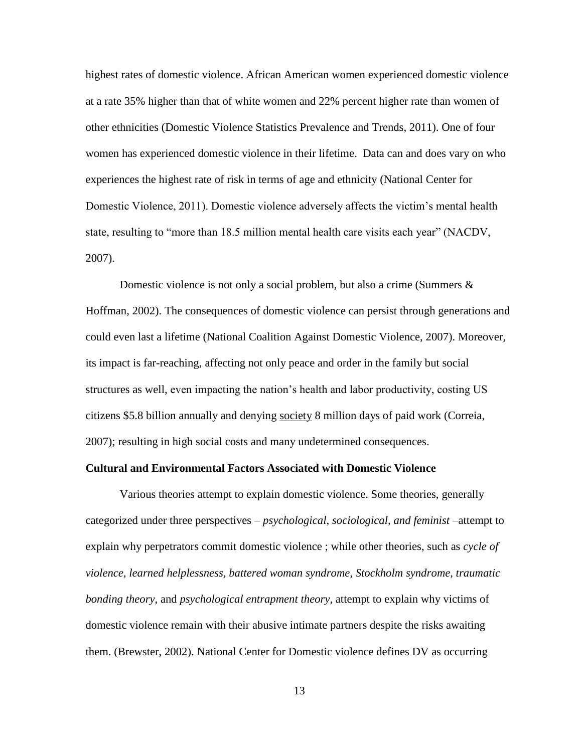highest rates of domestic violence. African American women experienced domestic violence at a rate 35% higher than that of white women and 22% percent higher rate than women of other ethnicities (Domestic Violence Statistics Prevalence and Trends, 2011). One of four women has experienced domestic violence in their lifetime. Data can and does vary on who experiences the highest rate of risk in terms of age and ethnicity (National Center for Domestic Violence, 2011). Domestic violence adversely affects the victim's mental health state, resulting to "more than 18.5 million mental health care visits each year" (NACDV, 2007).

Domestic violence is not only a social problem, but also a crime (Summers & Hoffman, 2002). The consequences of domestic violence can persist through generations and could even last a lifetime (National Coalition Against Domestic Violence, 2007). Moreover, its impact is far-reaching, affecting not only peace and order in the family but social structures as well, even impacting the nation's health and labor productivity, costing US citizens $5.8 billion annually and denying society 8 million days of paid work (Correia, 2007); resulting in high social costs and many undetermined consequences.

**Cultural and Environmental Factors Associated with Domestic Violence**

Various theories attempt to explain domestic violence. Some theories, generally categorized under three perspectives – *psychological, sociological, and feminist* –attempt to explain why perpetrators commit domestic violence ; while other theories, such as *cycle of violence, learned helplessness, battered woman syndrome, Stockholm syndrome, traumatic bonding theory,* and *psychological entrapment theory,* attempt to explain why victims of domestic violence remain with their abusive intimate partners despite the risks awaiting them. (Brewster, 2002). National Center for Domestic violence defines DV as occurring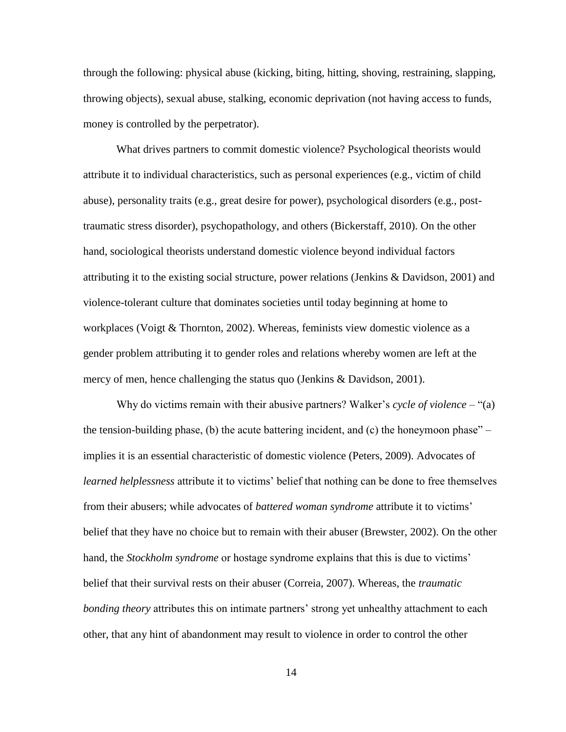through the following: physical abuse (kicking, biting, hitting, shoving, restraining, slapping, throwing objects), sexual abuse, stalking, economic deprivation (not having access to funds, money is controlled by the perpetrator).

What drives partners to commit domestic violence? Psychological theorists would attribute it to individual characteristics, such as personal experiences (e.g., victim of child abuse), personality traits (e.g., great desire for power), psychological disorders (e.g., post-traumatic stress disorder), psychopathology, and others (Bickerstaff, 2010). On the other hand, sociological theorists understand domestic violence beyond individual factors attributing it to the existing social structure, power relations (Jenkins & Davidson, 2001) and violence-tolerant culture that dominates societies until today beginning at home to workplaces (Voigt & Thornton, 2002). Whereas, feminists view domestic violence as a gender problem attributing it to gender roles and relations whereby women are left at the mercy of men, hence challenging the status quo (Jenkins & Davidson, 2001).

Why do victims remain with their abusive partners? Walker's *cycle of violence* – "(a) the tension-building phase, (b) the acute battering incident, and (c) the honeymoon phase" – implies it is an essential characteristic of domestic violence (Peters, 2009). Advocates of *learned helplessness* attribute it to victims' belief that nothing can be done to free themselves from their abusers; while advocates of *battered woman syndrome* attribute it to victims' belief that they have no choice but to remain with their abuser (Brewster, 2002). On the other hand, the *Stockholm syndrome* or hostage syndrome explains that this is due to victims' belief that their survival rests on their abuser (Correia, 2007). Whereas, the *traumatic bonding theory* attributes this on intimate partners' strong yet unhealthy attachment to each other, that any hint of abandonment may result to violence in order to control the other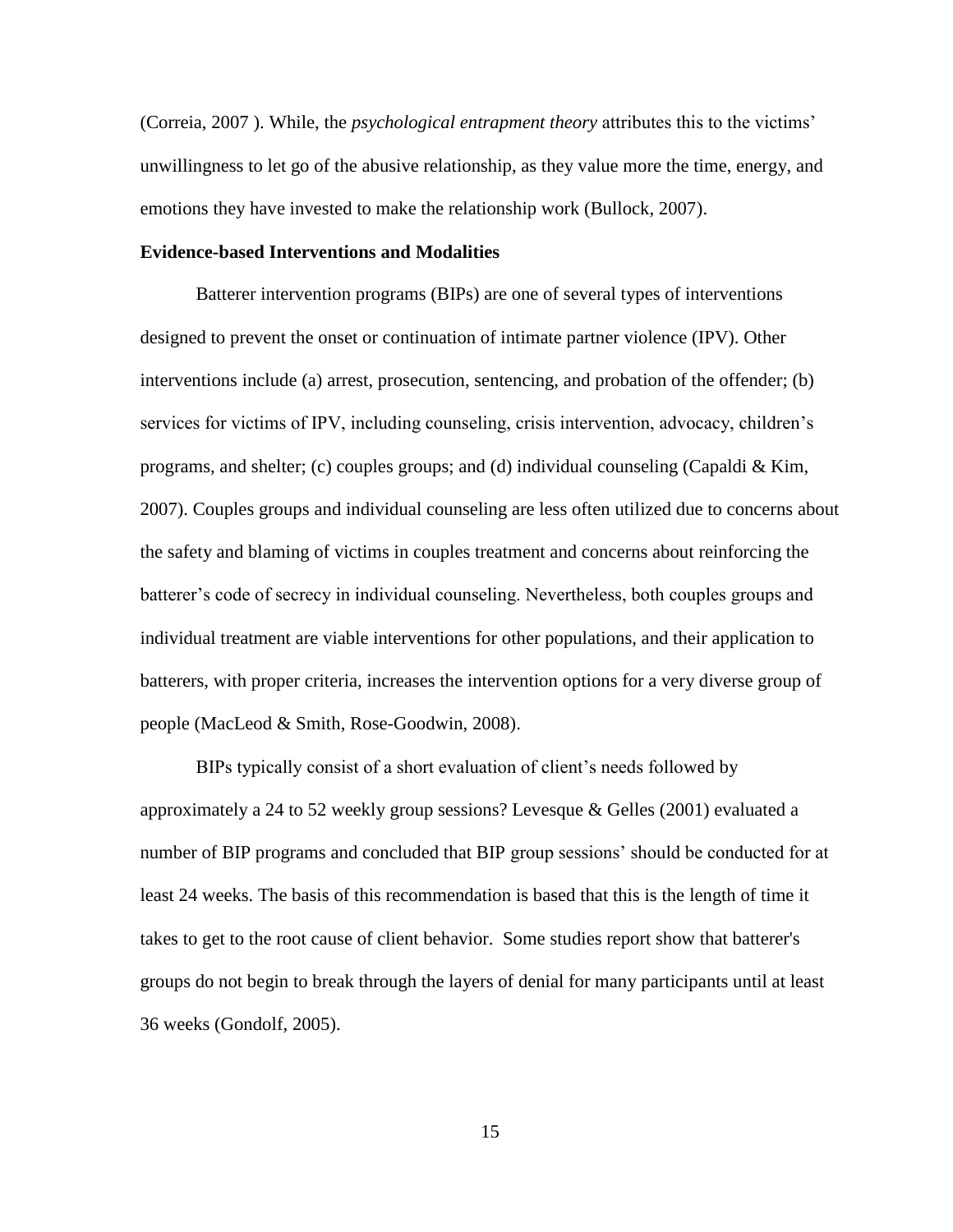(Correia, 2007 ). While, the *psychological entrapment theory* attributes this to the victims' unwillingness to let go of the abusive relationship, as they value more the time, energy, and emotions they have invested to make the relationship work (Bullock, 2007).

**Evidence-based Interventions and Modalities**

Batterer intervention programs (BIPs) are one of several types of interventions designed to prevent the onset or continuation of intimate partner violence (IPV). Other interventions include (a) arrest, prosecution, sentencing, and probation of the offender; (b) services for victims of IPV, including counseling, crisis intervention, advocacy, children's programs, and shelter; (c) couples groups; and (d) individual counseling (Capaldi & Kim, 2007). Couples groups and individual counseling are less often utilized due to concerns about the safety and blaming of victims in couples treatment and concerns about reinforcing the batterer's code of secrecy in individual counseling. Nevertheless, both couples groups and individual treatment are viable interventions for other populations, and their application to batterers, with proper criteria, increases the intervention options for a very diverse group of people (MacLeod & Smith, Rose-Goodwin, 2008).

BIPs typically consist of a short evaluation of client's needs followed by approximately a 24 to 52 weekly group sessions? Levesque & Gelles (2001) evaluated a number of BIP programs and concluded that BIP group sessions' should be conducted for at least 24 weeks. The basis of this recommendation is based that this is the length of time it takes to get to the root cause of client behavior. Some studies report show that batterer's groups do not begin to break through the layers of denial for many participants until at least 36 weeks (Gondolf, 2005).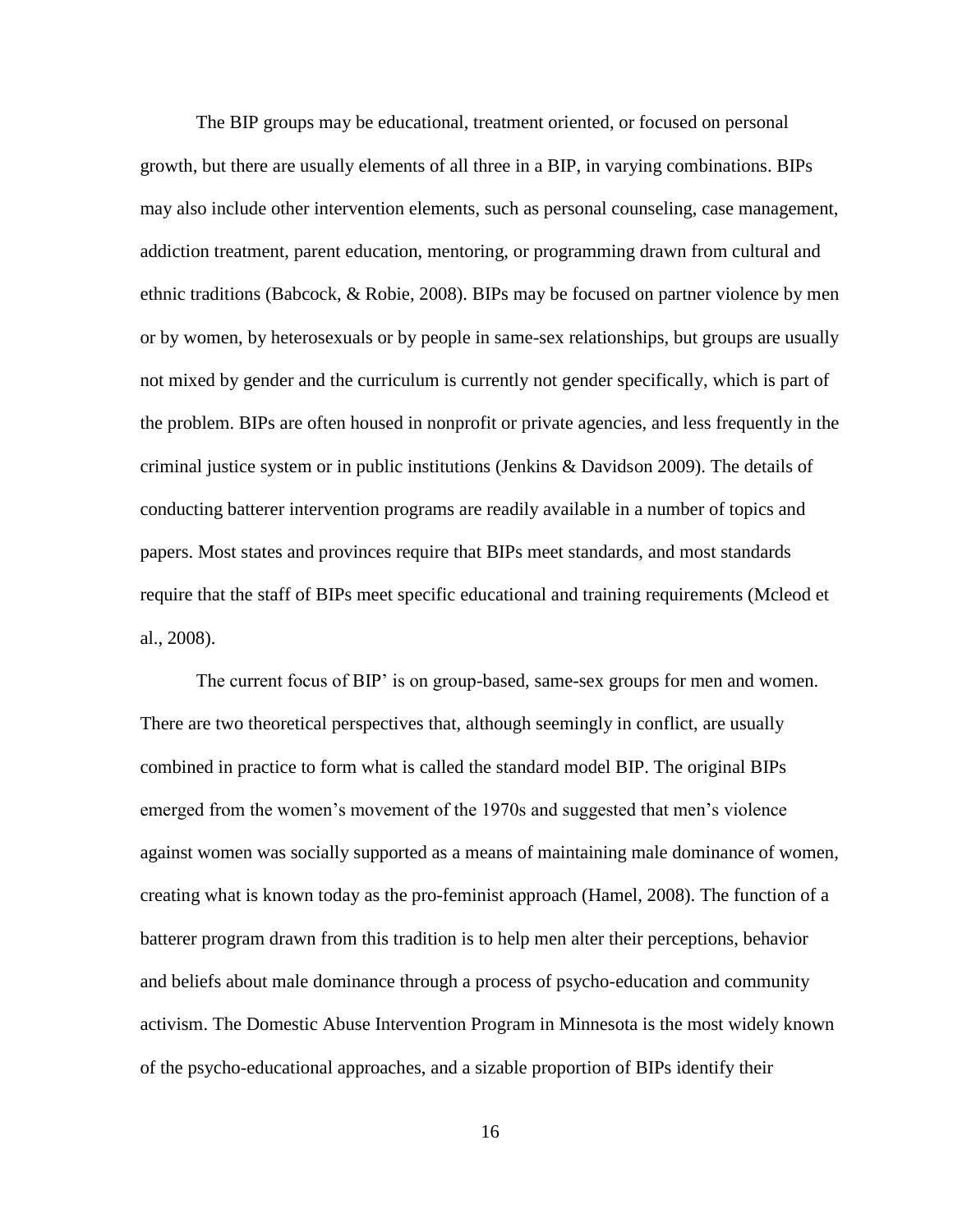The BIP groups may be educational, treatment oriented, or focused on personal growth, but there are usually elements of all three in a BIP, in varying combinations. BIPs may also include other intervention elements, such as personal counseling, case management, addiction treatment, parent education, mentoring, or programming drawn from cultural and ethnic traditions (Babcock, & Robie, 2008). BIPs may be focused on partner violence by men or by women, by heterosexuals or by people in same-sex relationships, but groups are usually not mixed by gender and the curriculum is currently not gender specifically, which is part of the problem. BIPs are often housed in nonprofit or private agencies, and less frequently in the criminal justice system or in public institutions (Jenkins & Davidson 2009). The details of conducting batterer intervention programs are readily available in a number of topics and papers. Most states and provinces require that BIPs meet standards, and most standards require that the staff of BIPs meet specific educational and training requirements (Mcleod et al., 2008).

The current focus of BIP' is on group-based, same-sex groups for men and women. There are two theoretical perspectives that, although seemingly in conflict, are usually combined in practice to form what is called the standard model BIP. The original BIPs emerged from the women's movement of the 1970s and suggested that men's violence against women was socially supported as a means of maintaining male dominance of women, creating what is known today as the pro-feminist approach (Hamel, 2008). The function of a batterer program drawn from this tradition is to help men alter their perceptions, behavior and beliefs about male dominance through a process of psycho-education and community activism. The Domestic Abuse Intervention Program in Minnesota is the most widely known of the psycho-educational approaches, and a sizable proportion of BIPs identify their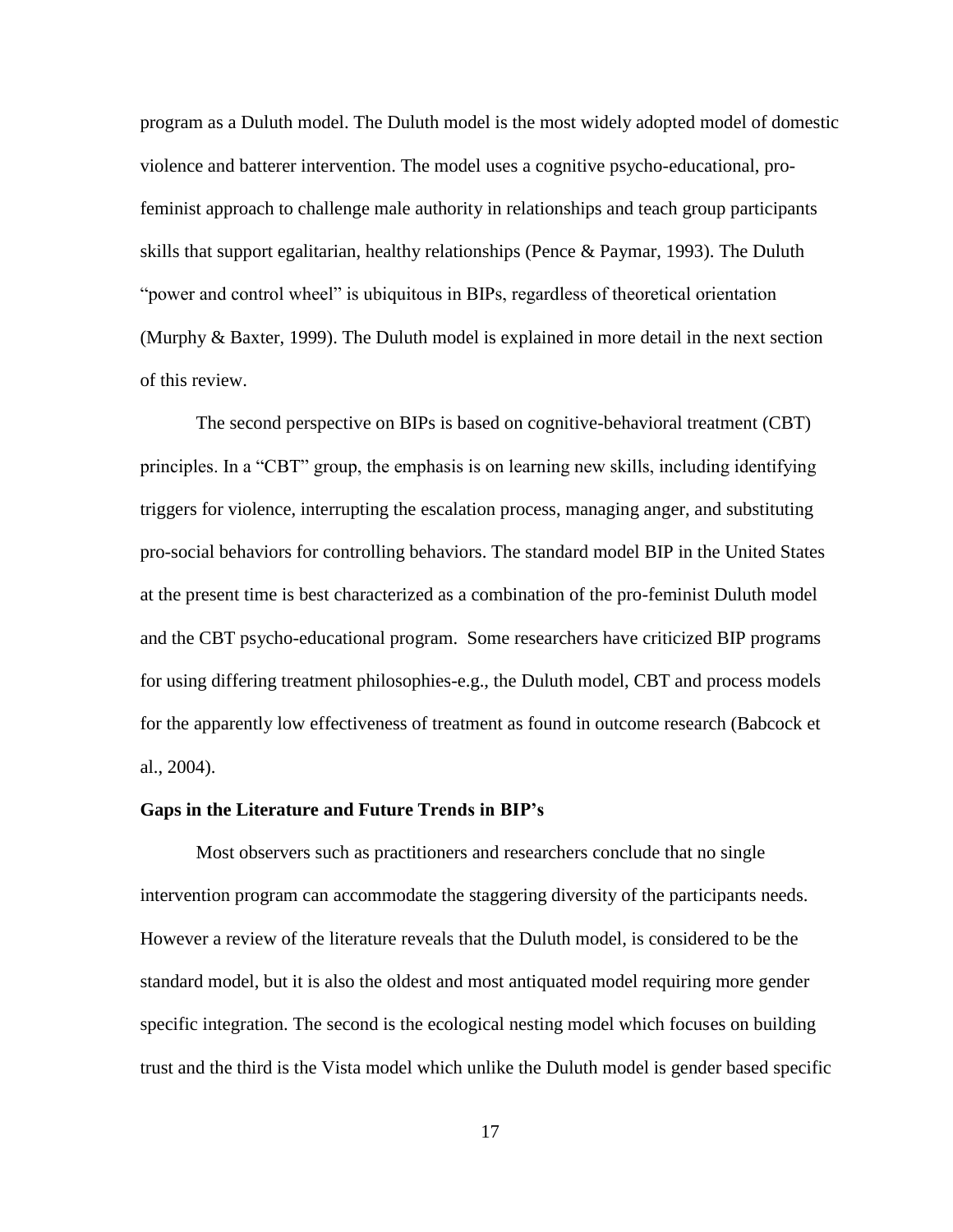program as a Duluth model. The Duluth model is the most widely adopted model of domestic violence and batterer intervention. The model uses a cognitive psycho-educational, pro-feminist approach to challenge male authority in relationships and teach group participants skills that support egalitarian, healthy relationships (Pence & Paymar, 1993). The Duluth "power and control wheel" is ubiquitous in BIPs, regardless of theoretical orientation (Murphy & Baxter, 1999). The Duluth model is explained in more detail in the next section of this review.

The second perspective on BIPs is based on cognitive-behavioral treatment (CBT) principles. In a "CBT" group, the emphasis is on learning new skills, including identifying triggers for violence, interrupting the escalation process, managing anger, and substituting pro-social behaviors for controlling behaviors. The standard model BIP in the United States at the present time is best characterized as a combination of the pro-feminist Duluth model and the CBT psycho-educational program. Some researchers have criticized BIP programs for using differing treatment philosophies-e.g., the Duluth model, CBT and process models for the apparently low effectiveness of treatment as found in outcome research (Babcock et al., 2004).

**Gaps in the Literature and Future Trends in BIP's**

Most observers such as practitioners and researchers conclude that no single intervention program can accommodate the staggering diversity of the participants needs. However a review of the literature reveals that the Duluth model, is considered to be the standard model, but it is also the oldest and most antiquated model requiring more gender specific integration. The second is the ecological nesting model which focuses on building trust and the third is the Vista model which unlike the Duluth model is gender based specific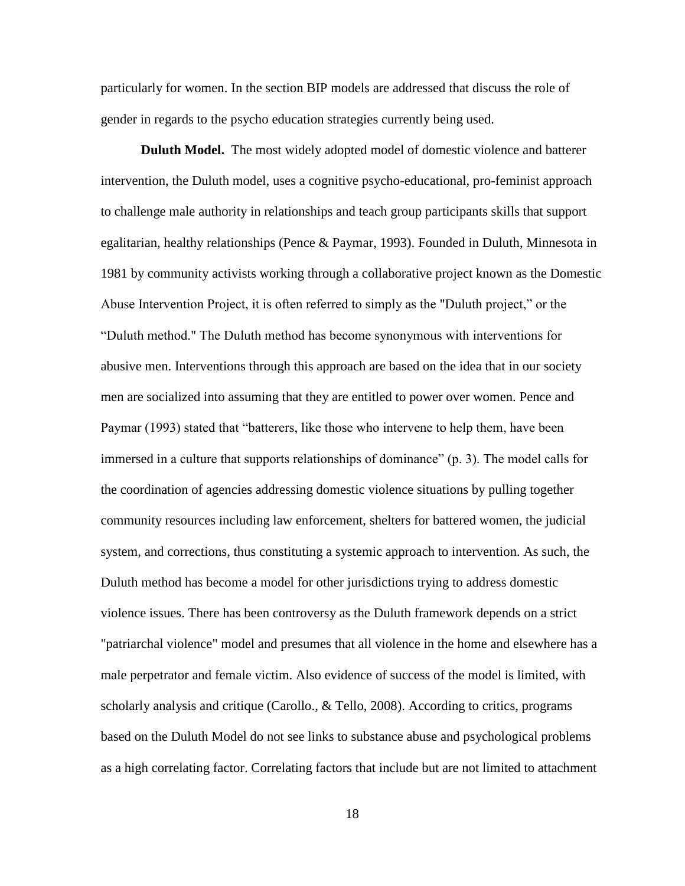particularly for women. In the section BIP models are addressed that discuss the role of gender in regards to the psycho education strategies currently being used.

**Duluth Model.** The most widely adopted model of domestic violence and batterer intervention, the Duluth model, uses a cognitive psycho-educational, pro-feminist approach to challenge male authority in relationships and teach group participants skills that support egalitarian, healthy relationships (Pence & Paymar, 1993). Founded in Duluth, Minnesota in 1981 by community activists working through a collaborative project known as the Domestic Abuse Intervention Project, it is often referred to simply as the "Duluth project," or the "Duluth method." The Duluth method has become synonymous with interventions for abusive men. Interventions through this approach are based on the idea that in our society men are socialized into assuming that they are entitled to power over women. Pence and Paymar (1993) stated that "batterers, like those who intervene to help them, have been immersed in a culture that supports relationships of dominance" (p. 3). The model calls for the coordination of agencies addressing domestic violence situations by pulling together community resources including law enforcement, shelters for battered women, the judicial system, and corrections, thus constituting a systemic approach to intervention. As such, the Duluth method has become a model for other jurisdictions trying to address domestic violence issues. There has been controversy as the Duluth framework depends on a strict "patriarchal violence" model and presumes that all violence in the home and elsewhere has a male perpetrator and female victim. Also evidence of success of the model is limited, with scholarly analysis and critique (Carollo., & Tello, 2008). According to critics, programs based on the Duluth Model do not see links to substance abuse and psychological problems as a high correlating factor. Correlating factors that include but are not limited to attachment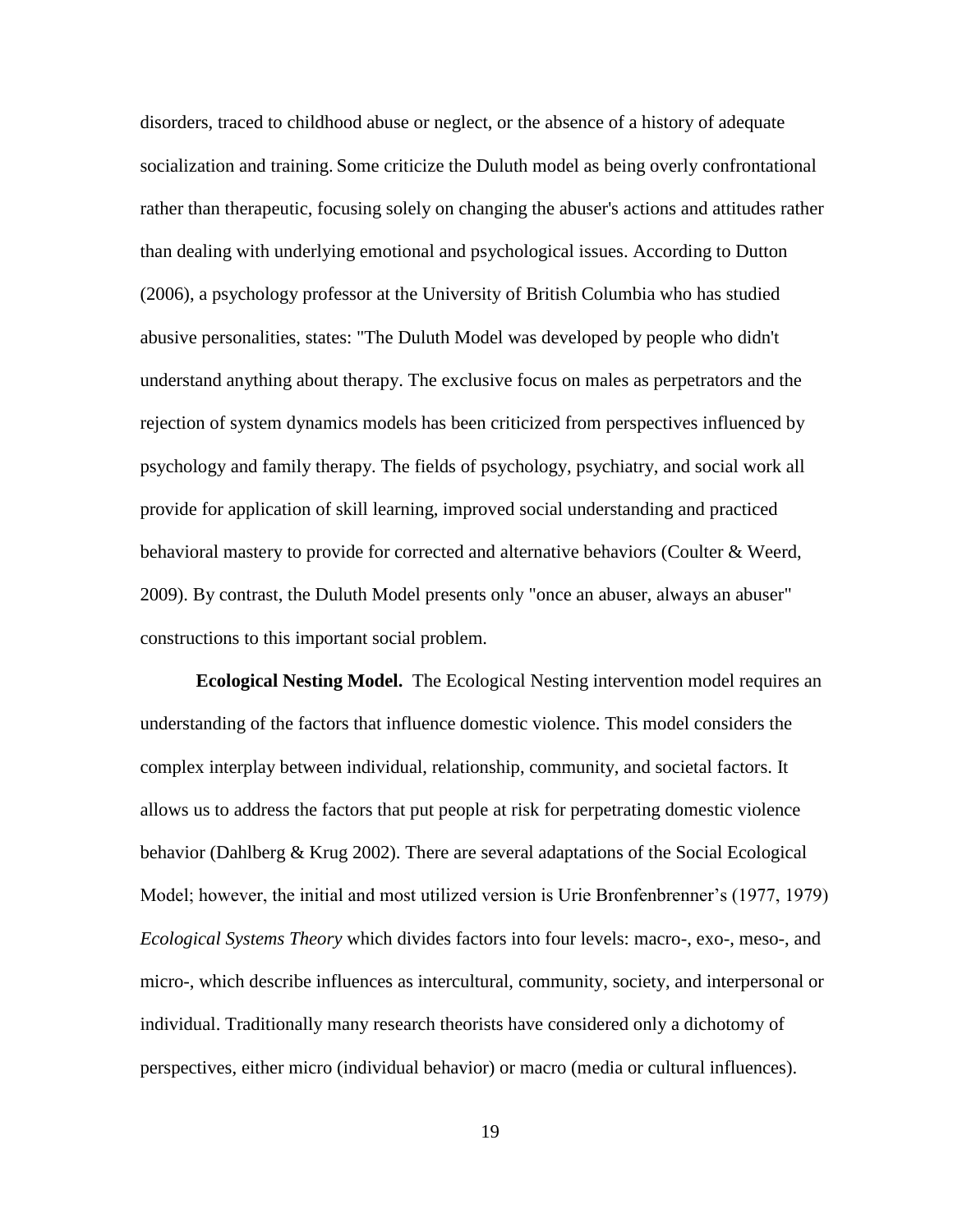disorders, traced to childhood abuse or neglect, or the absence of a history of adequate socialization and training. Some criticize the Duluth model as being overly confrontational rather than therapeutic, focusing solely on changing the abuser's actions and attitudes rather than dealing with underlying emotional and psychological issues. According to Dutton (2006), a psychology professor at the University of British Columbia who has studied abusive personalities, states: "The Duluth Model was developed by people who didn't understand anything about therapy. The exclusive focus on males as perpetrators and the rejection of system dynamics models has been criticized from perspectives influenced by psychology and family therapy. The fields of psychology, psychiatry, and social work all provide for application of skill learning, improved social understanding and practiced behavioral mastery to provide for corrected and alternative behaviors (Coulter & Weerd, 2009). By contrast, the Duluth Model presents only "once an abuser, always an abuser" constructions to this important social problem.

**Ecological Nesting Model.** The Ecological Nesting intervention model requires an understanding of the factors that influence domestic violence. This model considers the complex interplay between individual, relationship, community, and societal factors. It allows us to address the factors that put people at risk for perpetrating domestic violence behavior (Dahlberg & Krug 2002). There are several adaptations of the Social Ecological Model; however, the initial and most utilized version is Urie Bronfenbrenner's (1977, 1979) *Ecological Systems Theory* which divides factors into four levels: macro-, exo-, meso-, and micro-, which describe influences as intercultural, community, society, and interpersonal or individual. Traditionally many research theorists have considered only a dichotomy of perspectives, either micro (individual behavior) or macro (media or cultural influences).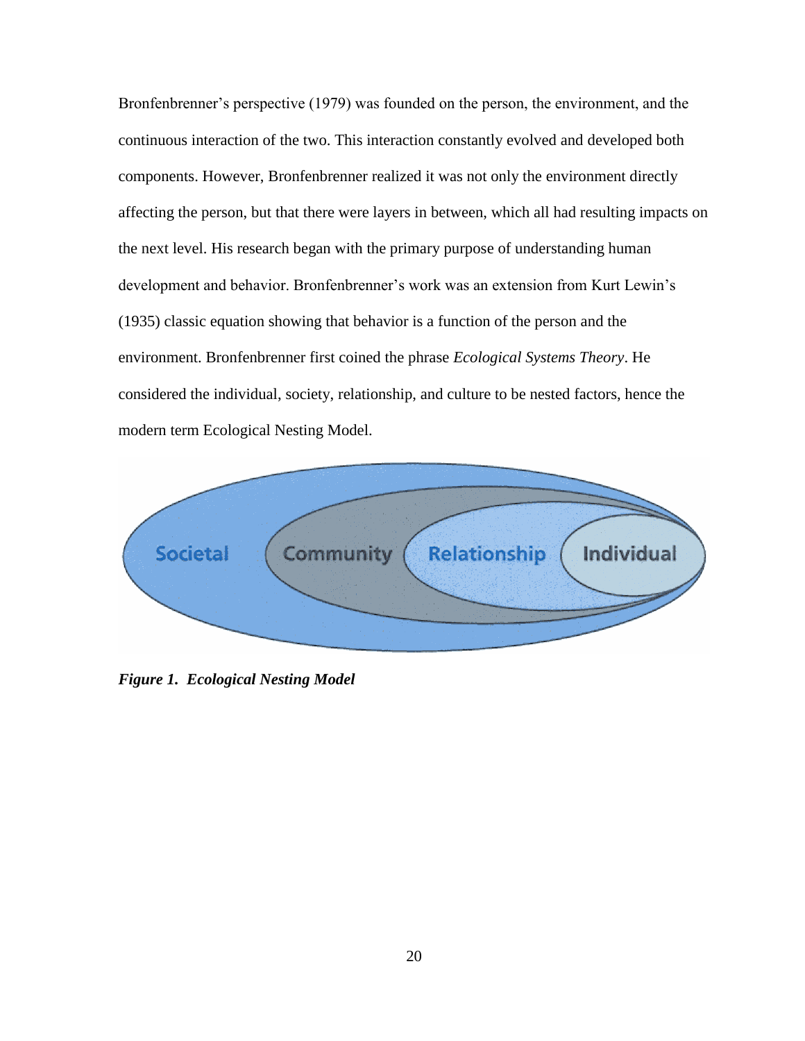Bronfenbrenner's perspective (1979) was founded on the person, the environment, and the continuous interaction of the two. This interaction constantly evolved and developed both components. However, Bronfenbrenner realized it was not only the environment directly affecting the person, but that there were layers in between, which all had resulting impacts on the next level. His research began with the primary purpose of understanding human development and behavior. Bronfenbrenner's work was an extension from Kurt Lewin's (1935) classic equation showing that behavior is a function of the person and the environment. Bronfenbrenner first coined the phrase *Ecological Systems Theory*. He considered the individual, society, relationship, and culture to be nested factors, hence the modern term Ecological Nesting Model.

Societal Community Relationship Individual

***Figure 1. Ecological Nesting Model***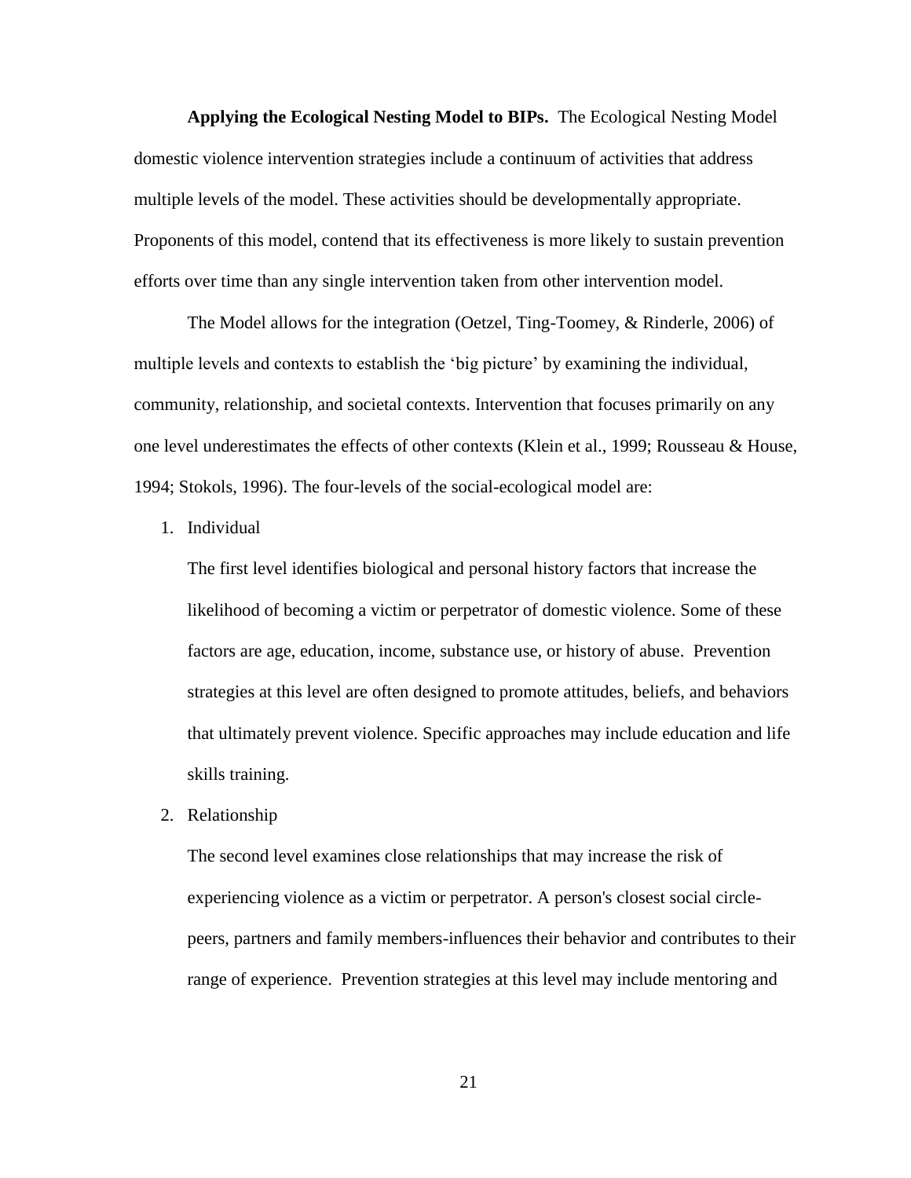**Applying the Ecological Nesting Model to BIPs.** The Ecological Nesting Model domestic violence intervention strategies include a continuum of activities that address multiple levels of the model. These activities should be developmentally appropriate. Proponents of this model, contend that its effectiveness is more likely to sustain prevention efforts over time than any single intervention taken from other intervention model.

The Model allows for the integration (Oetzel, Ting-Toomey, & Rinderle, 2006) of multiple levels and contexts to establish the 'big picture' by examining the individual, community, relationship, and societal contexts. Intervention that focuses primarily on any one level underestimates the effects of other contexts (Klein et al., 1999; Rousseau & House, 1994; Stokols, 1996). The four-levels of the social-ecological model are:

1. Individual

   The first level identifies biological and personal history factors that increase the likelihood of becoming a victim or perpetrator of domestic violence. Some of these factors are age, education, income, substance use, or history of abuse. Prevention strategies at this level are often designed to promote attitudes, beliefs, and behaviors that ultimately prevent violence. Specific approaches may include education and life skills training.

2. Relationship

   The second level examines close relationships that may increase the risk of experiencing violence as a victim or perpetrator. A person's closest social circle-peers, partners and family members-influences their behavior and contributes to their range of experience. Prevention strategies at this level may include mentoring and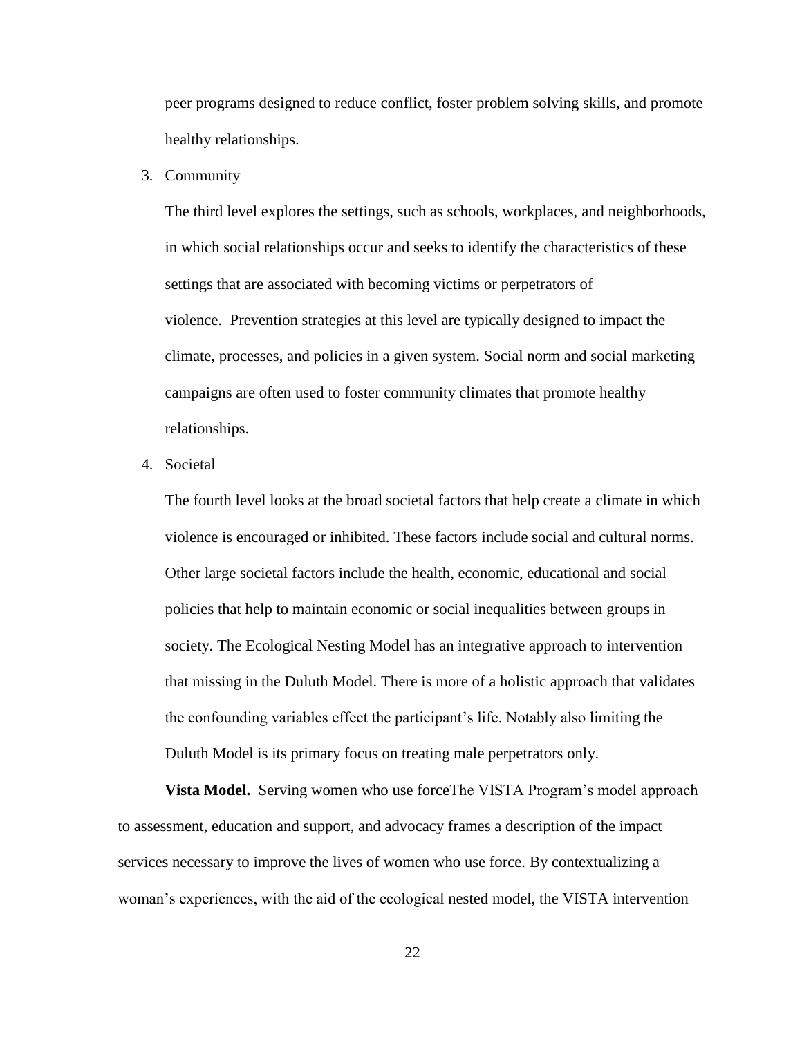peer programs designed to reduce conflict, foster problem solving skills, and promote healthy relationships.

3. Community

   The third level explores the settings, such as schools, workplaces, and neighborhoods, in which social relationships occur and seeks to identify the characteristics of these settings that are associated with becoming victims or perpetrators of violence. Prevention strategies at this level are typically designed to impact the climate, processes, and policies in a given system. Social norm and social marketing campaigns are often used to foster community climates that promote healthy relationships.

4. Societal

   The fourth level looks at the broad societal factors that help create a climate in which violence is encouraged or inhibited. These factors include social and cultural norms. Other large societal factors include the health, economic, educational and social policies that help to maintain economic or social inequalities between groups in society. The Ecological Nesting Model has an integrative approach to intervention that missing in the Duluth Model. There is more of a holistic approach that validates the confounding variables effect the participant's life. Notably also limiting the Duluth Model is its primary focus on treating male perpetrators only.

**Vista Model.** Serving women who use forceThe VISTA Program's model approach to assessment, education and support, and advocacy frames a description of the impact services necessary to improve the lives of women who use force. By contextualizing a woman's experiences, with the aid of the ecological nested model, the VISTA intervention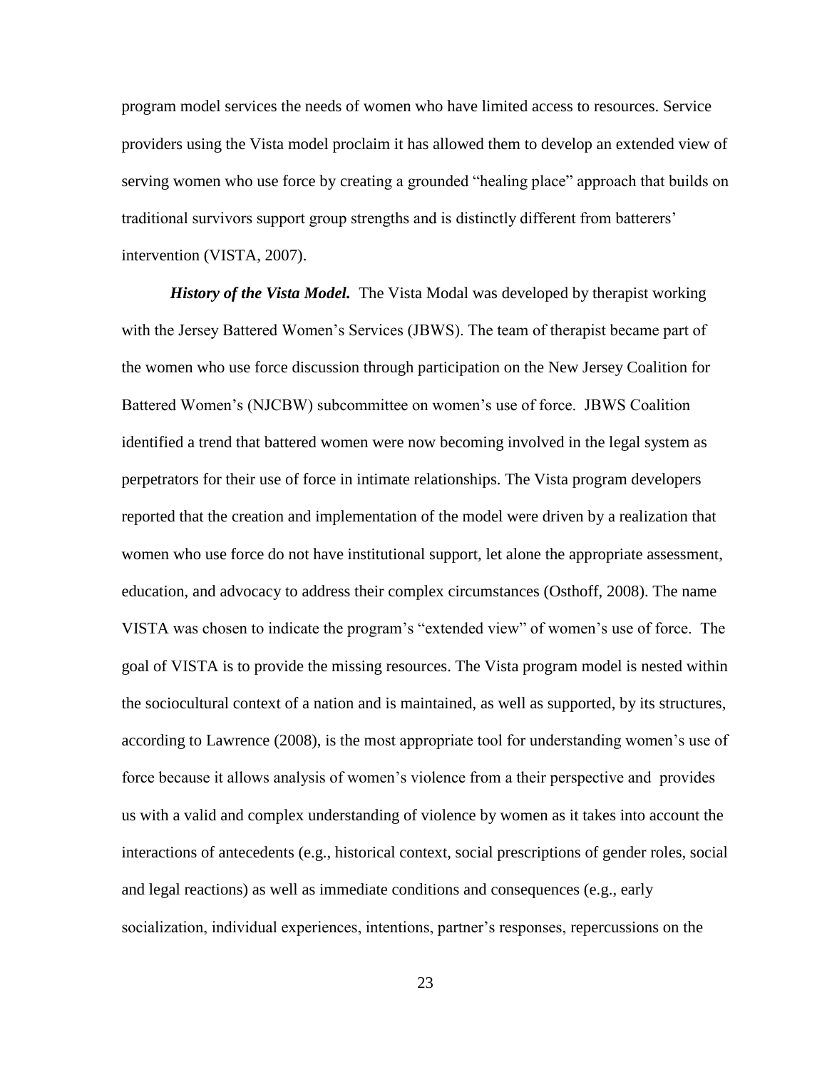program model services the needs of women who have limited access to resources. Service providers using the Vista model proclaim it has allowed them to develop an extended view of serving women who use force by creating a grounded "healing place" approach that builds on traditional survivors support group strengths and is distinctly different from batterers' intervention (VISTA, 2007).

***History of the Vista Model.*** The Vista Modal was developed by therapist working with the Jersey Battered Women's Services (JBWS). The team of therapist became part of the women who use force discussion through participation on the New Jersey Coalition for Battered Women's (NJCBW) subcommittee on women's use of force. JBWS Coalition identified a trend that battered women were now becoming involved in the legal system as perpetrators for their use of force in intimate relationships. The Vista program developers reported that the creation and implementation of the model were driven by a realization that women who use force do not have institutional support, let alone the appropriate assessment, education, and advocacy to address their complex circumstances (Osthoff, 2008). The name VISTA was chosen to indicate the program's "extended view" of women's use of force. The goal of VISTA is to provide the missing resources. The Vista program model is nested within the sociocultural context of a nation and is maintained, as well as supported, by its structures, according to Lawrence (2008), is the most appropriate tool for understanding women's use of force because it allows analysis of women's violence from a their perspective and provides us with a valid and complex understanding of violence by women as it takes into account the interactions of antecedents (e.g., historical context, social prescriptions of gender roles, social and legal reactions) as well as immediate conditions and consequences (e.g., early socialization, individual experiences, intentions, partner's responses, repercussions on the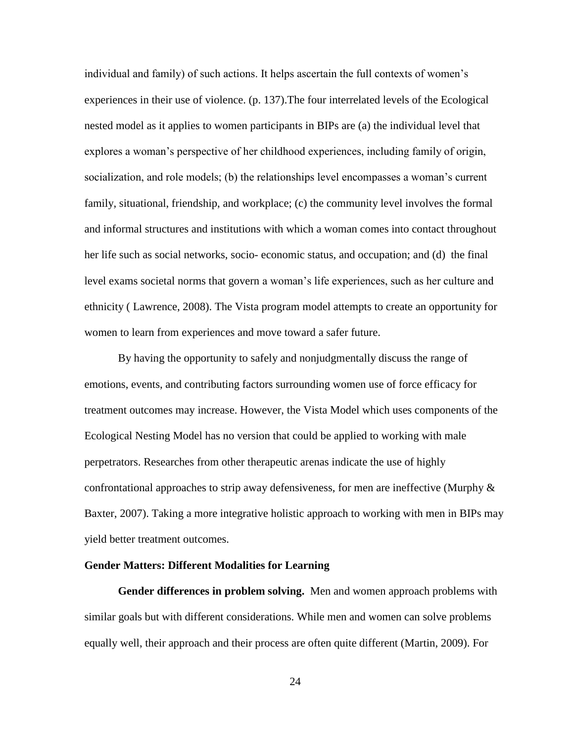individual and family) of such actions. It helps ascertain the full contexts of women's experiences in their use of violence. (p. 137).The four interrelated levels of the Ecological nested model as it applies to women participants in BIPs are (a) the individual level that explores a woman's perspective of her childhood experiences, including family of origin, socialization, and role models; (b) the relationships level encompasses a woman's current family, situational, friendship, and workplace; (c) the community level involves the formal and informal structures and institutions with which a woman comes into contact throughout her life such as social networks, socio- economic status, and occupation; and (d) the final level exams societal norms that govern a woman's life experiences, such as her culture and ethnicity ( Lawrence, 2008). The Vista program model attempts to create an opportunity for women to learn from experiences and move toward a safer future.

By having the opportunity to safely and nonjudgmentally discuss the range of emotions, events, and contributing factors surrounding women use of force efficacy for treatment outcomes may increase. However, the Vista Model which uses components of the Ecological Nesting Model has no version that could be applied to working with male perpetrators. Researches from other therapeutic arenas indicate the use of highly confrontational approaches to strip away defensiveness, for men are ineffective (Murphy & Baxter, 2007). Taking a more integrative holistic approach to working with men in BIPs may yield better treatment outcomes.

## Gender Matters: Different Modalities for Learning

**Gender differences in problem solving.** Men and women approach problems with similar goals but with different considerations. While men and women can solve problems equally well, their approach and their process are often quite different (Martin, 2009). For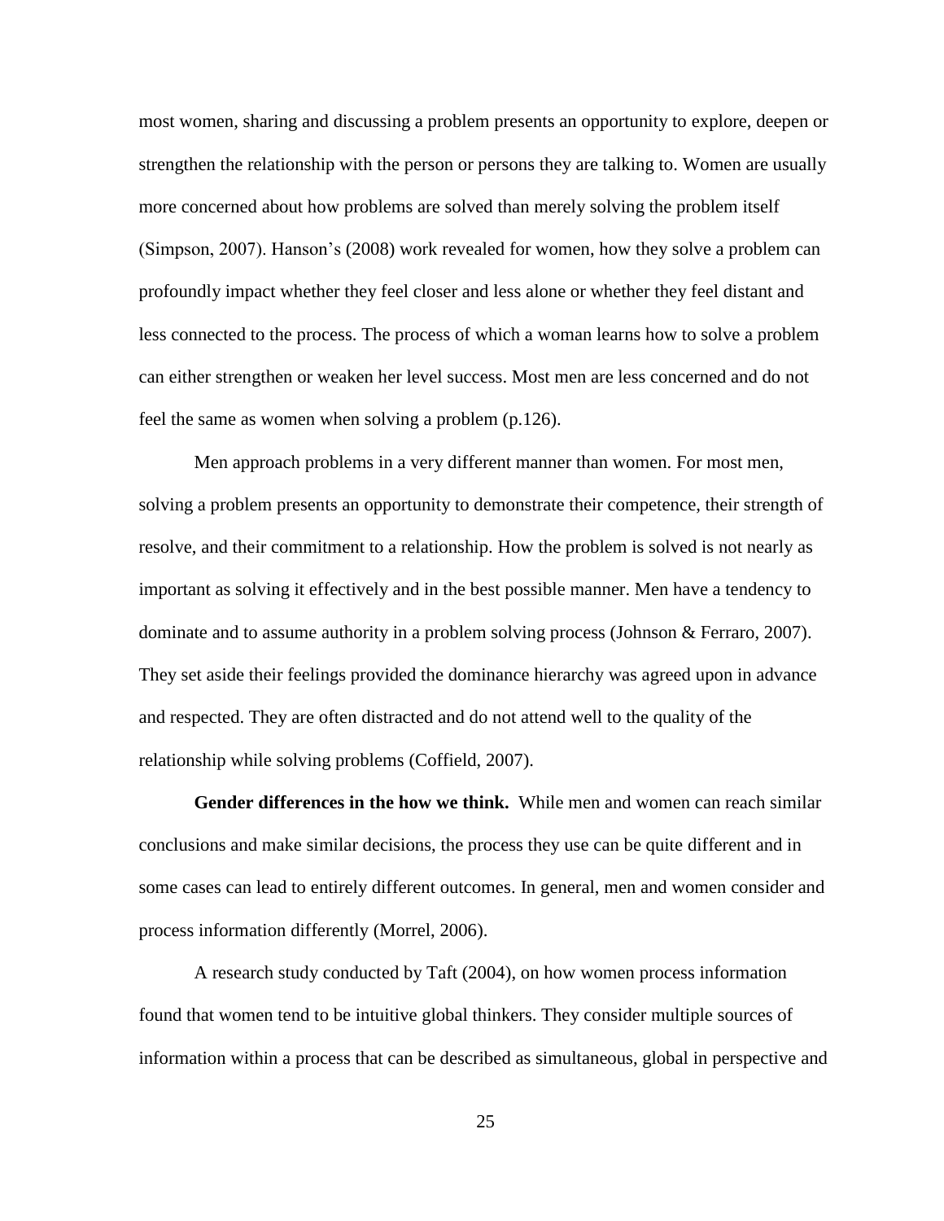most women, sharing and discussing a problem presents an opportunity to explore, deepen or strengthen the relationship with the person or persons they are talking to. Women are usually more concerned about how problems are solved than merely solving the problem itself (Simpson, 2007). Hanson's (2008) work revealed for women, how they solve a problem can profoundly impact whether they feel closer and less alone or whether they feel distant and less connected to the process. The process of which a woman learns how to solve a problem can either strengthen or weaken her level success. Most men are less concerned and do not feel the same as women when solving a problem (p.126).

Men approach problems in a very different manner than women. For most men, solving a problem presents an opportunity to demonstrate their competence, their strength of resolve, and their commitment to a relationship. How the problem is solved is not nearly as important as solving it effectively and in the best possible manner. Men have a tendency to dominate and to assume authority in a problem solving process (Johnson & Ferraro, 2007). They set aside their feelings provided the dominance hierarchy was agreed upon in advance and respected. They are often distracted and do not attend well to the quality of the relationship while solving problems (Coffield, 2007).

**Gender differences in the how we think.** While men and women can reach similar conclusions and make similar decisions, the process they use can be quite different and in some cases can lead to entirely different outcomes. In general, men and women consider and process information differently (Morrel, 2006).

A research study conducted by Taft (2004), on how women process information found that women tend to be intuitive global thinkers. They consider multiple sources of information within a process that can be described as simultaneous, global in perspective and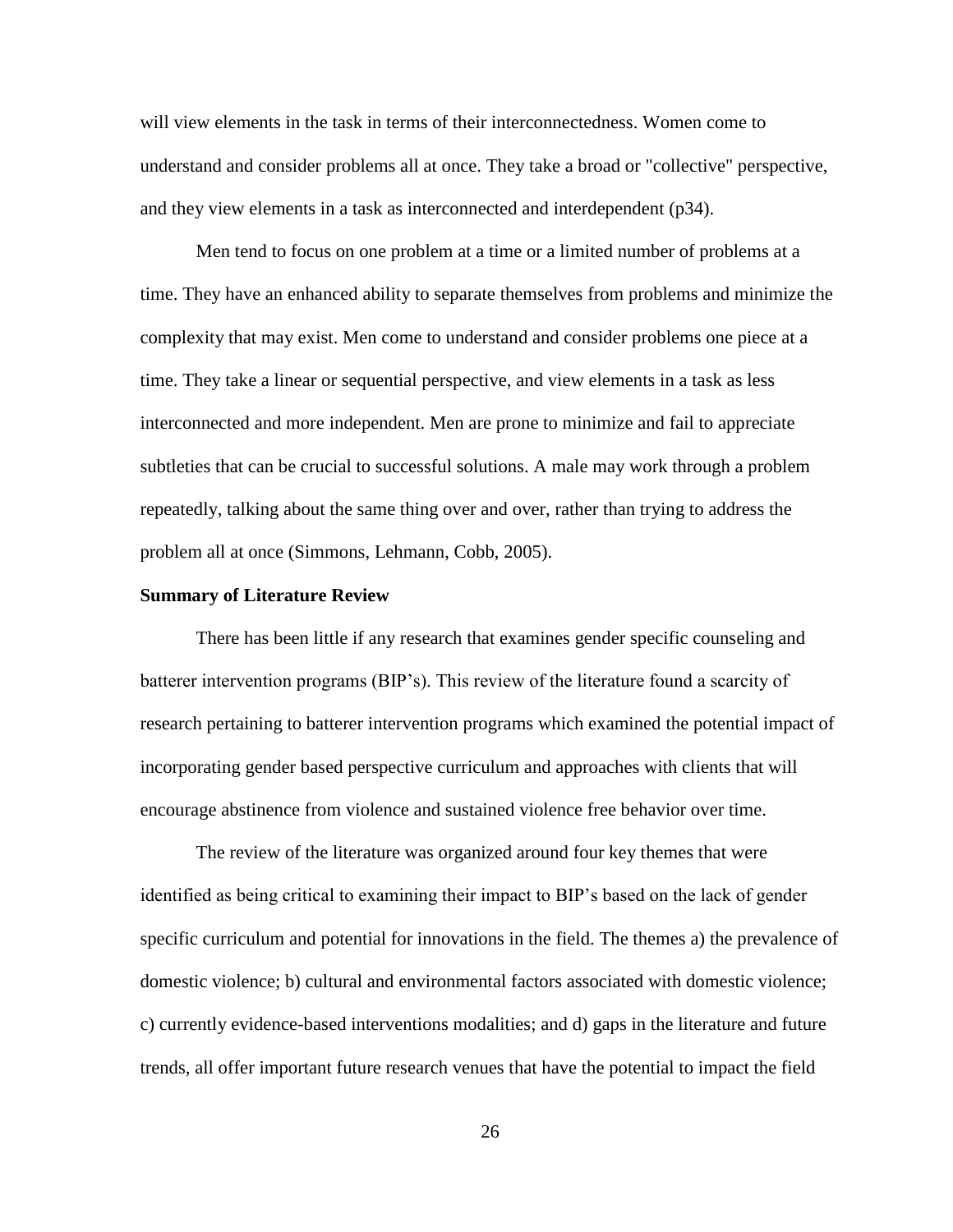will view elements in the task in terms of their interconnectedness. Women come to understand and consider problems all at once. They take a broad or "collective" perspective, and they view elements in a task as interconnected and interdependent (p34).

Men tend to focus on one problem at a time or a limited number of problems at a time. They have an enhanced ability to separate themselves from problems and minimize the complexity that may exist. Men come to understand and consider problems one piece at a time. They take a linear or sequential perspective, and view elements in a task as less interconnected and more independent. Men are prone to minimize and fail to appreciate subtleties that can be crucial to successful solutions. A male may work through a problem repeatedly, talking about the same thing over and over, rather than trying to address the problem all at once (Simmons, Lehmann, Cobb, 2005).

**Summary of Literature Review**

There has been little if any research that examines gender specific counseling and batterer intervention programs (BIP's). This review of the literature found a scarcity of research pertaining to batterer intervention programs which examined the potential impact of incorporating gender based perspective curriculum and approaches with clients that will encourage abstinence from violence and sustained violence free behavior over time.

The review of the literature was organized around four key themes that were identified as being critical to examining their impact to BIP's based on the lack of gender specific curriculum and potential for innovations in the field. The themes a) the prevalence of domestic violence; b) cultural and environmental factors associated with domestic violence; c) currently evidence-based interventions modalities; and d) gaps in the literature and future trends, all offer important future research venues that have the potential to impact the field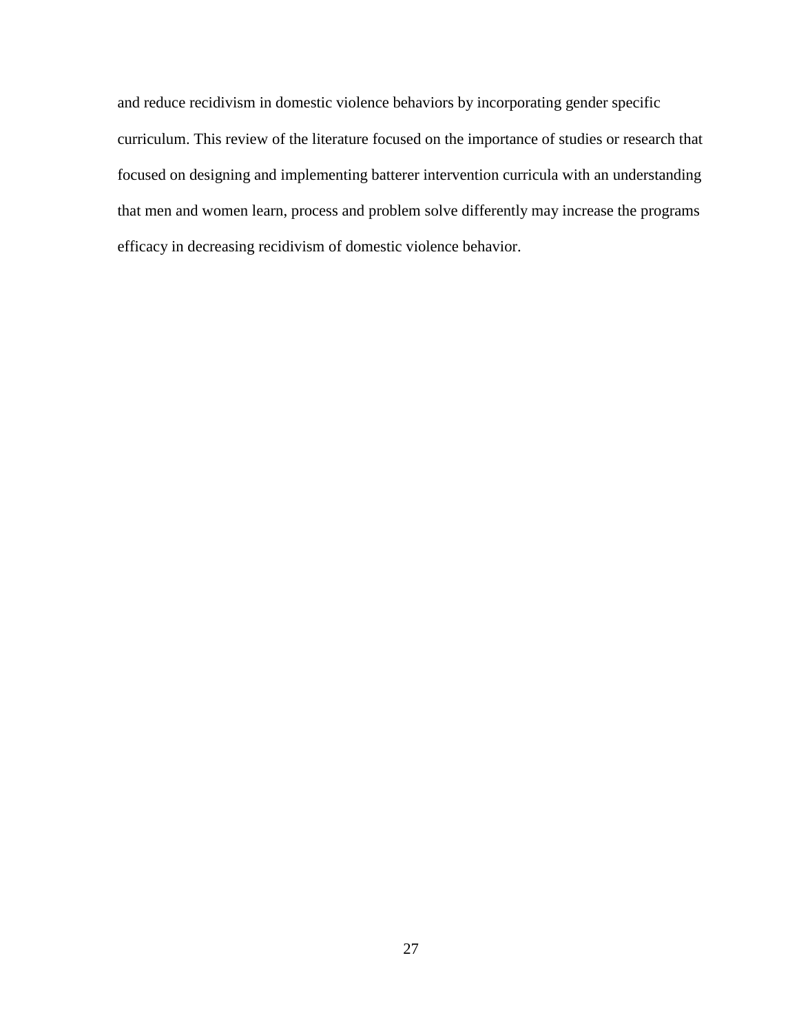and reduce recidivism in domestic violence behaviors by incorporating gender specific curriculum. This review of the literature focused on the importance of studies or research that focused on designing and implementing batterer intervention curricula with an understanding that men and women learn, process and problem solve differently may increase the programs efficacy in decreasing recidivism of domestic violence behavior.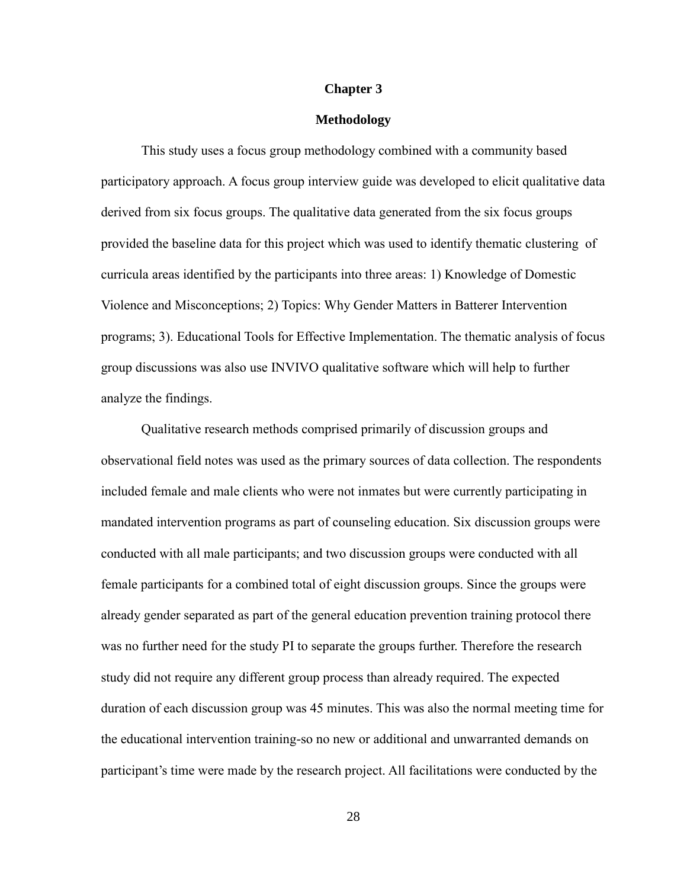# Chapter 3

## Methodology

This study uses a focus group methodology combined with a community based participatory approach. A focus group interview guide was developed to elicit qualitative data derived from six focus groups. The qualitative data generated from the six focus groups provided the baseline data for this project which was used to identify thematic clustering of curricula areas identified by the participants into three areas: 1) Knowledge of Domestic Violence and Misconceptions; 2) Topics: Why Gender Matters in Batterer Intervention programs; 3). Educational Tools for Effective Implementation. The thematic analysis of focus group discussions was also use INVIVO qualitative software which will help to further analyze the findings.

Qualitative research methods comprised primarily of discussion groups and observational field notes was used as the primary sources of data collection. The respondents included female and male clients who were not inmates but were currently participating in mandated intervention programs as part of counseling education. Six discussion groups were conducted with all male participants; and two discussion groups were conducted with all female participants for a combined total of eight discussion groups. Since the groups were already gender separated as part of the general education prevention training protocol there was no further need for the study PI to separate the groups further. Therefore the research study did not require any different group process than already required. The expected duration of each discussion group was 45 minutes. This was also the normal meeting time for the educational intervention training-so no new or additional and unwarranted demands on participant's time were made by the research project. All facilitations were conducted by the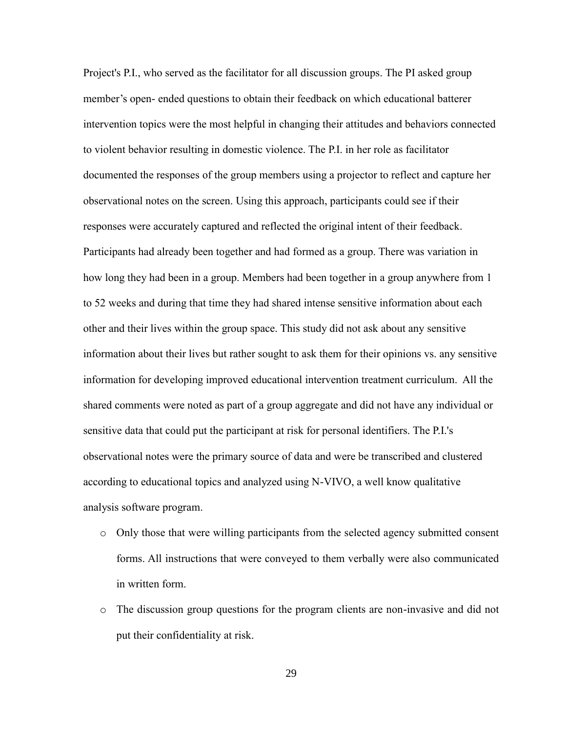Project's P.I., who served as the facilitator for all discussion groups. The PI asked group member's open- ended questions to obtain their feedback on which educational batterer intervention topics were the most helpful in changing their attitudes and behaviors connected to violent behavior resulting in domestic violence. The P.I. in her role as facilitator documented the responses of the group members using a projector to reflect and capture her observational notes on the screen. Using this approach, participants could see if their responses were accurately captured and reflected the original intent of their feedback. Participants had already been together and had formed as a group. There was variation in how long they had been in a group. Members had been together in a group anywhere from 1 to 52 weeks and during that time they had shared intense sensitive information about each other and their lives within the group space. This study did not ask about any sensitive information about their lives but rather sought to ask them for their opinions vs. any sensitive information for developing improved educational intervention treatment curriculum. All the shared comments were noted as part of a group aggregate and did not have any individual or sensitive data that could put the participant at risk for personal identifiers. The P.I.'s observational notes were the primary source of data and were be transcribed and clustered according to educational topics and analyzed using N-VIVO, a well know qualitative analysis software program.

- Only those that were willing participants from the selected agency submitted consent forms. All instructions that were conveyed to them verbally were also communicated in written form.
- The discussion group questions for the program clients are non-invasive and did not put their confidentiality at risk.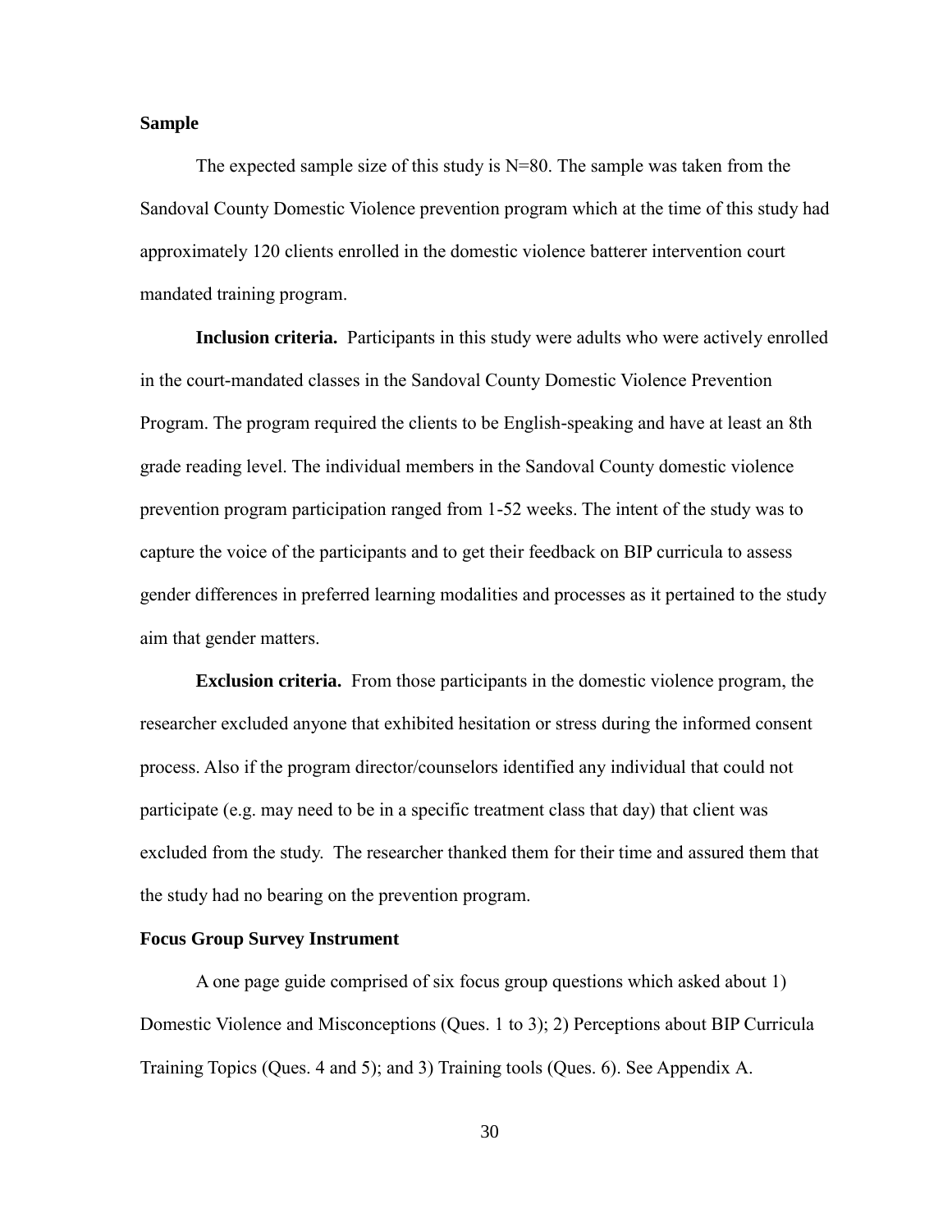**Sample**

The expected sample size of this study is N=80. The sample was taken from the Sandoval County Domestic Violence prevention program which at the time of this study had approximately 120 clients enrolled in the domestic violence batterer intervention court mandated training program.

**Inclusion criteria.** Participants in this study were adults who were actively enrolled in the court-mandated classes in the Sandoval County Domestic Violence Prevention Program. The program required the clients to be English-speaking and have at least an 8th grade reading level. The individual members in the Sandoval County domestic violence prevention program participation ranged from 1-52 weeks. The intent of the study was to capture the voice of the participants and to get their feedback on BIP curricula to assess gender differences in preferred learning modalities and processes as it pertained to the study aim that gender matters.

**Exclusion criteria.** From those participants in the domestic violence program, the researcher excluded anyone that exhibited hesitation or stress during the informed consent process. Also if the program director/counselors identified any individual that could not participate (e.g. may need to be in a specific treatment class that day) that client was excluded from the study. The researcher thanked them for their time and assured them that the study had no bearing on the prevention program.

**Focus Group Survey Instrument**

A one page guide comprised of six focus group questions which asked about 1) Domestic Violence and Misconceptions (Ques. 1 to 3); 2) Perceptions about BIP Curricula Training Topics (Ques. 4 and 5); and 3) Training tools (Ques. 6). See Appendix A.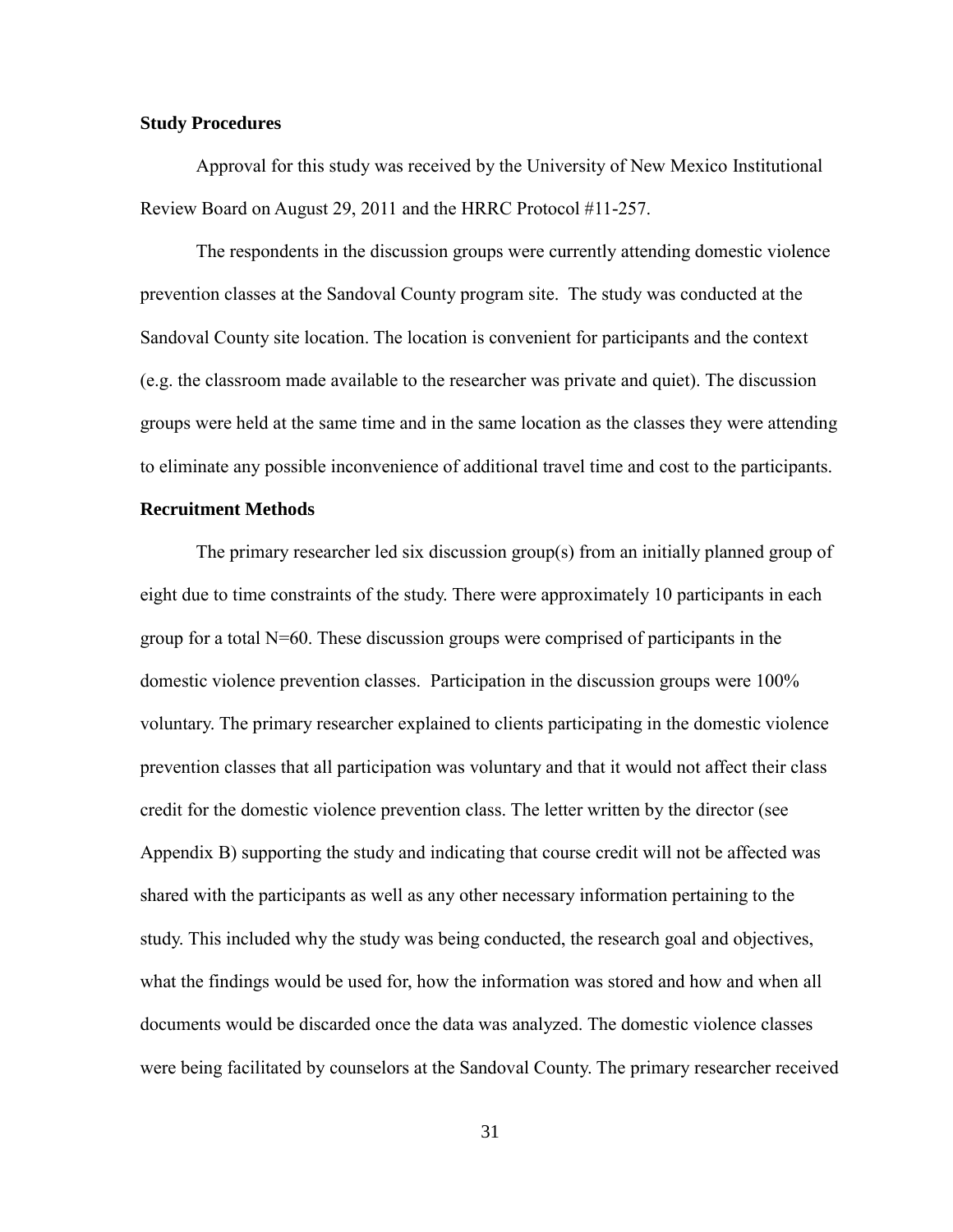**Study Procedures**

Approval for this study was received by the University of New Mexico Institutional Review Board on August 29, 2011 and the HRRC Protocol #11-257.

The respondents in the discussion groups were currently attending domestic violence prevention classes at the Sandoval County program site. The study was conducted at the Sandoval County site location. The location is convenient for participants and the context (e.g. the classroom made available to the researcher was private and quiet). The discussion groups were held at the same time and in the same location as the classes they were attending to eliminate any possible inconvenience of additional travel time and cost to the participants.

**Recruitment Methods**

The primary researcher led six discussion group(s) from an initially planned group of eight due to time constraints of the study. There were approximately 10 participants in each group for a total N=60. These discussion groups were comprised of participants in the domestic violence prevention classes. Participation in the discussion groups were 100% voluntary. The primary researcher explained to clients participating in the domestic violence prevention classes that all participation was voluntary and that it would not affect their class credit for the domestic violence prevention class. The letter written by the director (see Appendix B) supporting the study and indicating that course credit will not be affected was shared with the participants as well as any other necessary information pertaining to the study. This included why the study was being conducted, the research goal and objectives, what the findings would be used for, how the information was stored and how and when all documents would be discarded once the data was analyzed. The domestic violence classes were being facilitated by counselors at the Sandoval County. The primary researcher received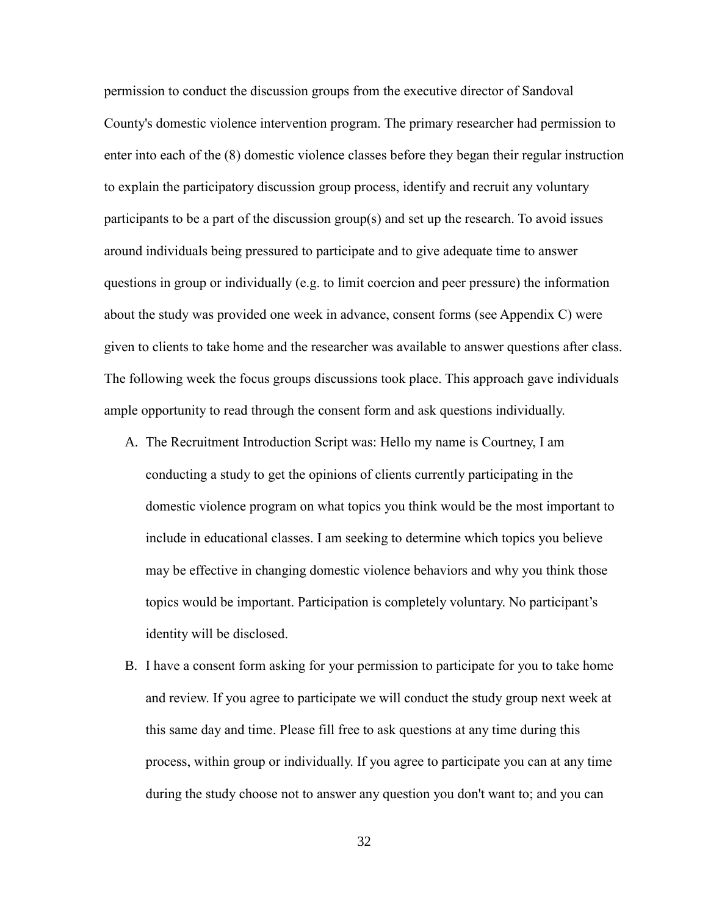permission to conduct the discussion groups from the executive director of Sandoval County's domestic violence intervention program. The primary researcher had permission to enter into each of the (8) domestic violence classes before they began their regular instruction to explain the participatory discussion group process, identify and recruit any voluntary participants to be a part of the discussion group(s) and set up the research. To avoid issues around individuals being pressured to participate and to give adequate time to answer questions in group or individually (e.g. to limit coercion and peer pressure) the information about the study was provided one week in advance, consent forms (see Appendix C) were given to clients to take home and the researcher was available to answer questions after class. The following week the focus groups discussions took place. This approach gave individuals ample opportunity to read through the consent form and ask questions individually.

A. The Recruitment Introduction Script was: Hello my name is Courtney, I am conducting a study to get the opinions of clients currently participating in the domestic violence program on what topics you think would be the most important to include in educational classes. I am seeking to determine which topics you believe may be effective in changing domestic violence behaviors and why you think those topics would be important. Participation is completely voluntary. No participant's identity will be disclosed.

B. I have a consent form asking for your permission to participate for you to take home and review. If you agree to participate we will conduct the study group next week at this same day and time. Please fill free to ask questions at any time during this process, within group or individually. If you agree to participate you can at any time during the study choose not to answer any question you don't want to; and you can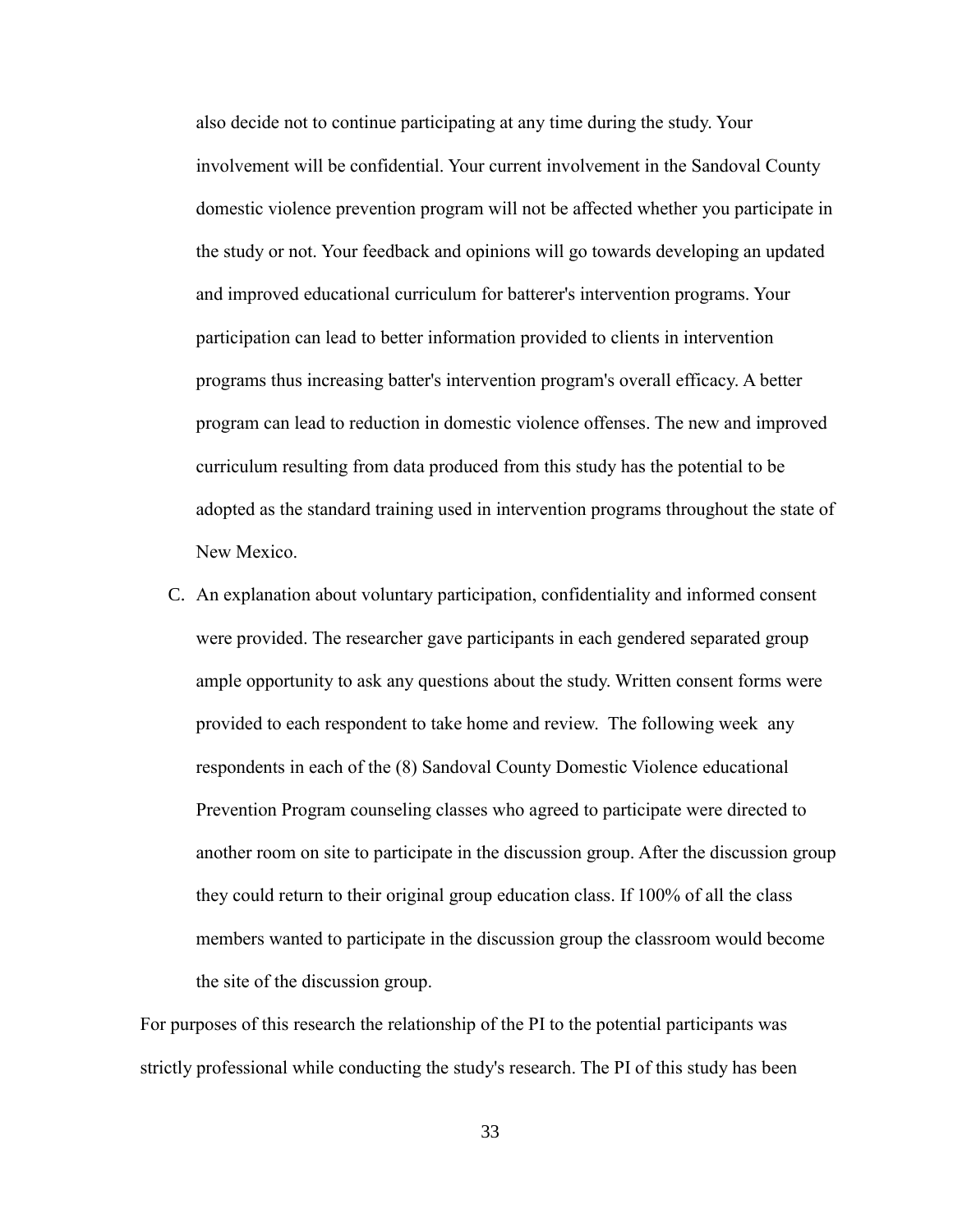also decide not to continue participating at any time during the study. Your involvement will be confidential. Your current involvement in the Sandoval County domestic violence prevention program will not be affected whether you participate in the study or not. Your feedback and opinions will go towards developing an updated and improved educational curriculum for batterer's intervention programs. Your participation can lead to better information provided to clients in intervention programs thus increasing batter's intervention program's overall efficacy. A better program can lead to reduction in domestic violence offenses. The new and improved curriculum resulting from data produced from this study has the potential to be adopted as the standard training used in intervention programs throughout the state of New Mexico.

C. An explanation about voluntary participation, confidentiality and informed consent were provided. The researcher gave participants in each gendered separated group ample opportunity to ask any questions about the study. Written consent forms were provided to each respondent to take home and review. The following week any respondents in each of the (8) Sandoval County Domestic Violence educational Prevention Program counseling classes who agreed to participate were directed to another room on site to participate in the discussion group. After the discussion group they could return to their original group education class. If 100% of all the class members wanted to participate in the discussion group the classroom would become the site of the discussion group.

For purposes of this research the relationship of the PI to the potential participants was strictly professional while conducting the study's research. The PI of this study has been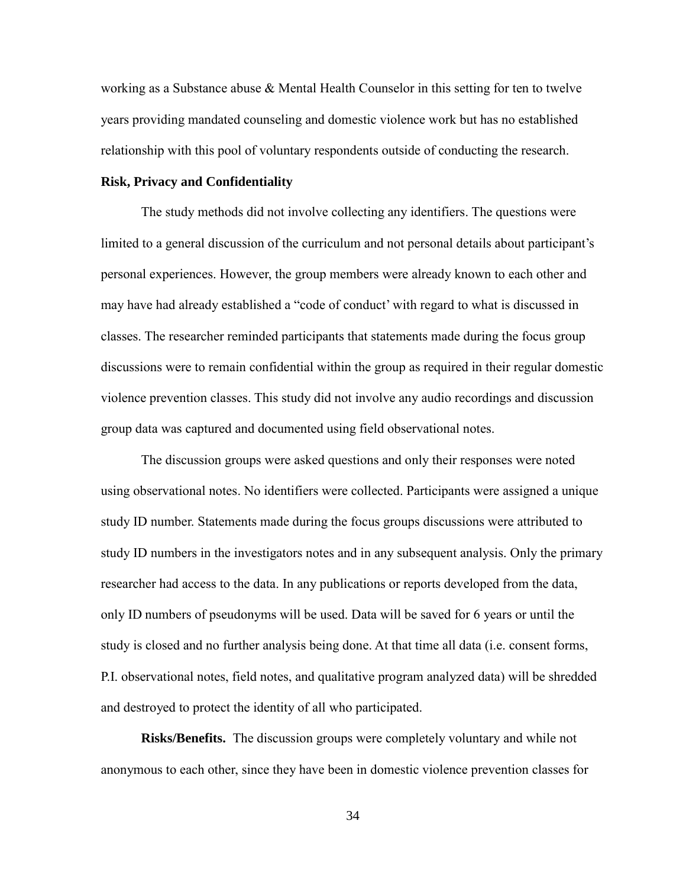working as a Substance abuse & Mental Health Counselor in this setting for ten to twelve years providing mandated counseling and domestic violence work but has no established relationship with this pool of voluntary respondents outside of conducting the research.

### Risk, Privacy and Confidentiality

The study methods did not involve collecting any identifiers. The questions were limited to a general discussion of the curriculum and not personal details about participant's personal experiences. However, the group members were already known to each other and may have had already established a "code of conduct' with regard to what is discussed in classes. The researcher reminded participants that statements made during the focus group discussions were to remain confidential within the group as required in their regular domestic violence prevention classes. This study did not involve any audio recordings and discussion group data was captured and documented using field observational notes.

The discussion groups were asked questions and only their responses were noted using observational notes. No identifiers were collected. Participants were assigned a unique study ID number. Statements made during the focus groups discussions were attributed to study ID numbers in the investigators notes and in any subsequent analysis. Only the primary researcher had access to the data. In any publications or reports developed from the data, only ID numbers of pseudonyms will be used. Data will be saved for 6 years or until the study is closed and no further analysis being done. At that time all data (i.e. consent forms, P.I. observational notes, field notes, and qualitative program analyzed data) will be shredded and destroyed to protect the identity of all who participated.

**Risks/Benefits.** The discussion groups were completely voluntary and while not anonymous to each other, since they have been in domestic violence prevention classes for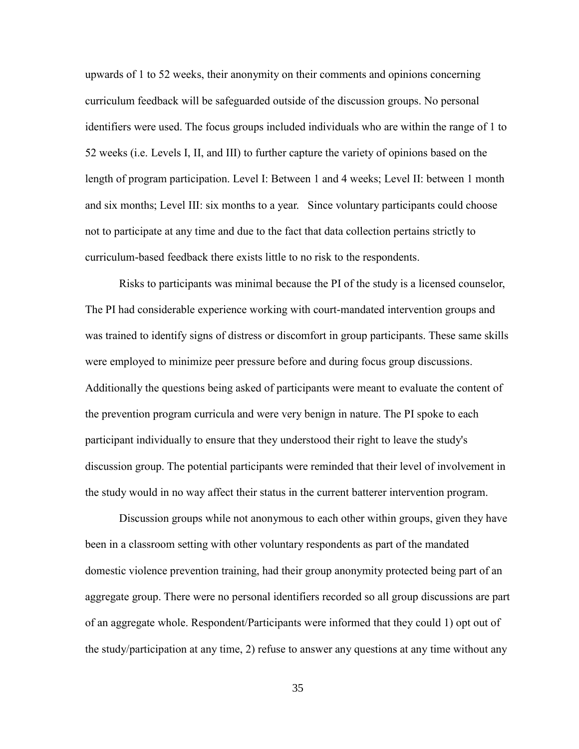upwards of 1 to 52 weeks, their anonymity on their comments and opinions concerning curriculum feedback will be safeguarded outside of the discussion groups. No personal identifiers were used. The focus groups included individuals who are within the range of 1 to 52 weeks (i.e. Levels I, II, and III) to further capture the variety of opinions based on the length of program participation. Level I: Between 1 and 4 weeks; Level II: between 1 month and six months; Level III: six months to a year. Since voluntary participants could choose not to participate at any time and due to the fact that data collection pertains strictly to curriculum-based feedback there exists little to no risk to the respondents.

Risks to participants was minimal because the PI of the study is a licensed counselor, The PI had considerable experience working with court-mandated intervention groups and was trained to identify signs of distress or discomfort in group participants. These same skills were employed to minimize peer pressure before and during focus group discussions. Additionally the questions being asked of participants were meant to evaluate the content of the prevention program curricula and were very benign in nature. The PI spoke to each participant individually to ensure that they understood their right to leave the study's discussion group. The potential participants were reminded that their level of involvement in the study would in no way affect their status in the current batterer intervention program.

Discussion groups while not anonymous to each other within groups, given they have been in a classroom setting with other voluntary respondents as part of the mandated domestic violence prevention training, had their group anonymity protected being part of an aggregate group. There were no personal identifiers recorded so all group discussions are part of an aggregate whole. Respondent/Participants were informed that they could 1) opt out of the study/participation at any time, 2) refuse to answer any questions at any time without any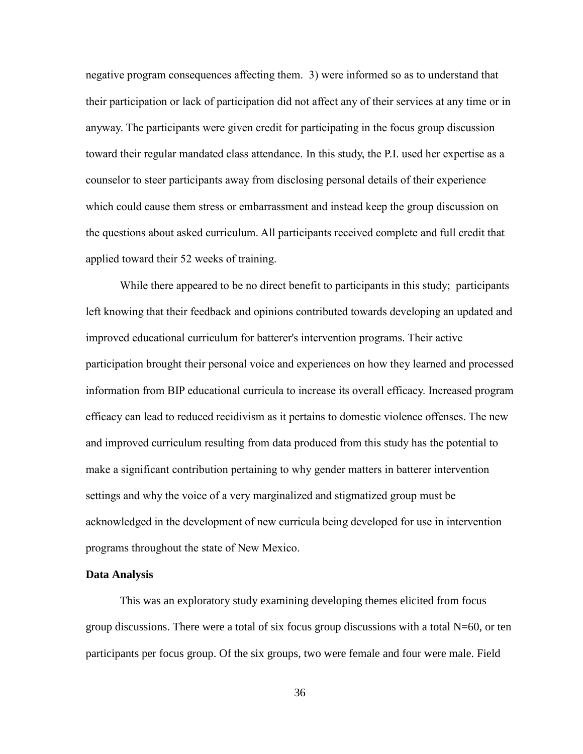negative program consequences affecting them. 3) were informed so as to understand that their participation or lack of participation did not affect any of their services at any time or in anyway. The participants were given credit for participating in the focus group discussion toward their regular mandated class attendance. In this study, the P.I. used her expertise as a counselor to steer participants away from disclosing personal details of their experience which could cause them stress or embarrassment and instead keep the group discussion on the questions about asked curriculum. All participants received complete and full credit that applied toward their 52 weeks of training.

While there appeared to be no direct benefit to participants in this study; participants left knowing that their feedback and opinions contributed towards developing an updated and improved educational curriculum for batterer's intervention programs. Their active participation brought their personal voice and experiences on how they learned and processed information from BIP educational curricula to increase its overall efficacy. Increased program efficacy can lead to reduced recidivism as it pertains to domestic violence offenses. The new and improved curriculum resulting from data produced from this study has the potential to make a significant contribution pertaining to why gender matters in batterer intervention settings and why the voice of a very marginalized and stigmatized group must be acknowledged in the development of new curricula being developed for use in intervention programs throughout the state of New Mexico.

**Data Analysis**

This was an exploratory study examining developing themes elicited from focus group discussions. There were a total of six focus group discussions with a total N=60, or ten participants per focus group. Of the six groups, two were female and four were male. Field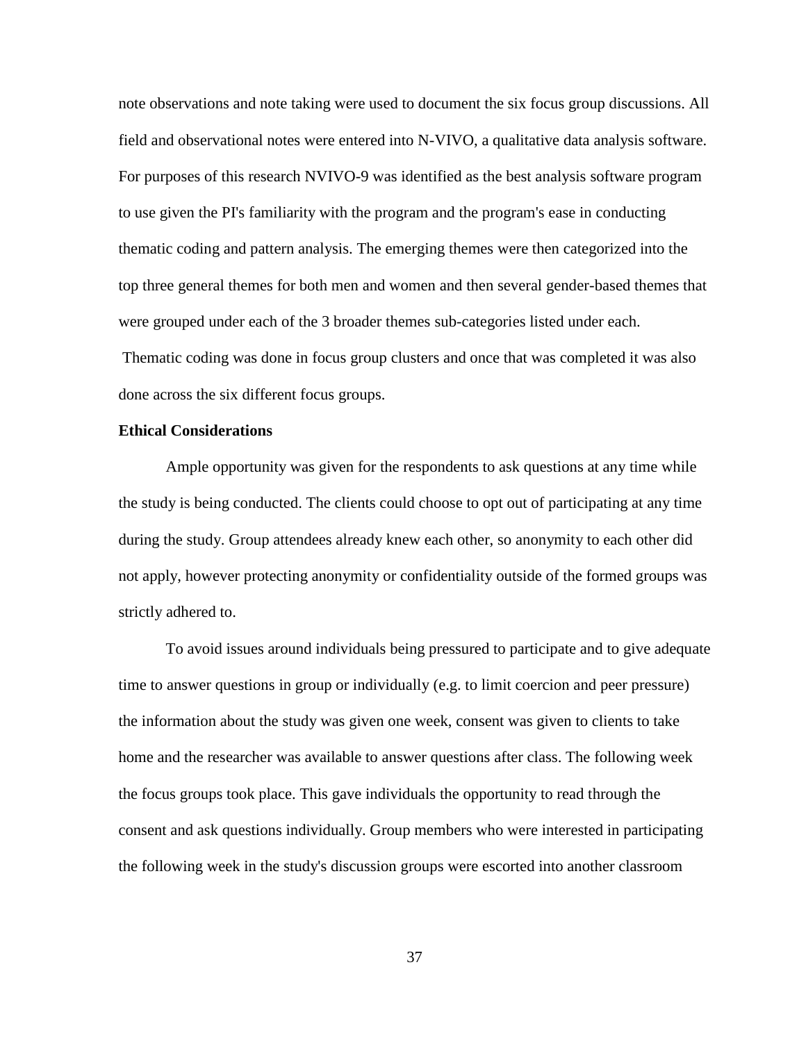note observations and note taking were used to document the six focus group discussions. All field and observational notes were entered into N-VIVO, a qualitative data analysis software. For purposes of this research NVIVO-9 was identified as the best analysis software program to use given the PI's familiarity with the program and the program's ease in conducting thematic coding and pattern analysis. The emerging themes were then categorized into the top three general themes for both men and women and then several gender-based themes that were grouped under each of the 3 broader themes sub-categories listed under each. Thematic coding was done in focus group clusters and once that was completed it was also done across the six different focus groups.

**Ethical Considerations**

Ample opportunity was given for the respondents to ask questions at any time while the study is being conducted. The clients could choose to opt out of participating at any time during the study. Group attendees already knew each other, so anonymity to each other did not apply, however protecting anonymity or confidentiality outside of the formed groups was strictly adhered to.

To avoid issues around individuals being pressured to participate and to give adequate time to answer questions in group or individually (e.g. to limit coercion and peer pressure) the information about the study was given one week, consent was given to clients to take home and the researcher was available to answer questions after class. The following week the focus groups took place. This gave individuals the opportunity to read through the consent and ask questions individually. Group members who were interested in participating the following week in the study's discussion groups were escorted into another classroom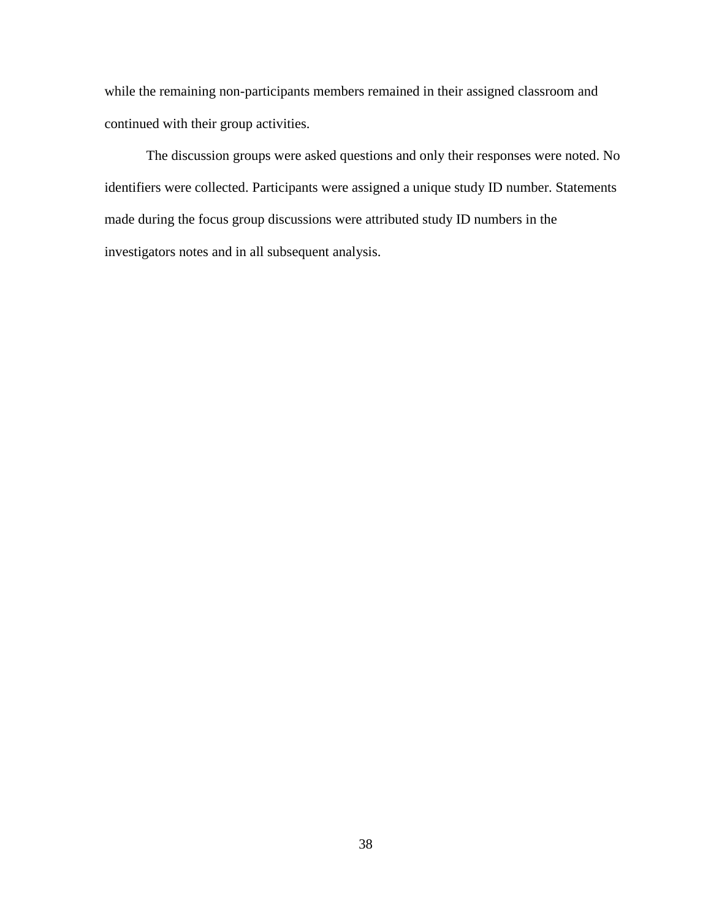while the remaining non-participants members remained in their assigned classroom and continued with their group activities.

The discussion groups were asked questions and only their responses were noted. No identifiers were collected. Participants were assigned a unique study ID number. Statements made during the focus group discussions were attributed study ID numbers in the investigators notes and in all subsequent analysis.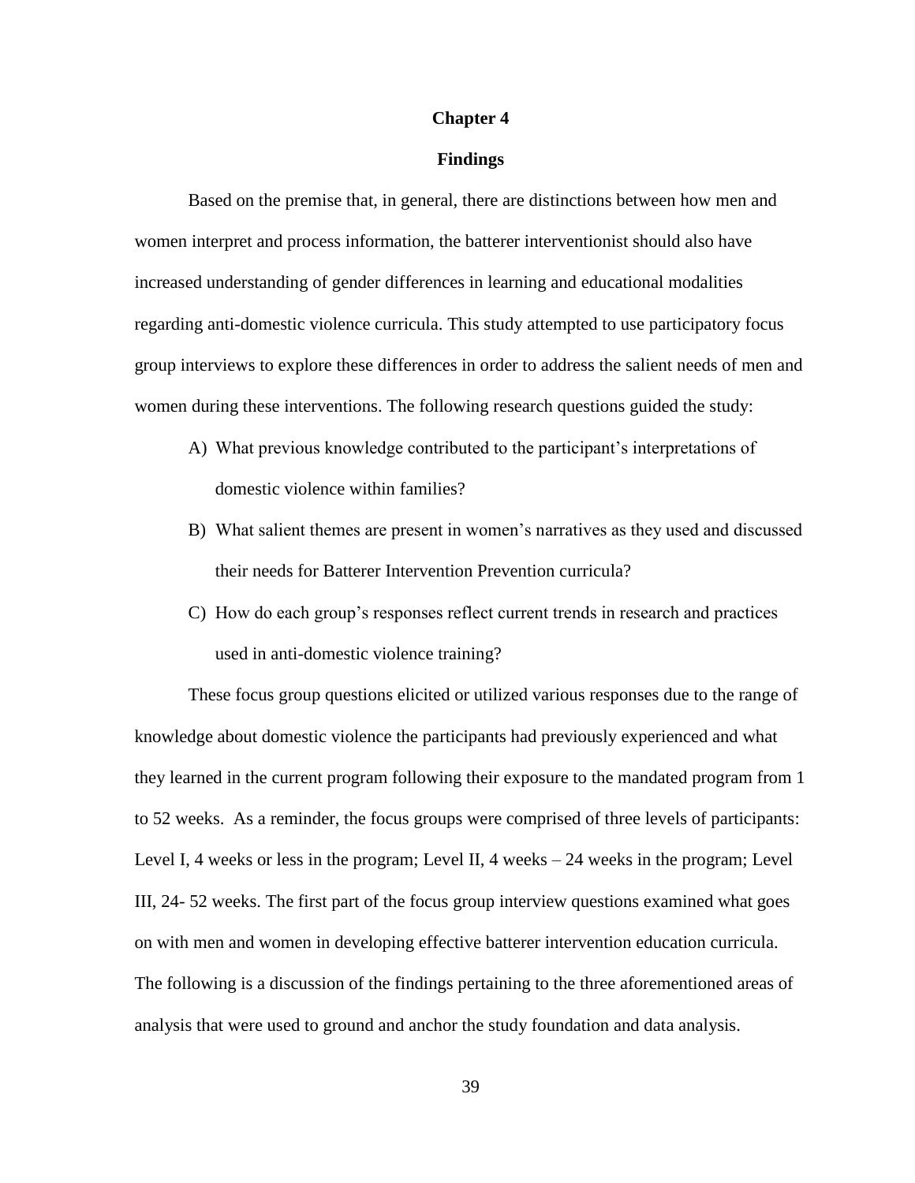# Chapter 4

## Findings

Based on the premise that, in general, there are distinctions between how men and women interpret and process information, the batterer interventionist should also have increased understanding of gender differences in learning and educational modalities regarding anti-domestic violence curricula. This study attempted to use participatory focus group interviews to explore these differences in order to address the salient needs of men and women during these interventions. The following research questions guided the study:

A) What previous knowledge contributed to the participant's interpretations of domestic violence within families?

B) What salient themes are present in women's narratives as they used and discussed their needs for Batterer Intervention Prevention curricula?

C) How do each group's responses reflect current trends in research and practices used in anti-domestic violence training?

These focus group questions elicited or utilized various responses due to the range of knowledge about domestic violence the participants had previously experienced and what they learned in the current program following their exposure to the mandated program from 1 to 52 weeks. As a reminder, the focus groups were comprised of three levels of participants: Level I, 4 weeks or less in the program; Level II, 4 weeks – 24 weeks in the program; Level III, 24- 52 weeks. The first part of the focus group interview questions examined what goes on with men and women in developing effective batterer intervention education curricula. The following is a discussion of the findings pertaining to the three aforementioned areas of analysis that were used to ground and anchor the study foundation and data analysis.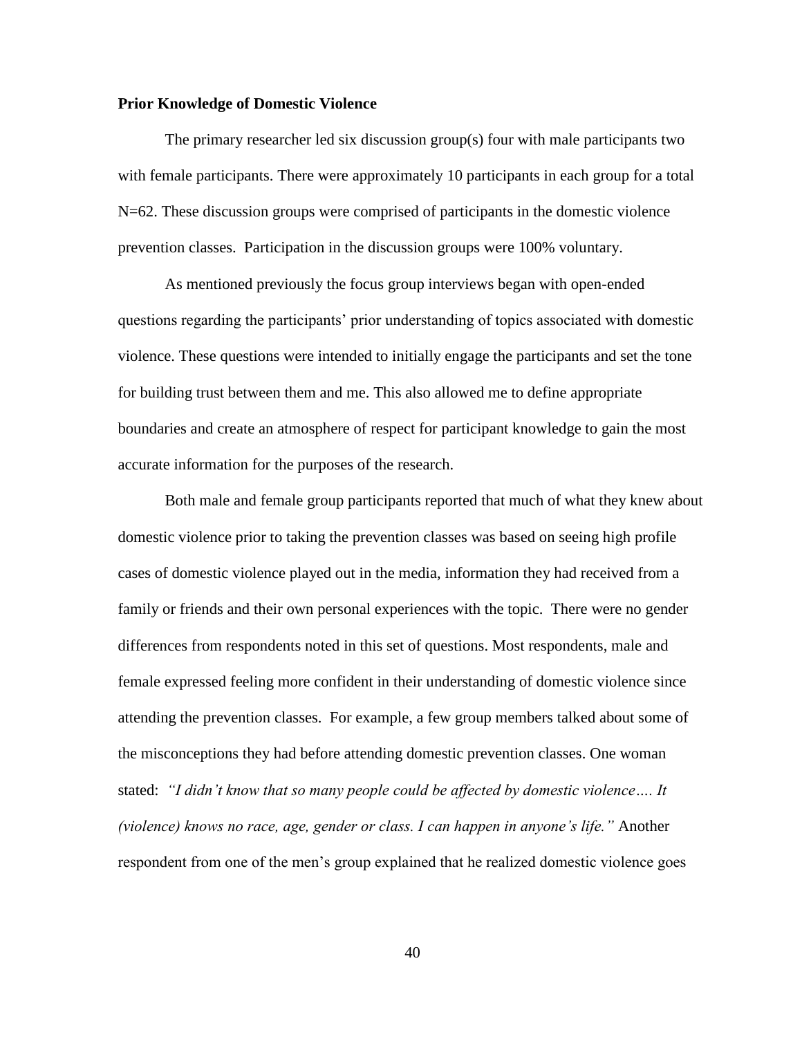**Prior Knowledge of Domestic Violence**

The primary researcher led six discussion group(s) four with male participants two with female participants. There were approximately 10 participants in each group for a total N=62. These discussion groups were comprised of participants in the domestic violence prevention classes. Participation in the discussion groups were 100% voluntary.

As mentioned previously the focus group interviews began with open-ended questions regarding the participants' prior understanding of topics associated with domestic violence. These questions were intended to initially engage the participants and set the tone for building trust between them and me. This also allowed me to define appropriate boundaries and create an atmosphere of respect for participant knowledge to gain the most accurate information for the purposes of the research.

Both male and female group participants reported that much of what they knew about domestic violence prior to taking the prevention classes was based on seeing high profile cases of domestic violence played out in the media, information they had received from a family or friends and their own personal experiences with the topic. There were no gender differences from respondents noted in this set of questions. Most respondents, male and female expressed feeling more confident in their understanding of domestic violence since attending the prevention classes. For example, a few group members talked about some of the misconceptions they had before attending domestic prevention classes. One woman stated: *"I didn't know that so many people could be affected by domestic violence…. It (violence) knows no race, age, gender or class. I can happen in anyone's life."* Another respondent from one of the men's group explained that he realized domestic violence goes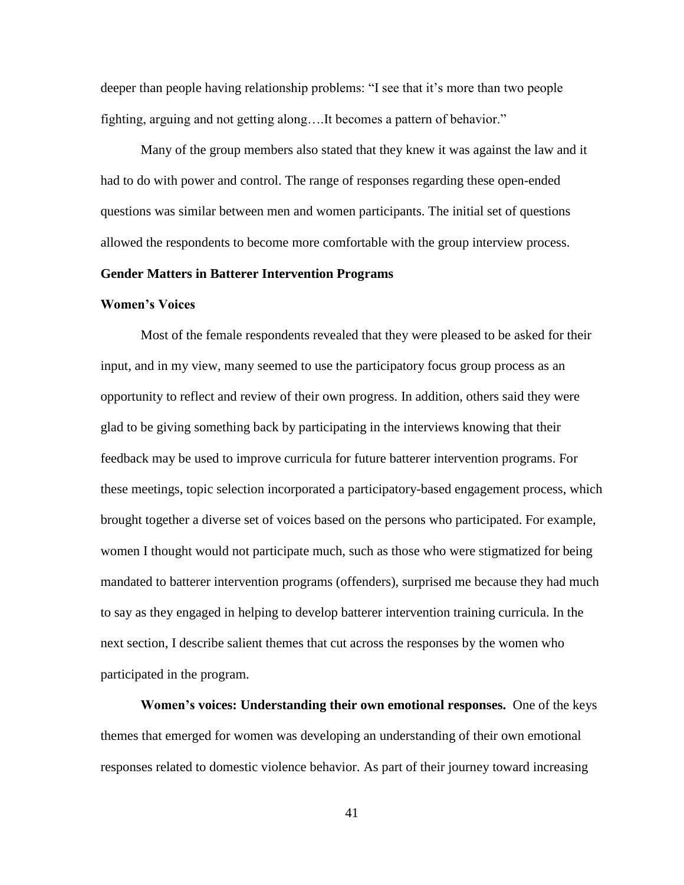deeper than people having relationship problems: "I see that it's more than two people fighting, arguing and not getting along….It becomes a pattern of behavior."

Many of the group members also stated that they knew it was against the law and it had to do with power and control. The range of responses regarding these open-ended questions was similar between men and women participants. The initial set of questions allowed the respondents to become more comfortable with the group interview process.

## Gender Matters in Batterer Intervention Programs

### Women's Voices

Most of the female respondents revealed that they were pleased to be asked for their input, and in my view, many seemed to use the participatory focus group process as an opportunity to reflect and review of their own progress. In addition, others said they were glad to be giving something back by participating in the interviews knowing that their feedback may be used to improve curricula for future batterer intervention programs. For these meetings, topic selection incorporated a participatory-based engagement process, which brought together a diverse set of voices based on the persons who participated. For example, women I thought would not participate much, such as those who were stigmatized for being mandated to batterer intervention programs (offenders), surprised me because they had much to say as they engaged in helping to develop batterer intervention training curricula. In the next section, I describe salient themes that cut across the responses by the women who participated in the program.

**Women's voices: Understanding their own emotional responses.** One of the keys themes that emerged for women was developing an understanding of their own emotional responses related to domestic violence behavior. As part of their journey toward increasing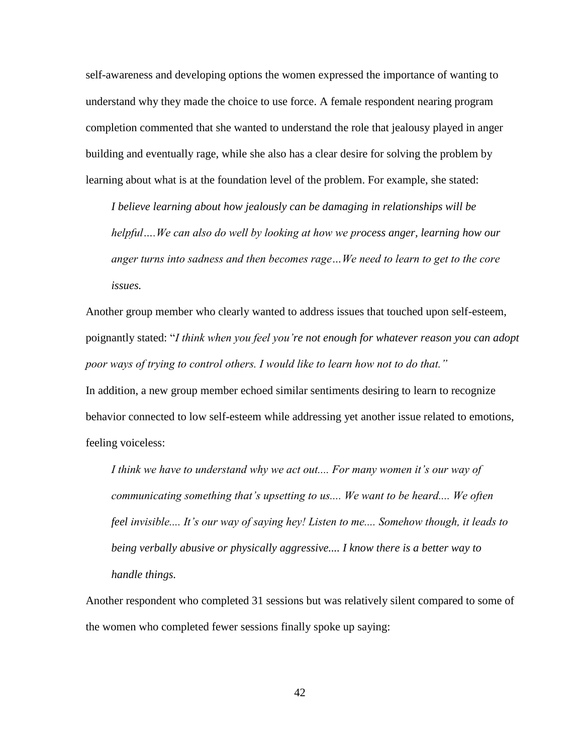self-awareness and developing options the women expressed the importance of wanting to understand why they made the choice to use force. A female respondent nearing program completion commented that she wanted to understand the role that jealousy played in anger building and eventually rage, while she also has a clear desire for solving the problem by learning about what is at the foundation level of the problem. For example, she stated:

> *I believe learning about how jealously can be damaging in relationships will be helpful….We can also do well by looking at how we process anger, learning how our anger turns into sadness and then becomes rage…We need to learn to get to the core issues.*

Another group member who clearly wanted to address issues that touched upon self-esteem, poignantly stated: "*I think when you feel you're not enough for whatever reason you can adopt poor ways of trying to control others. I would like to learn how not to do that."*

In addition, a new group member echoed similar sentiments desiring to learn to recognize behavior connected to low self-esteem while addressing yet another issue related to emotions, feeling voiceless:

> *I think we have to understand why we act out.... For many women it's our way of communicating something that's upsetting to us.... We want to be heard.... We often feel invisible.... It's our way of saying hey! Listen to me.... Somehow though, it leads to being verbally abusive or physically aggressive.... I know there is a better way to handle things.*

Another respondent who completed 31 sessions but was relatively silent compared to some of the women who completed fewer sessions finally spoke up saying: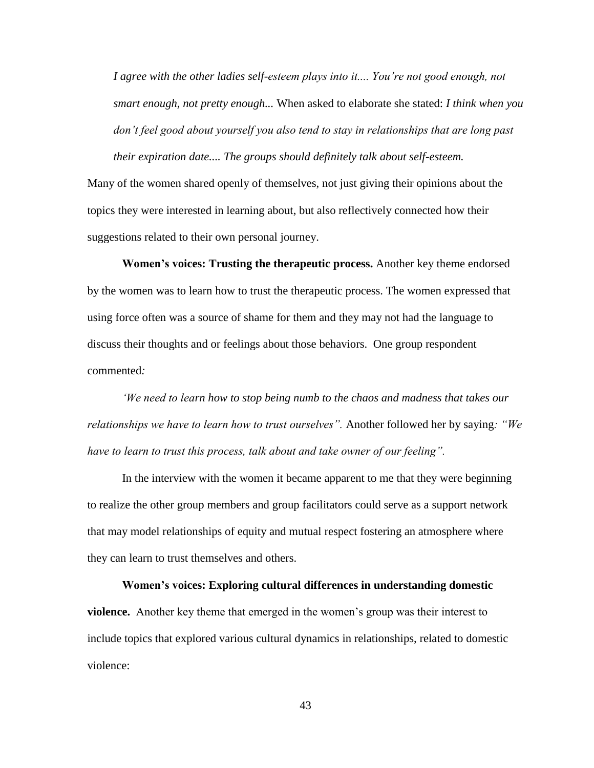*I agree with the other ladies self-esteem plays into it.... You're not good enough, not smart enough, not pretty enough...* When asked to elaborate she stated: *I think when you don't feel good about yourself you also tend to stay in relationships that are long past their expiration date.... The groups should definitely talk about self-esteem.*

Many of the women shared openly of themselves, not just giving their opinions about the topics they were interested in learning about, but also reflectively connected how their suggestions related to their own personal journey.

**Women's voices: Trusting the therapeutic process.** Another key theme endorsed by the women was to learn how to trust the therapeutic process. The women expressed that using force often was a source of shame for them and they may not had the language to discuss their thoughts and or feelings about those behaviors. One group respondent commented*:*

*'We need to learn how to stop being numb to the chaos and madness that takes our relationships we have to learn how to trust ourselves".* Another followed her by saying*: "We have to learn to trust this process, talk about and take owner of our feeling".*

In the interview with the women it became apparent to me that they were beginning to realize the other group members and group facilitators could serve as a support network that may model relationships of equity and mutual respect fostering an atmosphere where they can learn to trust themselves and others.

**Women's voices: Exploring cultural differences in understanding domestic violence.** Another key theme that emerged in the women's group was their interest to include topics that explored various cultural dynamics in relationships, related to domestic violence: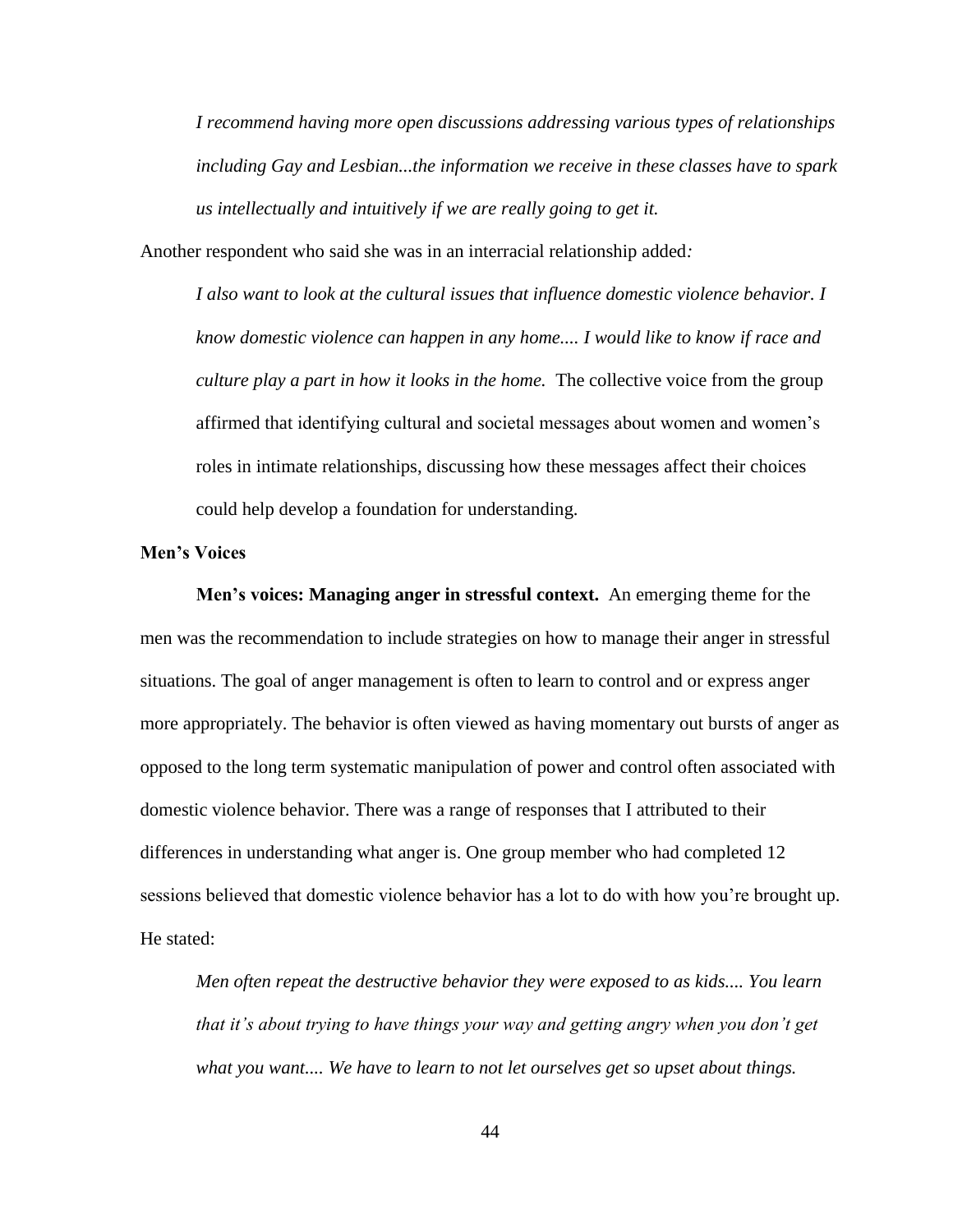*I recommend having more open discussions addressing various types of relationships including Gay and Lesbian...the information we receive in these classes have to spark us intellectually and intuitively if we are really going to get it.*

Another respondent who said she was in an interracial relationship added:

*I also want to look at the cultural issues that influence domestic violence behavior. I know domestic violence can happen in any home.... I would like to know if race and culture play a part in how it looks in the home.* The collective voice from the group affirmed that identifying cultural and societal messages about women and women's roles in intimate relationships, discussing how these messages affect their choices could help develop a foundation for understanding.

### Men's Voices

**Men's voices: Managing anger in stressful context.** An emerging theme for the men was the recommendation to include strategies on how to manage their anger in stressful situations. The goal of anger management is often to learn to control and or express anger more appropriately. The behavior is often viewed as having momentary out bursts of anger as opposed to the long term systematic manipulation of power and control often associated with domestic violence behavior. There was a range of responses that I attributed to their differences in understanding what anger is. One group member who had completed 12 sessions believed that domestic violence behavior has a lot to do with how you're brought up. He stated:

*Men often repeat the destructive behavior they were exposed to as kids.... You learn that it's about trying to have things your way and getting angry when you don't get what you want.... We have to learn to not let ourselves get so upset about things.*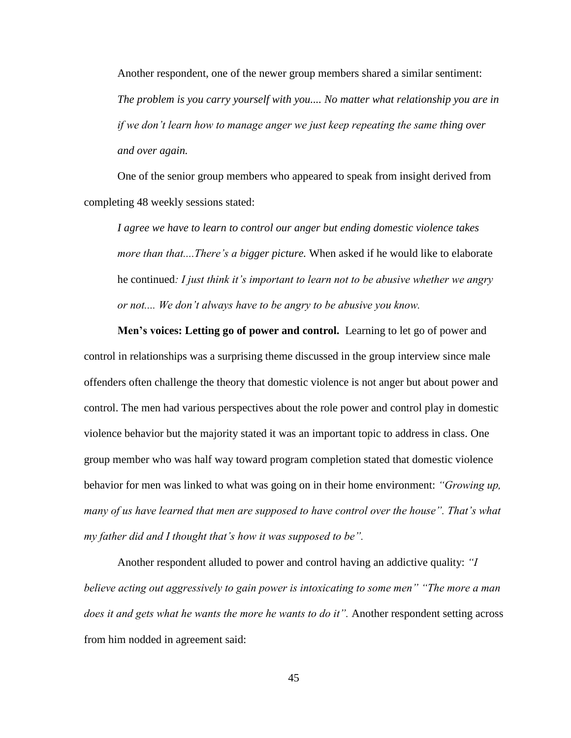Another respondent, one of the newer group members shared a similar sentiment:

> *The problem is you carry yourself with you.... No matter what relationship you are in if we don't learn how to manage anger we just keep repeating the same thing over and over again.*

One of the senior group members who appeared to speak from insight derived from completing 48 weekly sessions stated:

> *I agree we have to learn to control our anger but ending domestic violence takes more than that....There's a bigger picture.* When asked if he would like to elaborate he continued*: I just think it's important to learn not to be abusive whether we angry or not.... We don't always have to be angry to be abusive you know.*

**Men's voices: Letting go of power and control.** Learning to let go of power and control in relationships was a surprising theme discussed in the group interview since male offenders often challenge the theory that domestic violence is not anger but about power and control. The men had various perspectives about the role power and control play in domestic violence behavior but the majority stated it was an important topic to address in class. One group member who was half way toward program completion stated that domestic violence behavior for men was linked to what was going on in their home environment: *"Growing up, many of us have learned that men are supposed to have control over the house". That's what my father did and I thought that's how it was supposed to be".*

Another respondent alluded to power and control having an addictive quality: *"I believe acting out aggressively to gain power is intoxicating to some men" "The more a man does it and gets what he wants the more he wants to do it".* Another respondent setting across from him nodded in agreement said: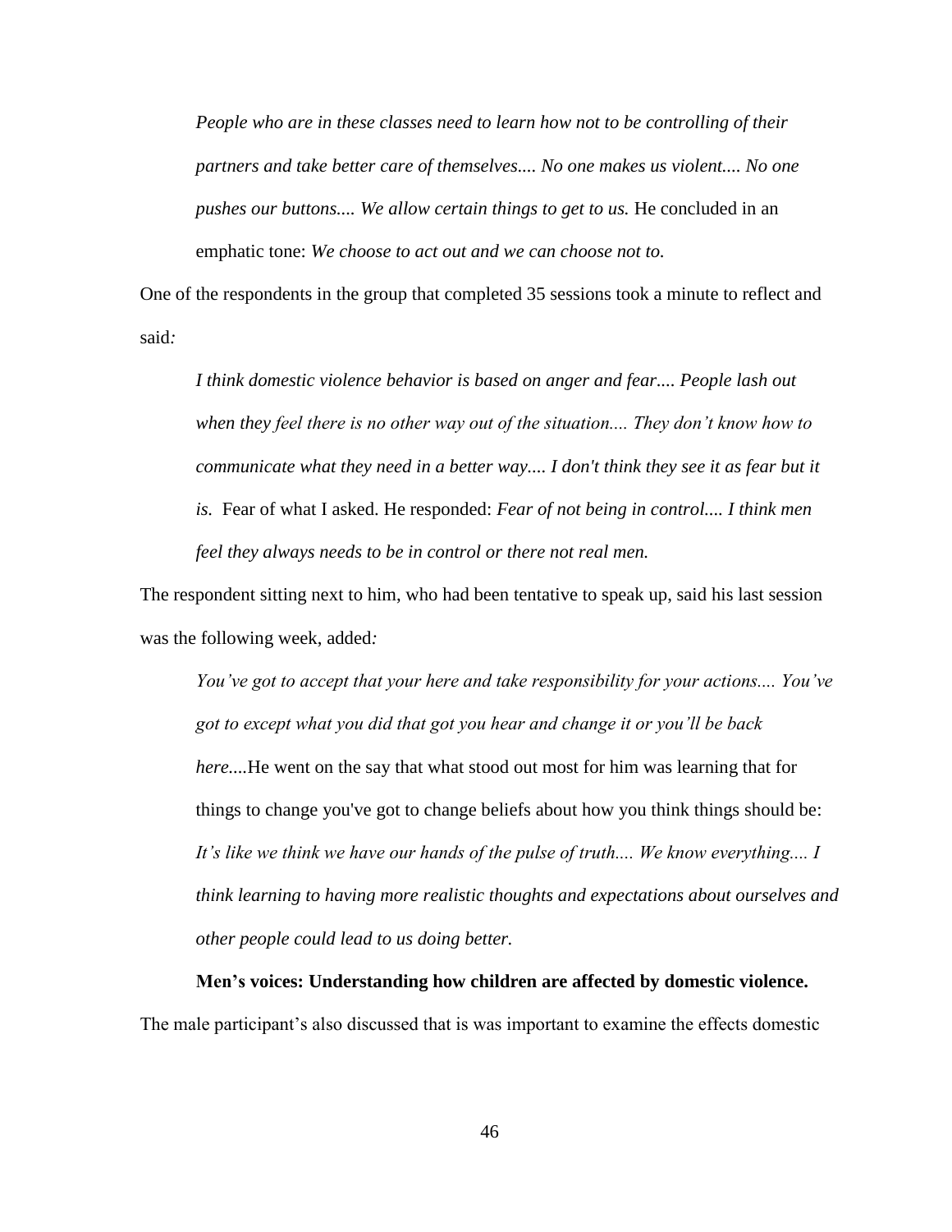> *People who are in these classes need to learn how not to be controlling of their partners and take better care of themselves.... No one makes us violent.... No one pushes our buttons.... We allow certain things to get to us.* He concluded in an emphatic tone: *We choose to act out and we can choose not to.*

One of the respondents in the group that completed 35 sessions took a minute to reflect and said*:*

> *I think domestic violence behavior is based on anger and fear.... People lash out when they feel there is no other way out of the situation.... They don't know how to communicate what they need in a better way.... I don't think they see it as fear but it is.* Fear of what I asked. He responded: *Fear of not being in control.... I think men feel they always needs to be in control or there not real men.*

The respondent sitting next to him, who had been tentative to speak up, said his last session was the following week, added*:*

> *You've got to accept that your here and take responsibility for your actions.... You've got to except what you did that got you hear and change it or you'll be back here....*He went on the say that what stood out most for him was learning that for things to change you've got to change beliefs about how you think things should be: *It's like we think we have our hands of the pulse of truth.... We know everything.... I think learning to having more realistic thoughts and expectations about ourselves and other people could lead to us doing better.*

**Men's voices: Understanding how children are affected by domestic violence.** The male participant's also discussed that is was important to examine the effects domestic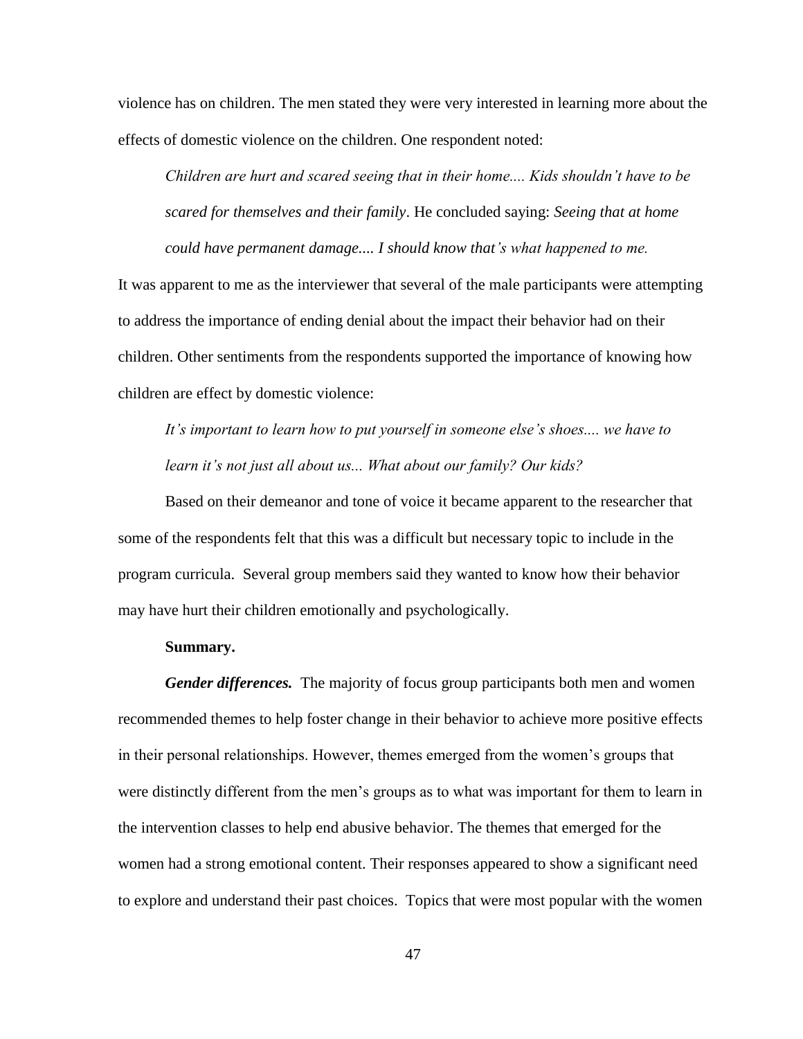violence has on children. The men stated they were very interested in learning more about the effects of domestic violence on the children. One respondent noted:

> *Children are hurt and scared seeing that in their home.... Kids shouldn't have to be scared for themselves and their family*. He concluded saying: *Seeing that at home could have permanent damage.... I should know that's what happened to me.*

It was apparent to me as the interviewer that several of the male participants were attempting to address the importance of ending denial about the impact their behavior had on their children. Other sentiments from the respondents supported the importance of knowing how children are effect by domestic violence:

> *It's important to learn how to put yourself in someone else's shoes.... we have to learn it's not just all about us... What about our family? Our kids?*

Based on their demeanor and tone of voice it became apparent to the researcher that some of the respondents felt that this was a difficult but necessary topic to include in the program curricula. Several group members said they wanted to know how their behavior may have hurt their children emotionally and psychologically.

**Summary.**

***Gender differences.*** The majority of focus group participants both men and women recommended themes to help foster change in their behavior to achieve more positive effects in their personal relationships. However, themes emerged from the women's groups that were distinctly different from the men's groups as to what was important for them to learn in the intervention classes to help end abusive behavior. The themes that emerged for the women had a strong emotional content. Their responses appeared to show a significant need to explore and understand their past choices. Topics that were most popular with the women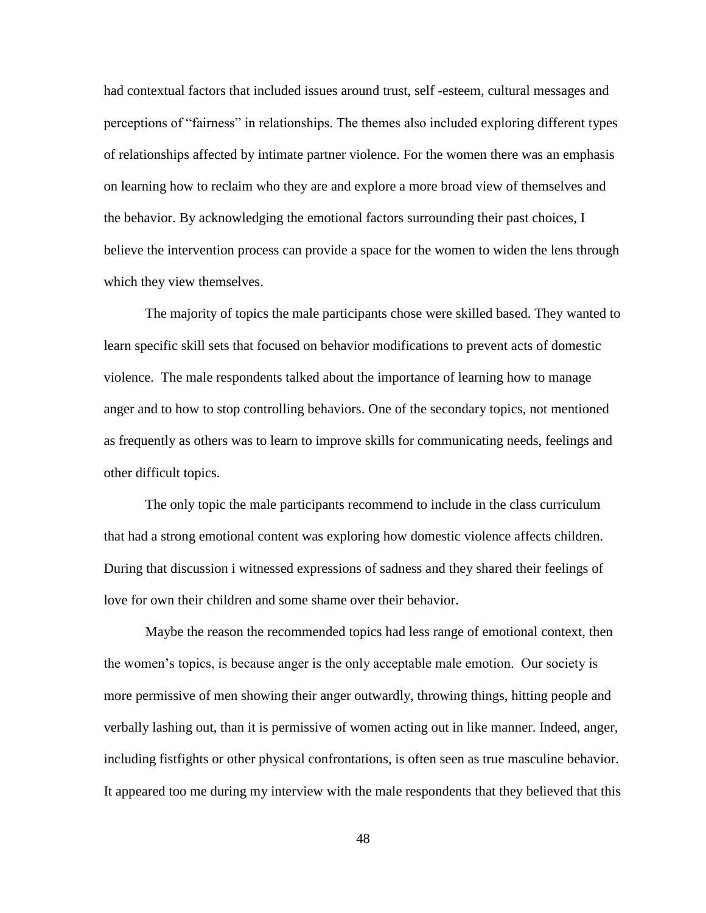had contextual factors that included issues around trust, self -esteem, cultural messages and perceptions of "fairness" in relationships. The themes also included exploring different types of relationships affected by intimate partner violence. For the women there was an emphasis on learning how to reclaim who they are and explore a more broad view of themselves and the behavior. By acknowledging the emotional factors surrounding their past choices, I believe the intervention process can provide a space for the women to widen the lens through which they view themselves.

The majority of topics the male participants chose were skilled based. They wanted to learn specific skill sets that focused on behavior modifications to prevent acts of domestic violence. The male respondents talked about the importance of learning how to manage anger and to how to stop controlling behaviors. One of the secondary topics, not mentioned as frequently as others was to learn to improve skills for communicating needs, feelings and other difficult topics.

The only topic the male participants recommend to include in the class curriculum that had a strong emotional content was exploring how domestic violence affects children. During that discussion i witnessed expressions of sadness and they shared their feelings of love for own their children and some shame over their behavior.

Maybe the reason the recommended topics had less range of emotional context, then the women's topics, is because anger is the only acceptable male emotion. Our society is more permissive of men showing their anger outwardly, throwing things, hitting people and verbally lashing out, than it is permissive of women acting out in like manner. Indeed, anger, including fistfights or other physical confrontations, is often seen as true masculine behavior. It appeared too me during my interview with the male respondents that they believed that this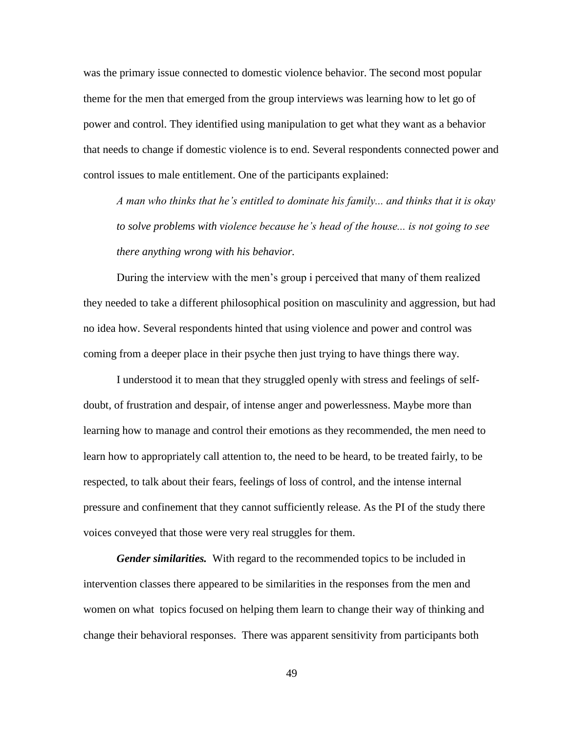was the primary issue connected to domestic violence behavior. The second most popular theme for the men that emerged from the group interviews was learning how to let go of power and control. They identified using manipulation to get what they want as a behavior that needs to change if domestic violence is to end. Several respondents connected power and control issues to male entitlement. One of the participants explained:

> *A man who thinks that he's entitled to dominate his family... and thinks that it is okay to solve problems with violence because he's head of the house... is not going to see there anything wrong with his behavior.*

During the interview with the men's group i perceived that many of them realized they needed to take a different philosophical position on masculinity and aggression, but had no idea how. Several respondents hinted that using violence and power and control was coming from a deeper place in their psyche then just trying to have things there way.

I understood it to mean that they struggled openly with stress and feelings of self-doubt, of frustration and despair, of intense anger and powerlessness. Maybe more than learning how to manage and control their emotions as they recommended, the men need to learn how to appropriately call attention to, the need to be heard, to be treated fairly, to be respected, to talk about their fears, feelings of loss of control, and the intense internal pressure and confinement that they cannot sufficiently release. As the PI of the study there voices conveyed that those were very real struggles for them.

***Gender similarities.*** With regard to the recommended topics to be included in intervention classes there appeared to be similarities in the responses from the men and women on what topics focused on helping them learn to change their way of thinking and change their behavioral responses. There was apparent sensitivity from participants both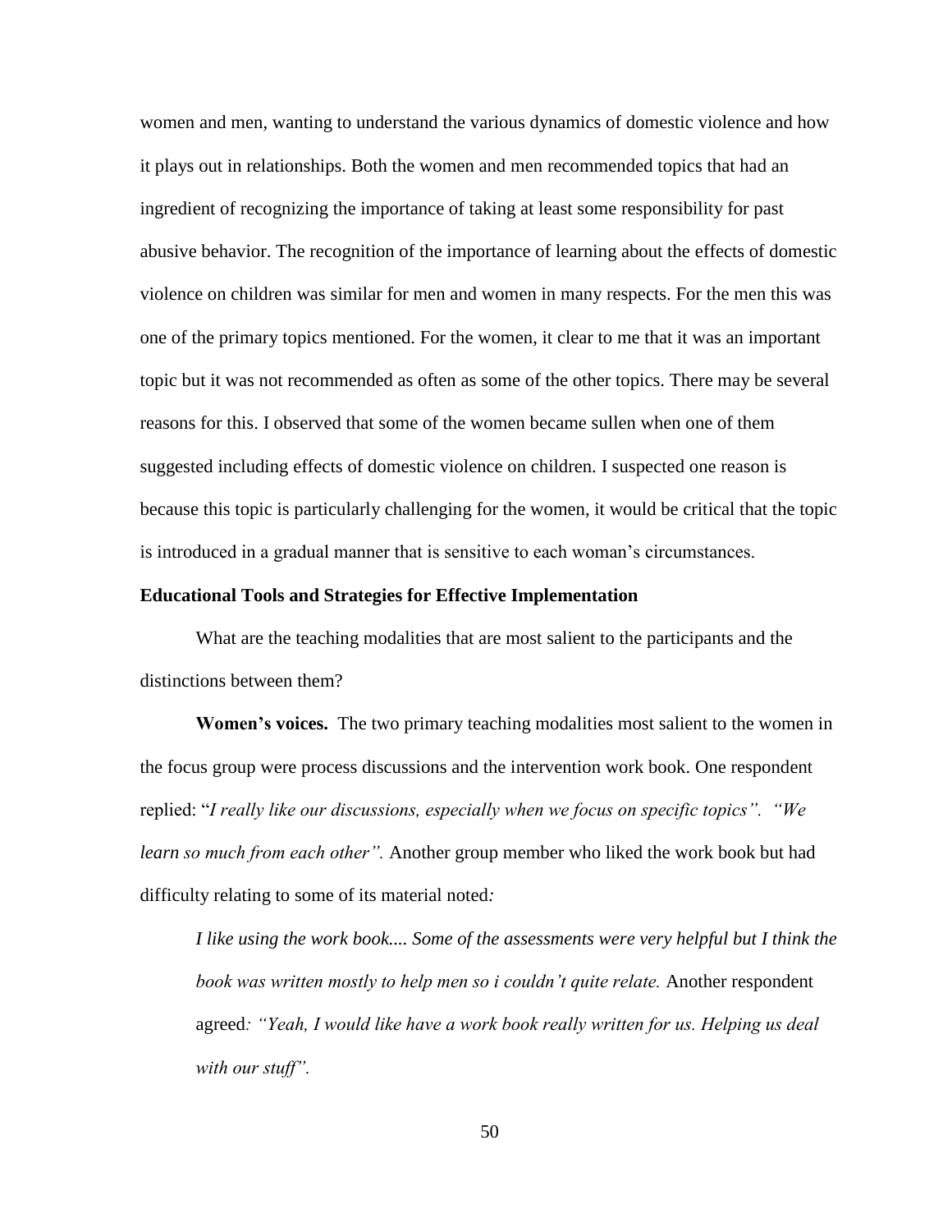women and men, wanting to understand the various dynamics of domestic violence and how it plays out in relationships. Both the women and men recommended topics that had an ingredient of recognizing the importance of taking at least some responsibility for past abusive behavior. The recognition of the importance of learning about the effects of domestic violence on children was similar for men and women in many respects. For the men this was one of the primary topics mentioned. For the women, it clear to me that it was an important topic but it was not recommended as often as some of the other topics. There may be several reasons for this. I observed that some of the women became sullen when one of them suggested including effects of domestic violence on children. I suspected one reason is because this topic is particularly challenging for the women, it would be critical that the topic is introduced in a gradual manner that is sensitive to each woman's circumstances.

**Educational Tools and Strategies for Effective Implementation**

What are the teaching modalities that are most salient to the participants and the distinctions between them?

**Women's voices.** The two primary teaching modalities most salient to the women in the focus group were process discussions and the intervention work book. One respondent replied: "*I really like our discussions, especially when we focus on specific topics". "We learn so much from each other".* Another group member who liked the work book but had difficulty relating to some of its material noted*:*

> *I like using the work book.... Some of the assessments were very helpful but I think the book was written mostly to help men so i couldn't quite relate.* Another respondent agreed*: "Yeah, I would like have a work book really written for us. Helping us deal with our stuff".*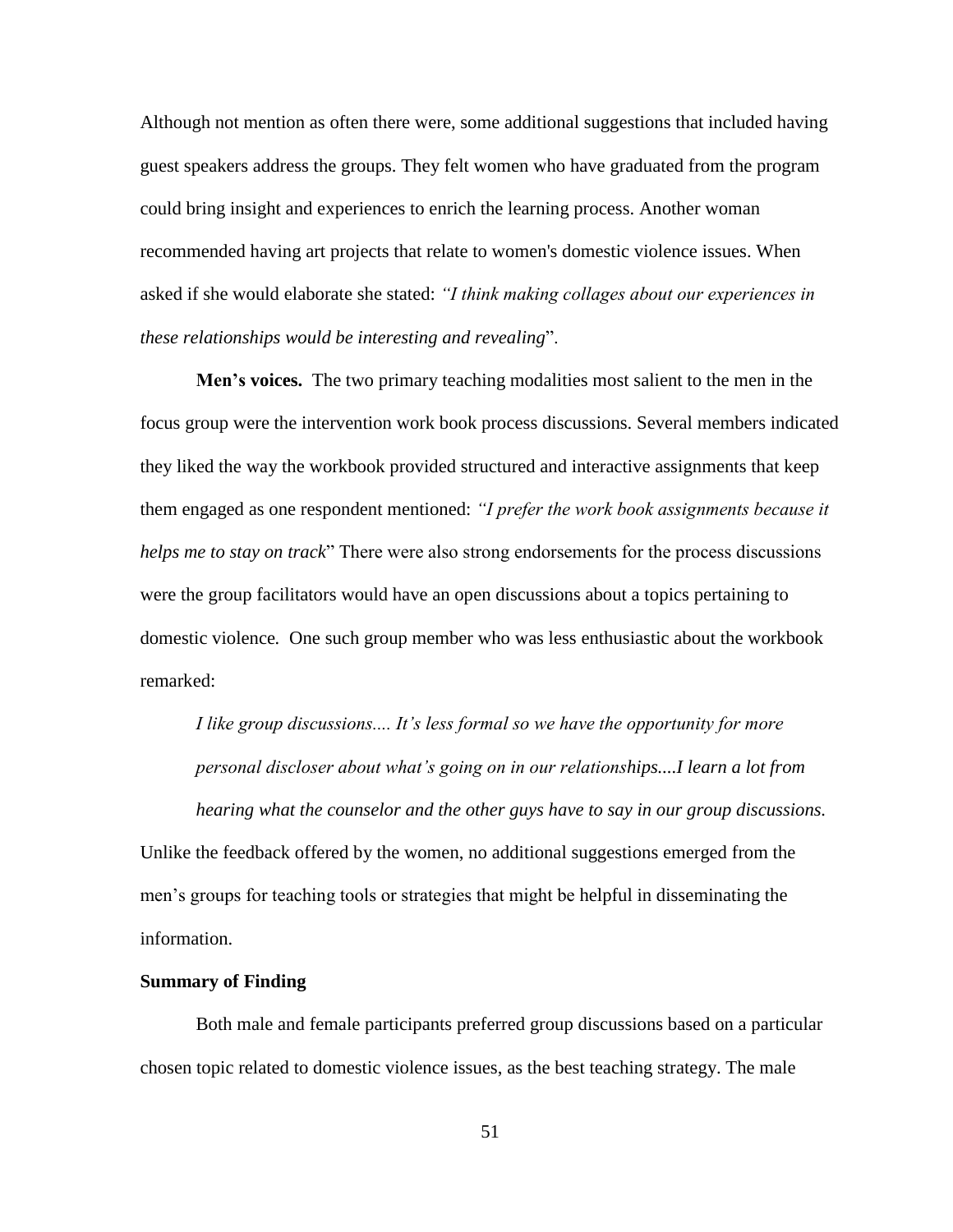Although not mention as often there were, some additional suggestions that included having guest speakers address the groups. They felt women who have graduated from the program could bring insight and experiences to enrich the learning process. Another woman recommended having art projects that relate to women's domestic violence issues. When asked if she would elaborate she stated: *"I think making collages about our experiences in these relationships would be interesting and revealing*".

**Men's voices.** The two primary teaching modalities most salient to the men in the focus group were the intervention work book process discussions. Several members indicated they liked the way the workbook provided structured and interactive assignments that keep them engaged as one respondent mentioned: *"I prefer the work book assignments because it helps me to stay on track*" There were also strong endorsements for the process discussions were the group facilitators would have an open discussions about a topics pertaining to domestic violence. One such group member who was less enthusiastic about the workbook remarked:

> *I like group discussions.... It's less formal so we have the opportunity for more personal discloser about what's going on in our relationships....I learn a lot from hearing what the counselor and the other guys have to say in our group discussions.*

Unlike the feedback offered by the women, no additional suggestions emerged from the men's groups for teaching tools or strategies that might be helpful in disseminating the information.

### Summary of Finding

Both male and female participants preferred group discussions based on a particular chosen topic related to domestic violence issues, as the best teaching strategy. The male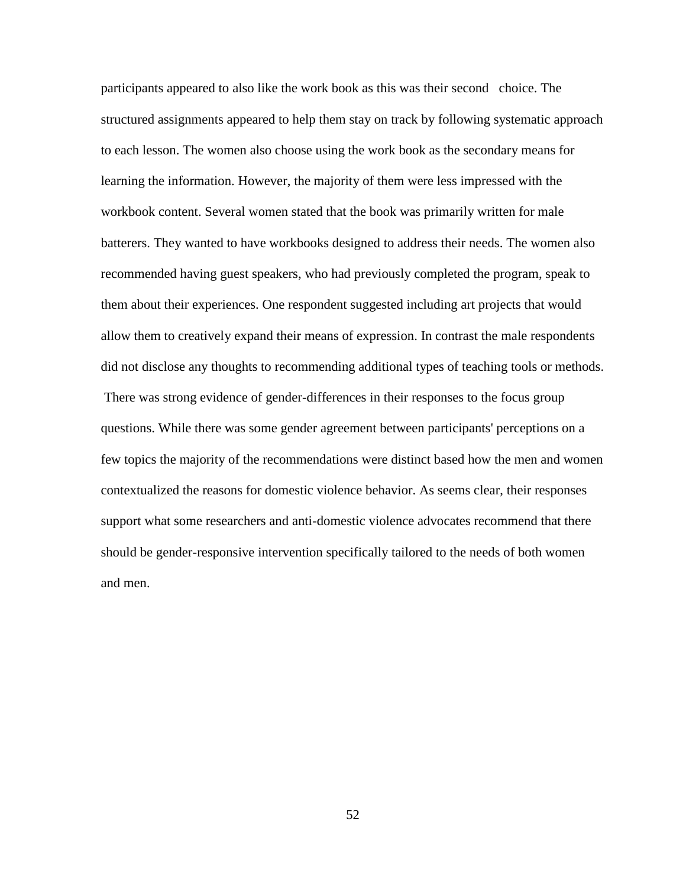participants appeared to also like the work book as this was their second choice. The structured assignments appeared to help them stay on track by following systematic approach to each lesson. The women also choose using the work book as the secondary means for learning the information. However, the majority of them were less impressed with the workbook content. Several women stated that the book was primarily written for male batterers. They wanted to have workbooks designed to address their needs. The women also recommended having guest speakers, who had previously completed the program, speak to them about their experiences. One respondent suggested including art projects that would allow them to creatively expand their means of expression. In contrast the male respondents did not disclose any thoughts to recommending additional types of teaching tools or methods.

There was strong evidence of gender-differences in their responses to the focus group questions. While there was some gender agreement between participants' perceptions on a few topics the majority of the recommendations were distinct based how the men and women contextualized the reasons for domestic violence behavior. As seems clear, their responses support what some researchers and anti-domestic violence advocates recommend that there should be gender-responsive intervention specifically tailored to the needs of both women and men.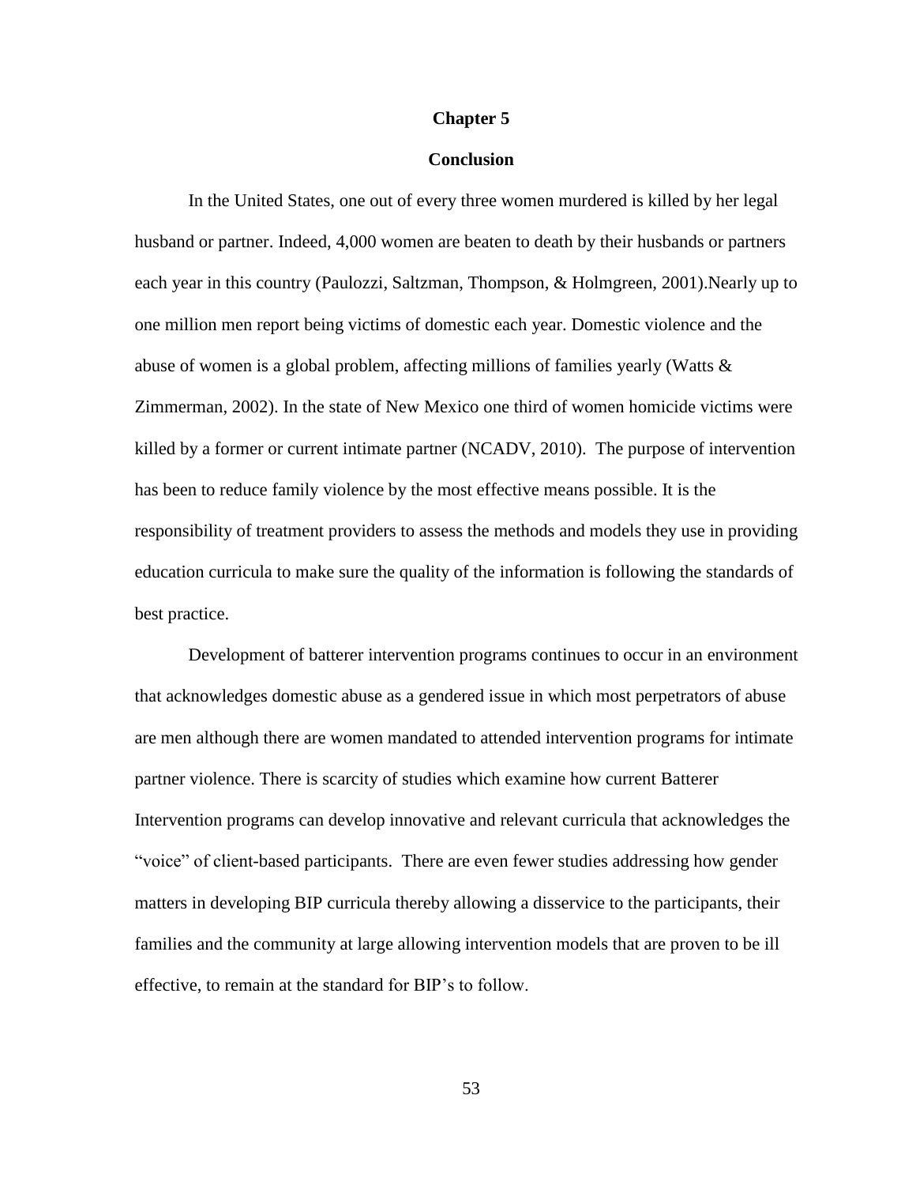# Chapter 5

## Conclusion

In the United States, one out of every three women murdered is killed by her legal husband or partner. Indeed, 4,000 women are beaten to death by their husbands or partners each year in this country (Paulozzi, Saltzman, Thompson, & Holmgreen, 2001).Nearly up to one million men report being victims of domestic each year. Domestic violence and the abuse of women is a global problem, affecting millions of families yearly (Watts & Zimmerman, 2002). In the state of New Mexico one third of women homicide victims were killed by a former or current intimate partner (NCADV, 2010). The purpose of intervention has been to reduce family violence by the most effective means possible. It is the responsibility of treatment providers to assess the methods and models they use in providing education curricula to make sure the quality of the information is following the standards of best practice.

Development of batterer intervention programs continues to occur in an environment that acknowledges domestic abuse as a gendered issue in which most perpetrators of abuse are men although there are women mandated to attended intervention programs for intimate partner violence. There is scarcity of studies which examine how current Batterer Intervention programs can develop innovative and relevant curricula that acknowledges the "voice" of client-based participants. There are even fewer studies addressing how gender matters in developing BIP curricula thereby allowing a disservice to the participants, their families and the community at large allowing intervention models that are proven to be ill effective, to remain at the standard for BIP's to follow.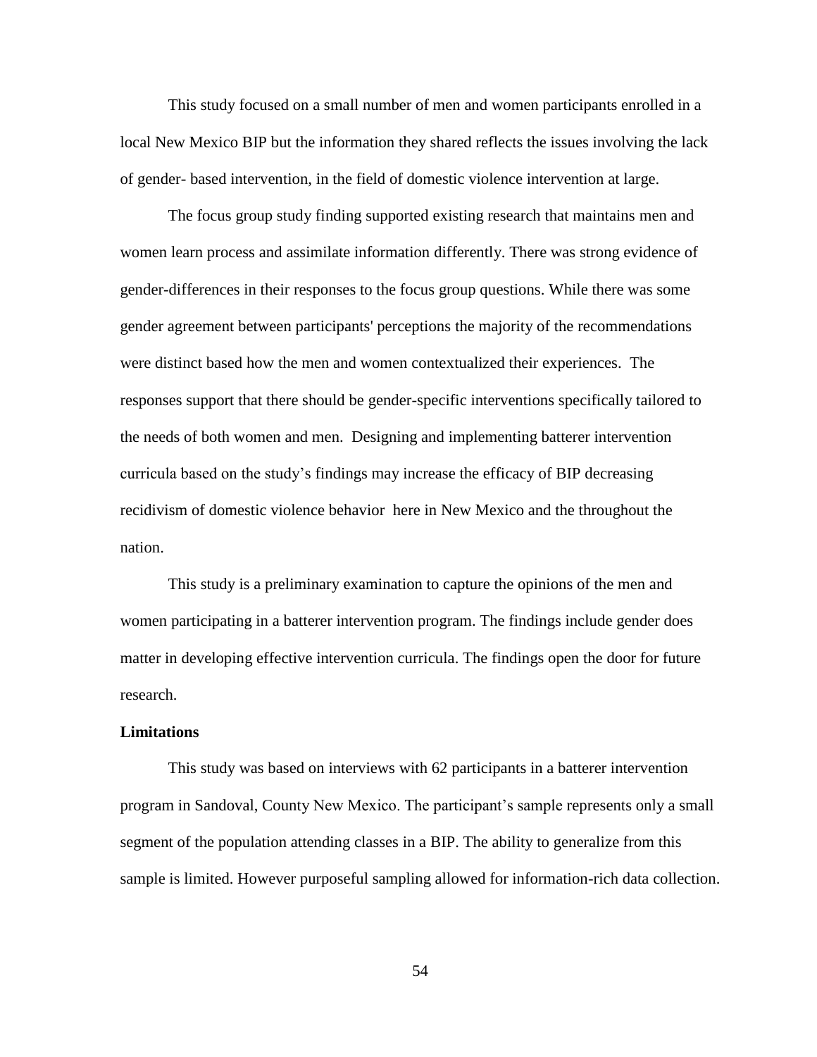This study focused on a small number of men and women participants enrolled in a local New Mexico BIP but the information they shared reflects the issues involving the lack of gender- based intervention, in the field of domestic violence intervention at large.

The focus group study finding supported existing research that maintains men and women learn process and assimilate information differently. There was strong evidence of gender-differences in their responses to the focus group questions. While there was some gender agreement between participants' perceptions the majority of the recommendations were distinct based how the men and women contextualized their experiences. The responses support that there should be gender-specific interventions specifically tailored to the needs of both women and men. Designing and implementing batterer intervention curricula based on the study's findings may increase the efficacy of BIP decreasing recidivism of domestic violence behavior here in New Mexico and the throughout the nation.

This study is a preliminary examination to capture the opinions of the men and women participating in a batterer intervention program. The findings include gender does matter in developing effective intervention curricula. The findings open the door for future research.

**Limitations**

This study was based on interviews with 62 participants in a batterer intervention program in Sandoval, County New Mexico. The participant's sample represents only a small segment of the population attending classes in a BIP. The ability to generalize from this sample is limited. However purposeful sampling allowed for information-rich data collection.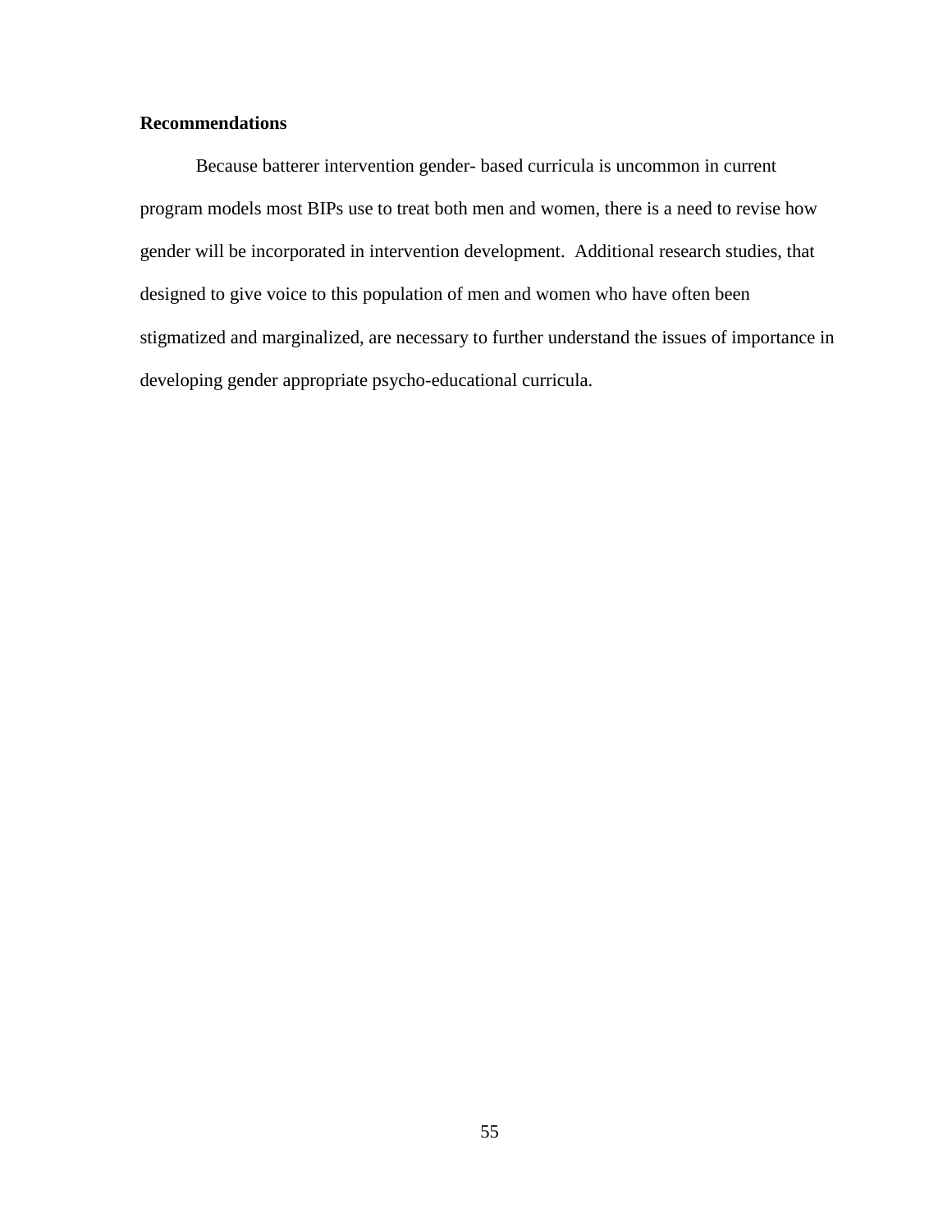**Recommendations**

Because batterer intervention gender- based curricula is uncommon in current program models most BIPs use to treat both men and women, there is a need to revise how gender will be incorporated in intervention development. Additional research studies, that designed to give voice to this population of men and women who have often been stigmatized and marginalized, are necessary to further understand the issues of importance in developing gender appropriate psycho-educational curricula.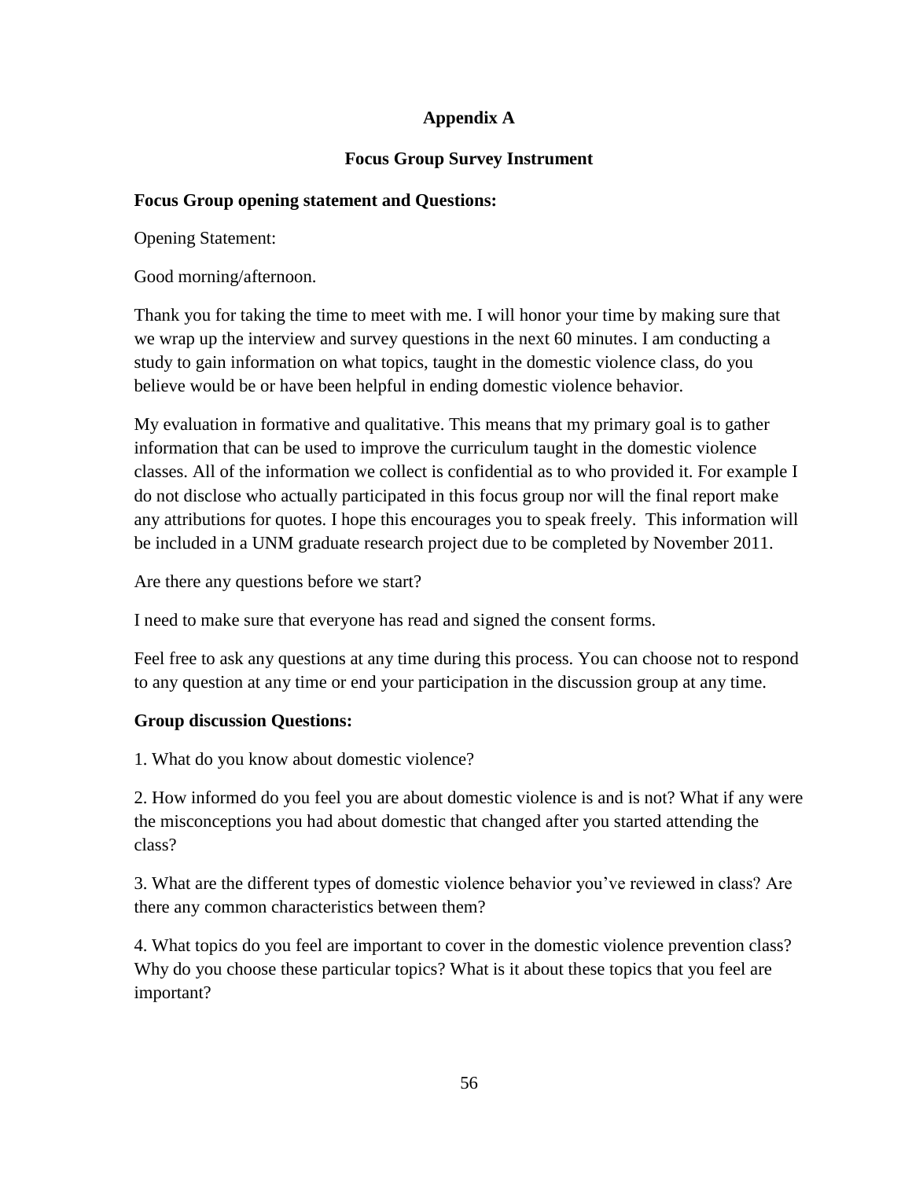# Appendix A

## Focus Group Survey Instrument

**Focus Group opening statement and Questions:**

Opening Statement:

Good morning/afternoon.

Thank you for taking the time to meet with me. I will honor your time by making sure that we wrap up the interview and survey questions in the next 60 minutes. I am conducting a study to gain information on what topics, taught in the domestic violence class, do you believe would be or have been helpful in ending domestic violence behavior.

My evaluation in formative and qualitative. This means that my primary goal is to gather information that can be used to improve the curriculum taught in the domestic violence classes. All of the information we collect is confidential as to who provided it. For example I do not disclose who actually participated in this focus group nor will the final report make any attributions for quotes. I hope this encourages you to speak freely. This information will be included in a UNM graduate research project due to be completed by November 2011.

Are there any questions before we start?

I need to make sure that everyone has read and signed the consent forms.

Feel free to ask any questions at any time during this process. You can choose not to respond to any question at any time or end your participation in the discussion group at any time.

**Group discussion Questions:**

1. What do you know about domestic violence?

2. How informed do you feel you are about domestic violence is and is not? What if any were the misconceptions you had about domestic that changed after you started attending the class?

3. What are the different types of domestic violence behavior you've reviewed in class? Are there any common characteristics between them?

4. What topics do you feel are important to cover in the domestic violence prevention class? Why do you choose these particular topics? What is it about these topics that you feel are important?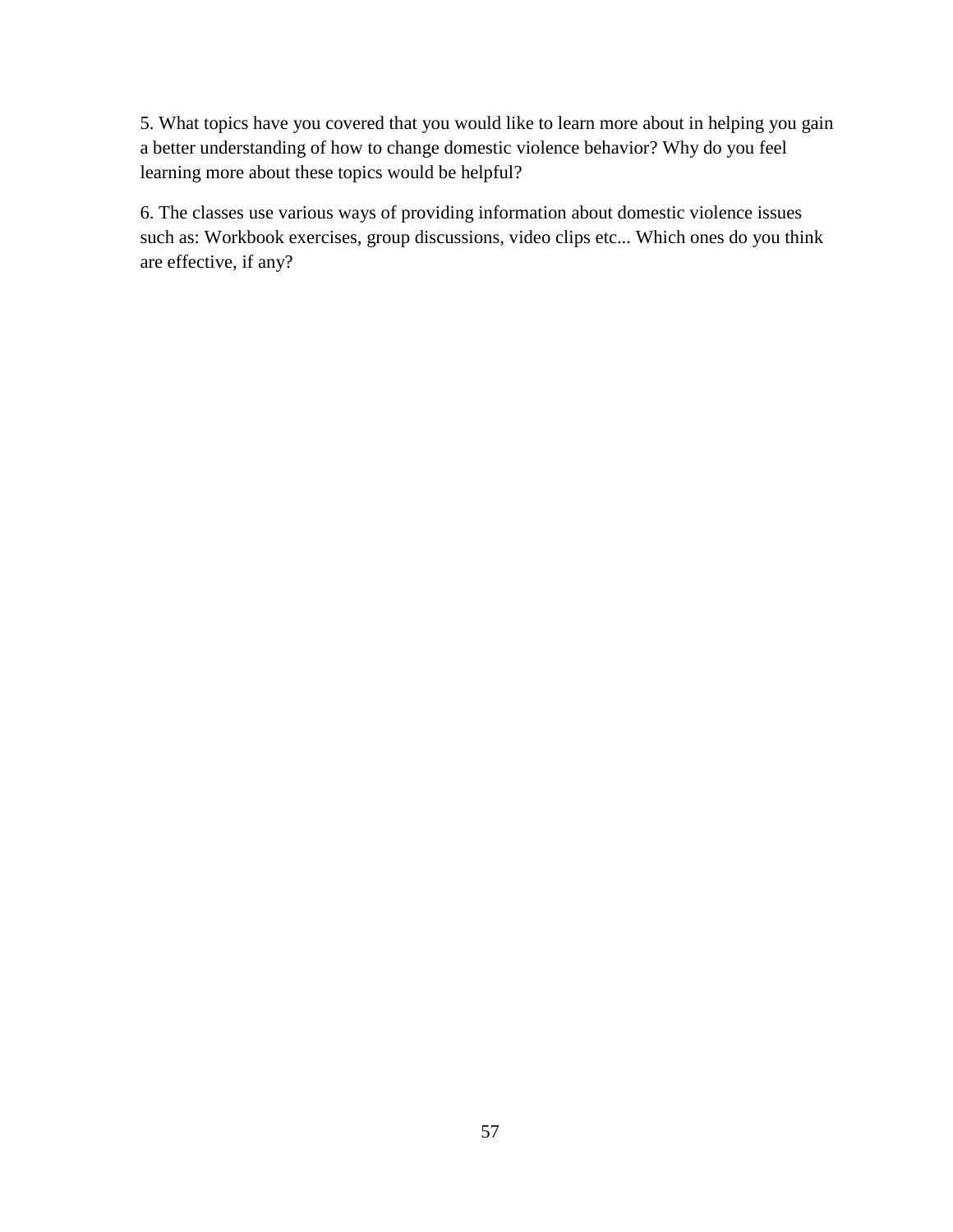5. What topics have you covered that you would like to learn more about in helping you gain a better understanding of how to change domestic violence behavior? Why do you feel learning more about these topics would be helpful?

6. The classes use various ways of providing information about domestic violence issues such as: Workbook exercises, group discussions, video clips etc... Which ones do you think are effective, if any?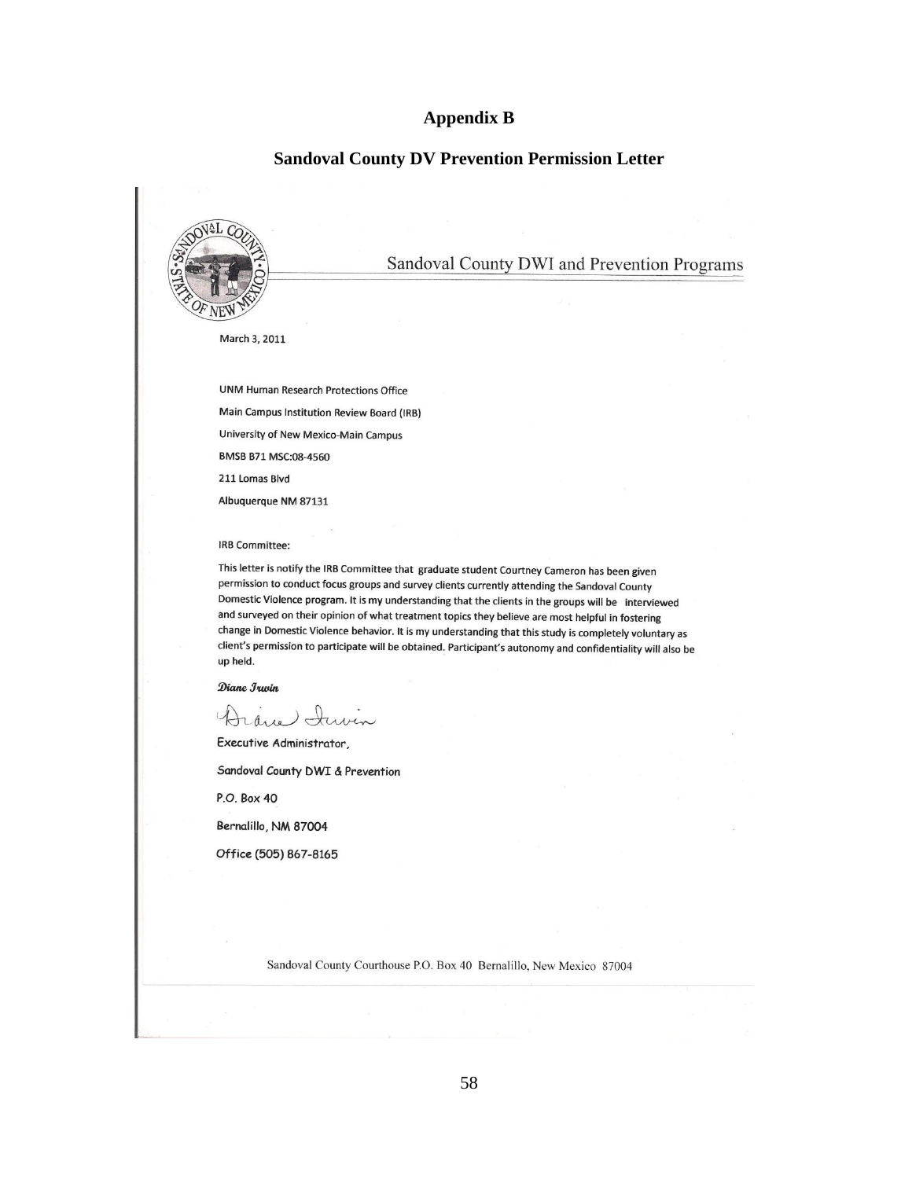# Appendix B

## Sandoval County DV Prevention Permission Letter

Sandoval County DWI and Prevention Programs

March 3, 2011

UNM Human Research Protections Office

Main Campus Institution Review Board (IRB)

University of New Mexico-Main Campus

BMSB B71 MSC:08-4560

211 Lomas Blvd

Albuquerque NM 87131

IRB Committee:

This letter is notify the IRB Committee that graduate student Courtney Cameron has been given permission to conduct focus groups and survey clients currently attending the Sandoval County Domestic Violence program. It is my understanding that the clients in the groups will be interviewed and surveyed on their opinion of what treatment topics they believe are most helpful in fostering change in Domestic Violence behavior. It is my understanding that this study is completely voluntary as client's permission to participate will be obtained. Participant's autonomy and confidentiality will also be up held.

*Diane Irwin*

Diane Irwin

Executive Administrator,

Sandoval County DWI & Prevention

P.O. Box 40

Bernalillo, NM 87004

Office (505) 867-8165

Sandoval County Courthouse P.O. Box 40 Bernalillo, New Mexico 87004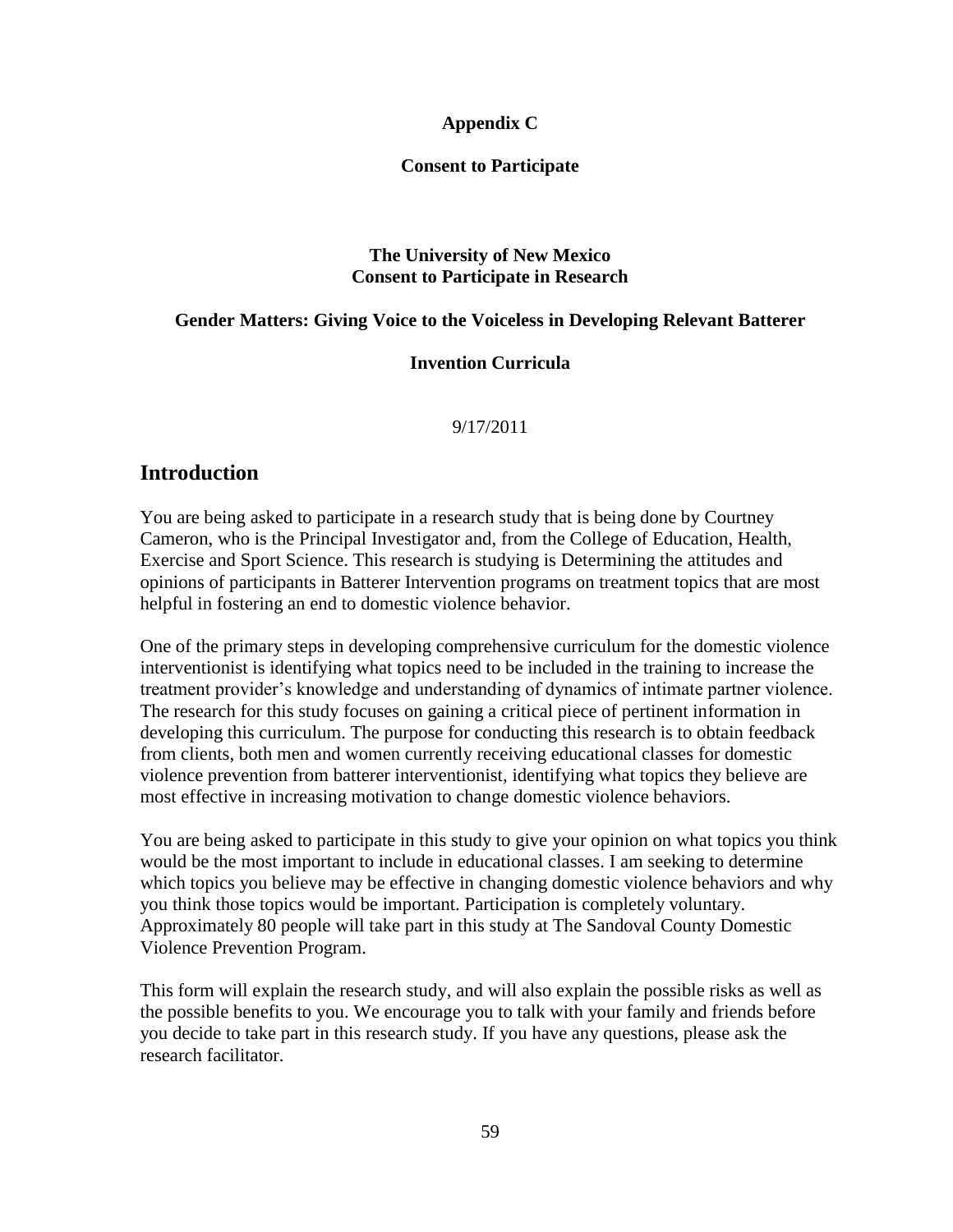**Appendix C**

**Consent to Participate**

**The University of New Mexico**
**Consent to Participate in Research**

**Gender Matters: Giving Voice to the Voiceless in Developing Relevant Batterer**

**Invention Curricula**

9/17/2011

## Introduction

You are being asked to participate in a research study that is being done by Courtney Cameron, who is the Principal Investigator and, from the College of Education, Health, Exercise and Sport Science. This research is studying is Determining the attitudes and opinions of participants in Batterer Intervention programs on treatment topics that are most helpful in fostering an end to domestic violence behavior.

One of the primary steps in developing comprehensive curriculum for the domestic violence interventionist is identifying what topics need to be included in the training to increase the treatment provider's knowledge and understanding of dynamics of intimate partner violence. The research for this study focuses on gaining a critical piece of pertinent information in developing this curriculum. The purpose for conducting this research is to obtain feedback from clients, both men and women currently receiving educational classes for domestic violence prevention from batterer interventionist, identifying what topics they believe are most effective in increasing motivation to change domestic violence behaviors.

You are being asked to participate in this study to give your opinion on what topics you think would be the most important to include in educational classes. I am seeking to determine which topics you believe may be effective in changing domestic violence behaviors and why you think those topics would be important. Participation is completely voluntary. Approximately 80 people will take part in this study at The Sandoval County Domestic Violence Prevention Program.

This form will explain the research study, and will also explain the possible risks as well as the possible benefits to you. We encourage you to talk with your family and friends before you decide to take part in this research study. If you have any questions, please ask the research facilitator.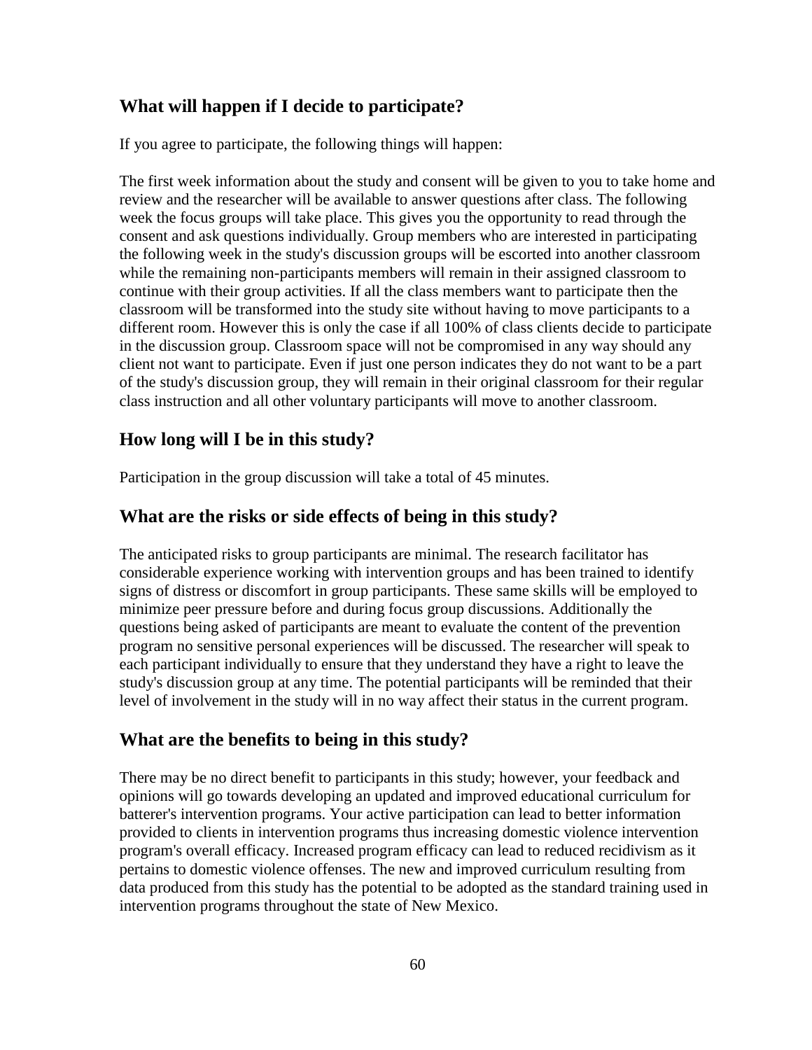## What will happen if I decide to participate?

If you agree to participate, the following things will happen:

The first week information about the study and consent will be given to you to take home and review and the researcher will be available to answer questions after class. The following week the focus groups will take place. This gives you the opportunity to read through the consent and ask questions individually. Group members who are interested in participating the following week in the study's discussion groups will be escorted into another classroom while the remaining non-participants members will remain in their assigned classroom to continue with their group activities. If all the class members want to participate then the classroom will be transformed into the study site without having to move participants to a different room. However this is only the case if all 100% of class clients decide to participate in the discussion group. Classroom space will not be compromised in any way should any client not want to participate. Even if just one person indicates they do not want to be a part of the study's discussion group, they will remain in their original classroom for their regular class instruction and all other voluntary participants will move to another classroom.

## How long will I be in this study?

Participation in the group discussion will take a total of 45 minutes.

## What are the risks or side effects of being in this study?

The anticipated risks to group participants are minimal. The research facilitator has considerable experience working with intervention groups and has been trained to identify signs of distress or discomfort in group participants. These same skills will be employed to minimize peer pressure before and during focus group discussions. Additionally the questions being asked of participants are meant to evaluate the content of the prevention program no sensitive personal experiences will be discussed. The researcher will speak to each participant individually to ensure that they understand they have a right to leave the study's discussion group at any time. The potential participants will be reminded that their level of involvement in the study will in no way affect their status in the current program.

## What are the benefits to being in this study?

There may be no direct benefit to participants in this study; however, your feedback and opinions will go towards developing an updated and improved educational curriculum for batterer's intervention programs. Your active participation can lead to better information provided to clients in intervention programs thus increasing domestic violence intervention program's overall efficacy. Increased program efficacy can lead to reduced recidivism as it pertains to domestic violence offenses. The new and improved curriculum resulting from data produced from this study has the potential to be adopted as the standard training used in intervention programs throughout the state of New Mexico.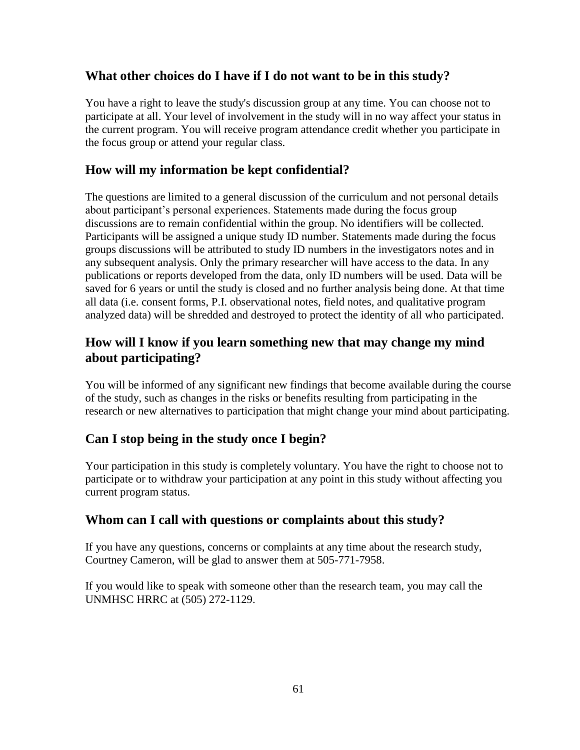## What other choices do I have if I do not want to be in this study?

You have a right to leave the study's discussion group at any time. You can choose not to participate at all. Your level of involvement in the study will in no way affect your status in the current program. You will receive program attendance credit whether you participate in the focus group or attend your regular class.

## How will my information be kept confidential?

The questions are limited to a general discussion of the curriculum and not personal details about participant's personal experiences. Statements made during the focus group discussions are to remain confidential within the group. No identifiers will be collected. Participants will be assigned a unique study ID number. Statements made during the focus groups discussions will be attributed to study ID numbers in the investigators notes and in any subsequent analysis. Only the primary researcher will have access to the data. In any publications or reports developed from the data, only ID numbers will be used. Data will be saved for 6 years or until the study is closed and no further analysis being done. At that time all data (i.e. consent forms, P.I. observational notes, field notes, and qualitative program analyzed data) will be shredded and destroyed to protect the identity of all who participated.

## How will I know if you learn something new that may change my mind about participating?

You will be informed of any significant new findings that become available during the course of the study, such as changes in the risks or benefits resulting from participating in the research or new alternatives to participation that might change your mind about participating.

## Can I stop being in the study once I begin?

Your participation in this study is completely voluntary. You have the right to choose not to participate or to withdraw your participation at any point in this study without affecting you current program status.

## Whom can I call with questions or complaints about this study?

If you have any questions, concerns or complaints at any time about the research study, Courtney Cameron, will be glad to answer them at 505-771-7958.

If you would like to speak with someone other than the research team, you may call the UNMHSC HRRC at (505) 272-1129.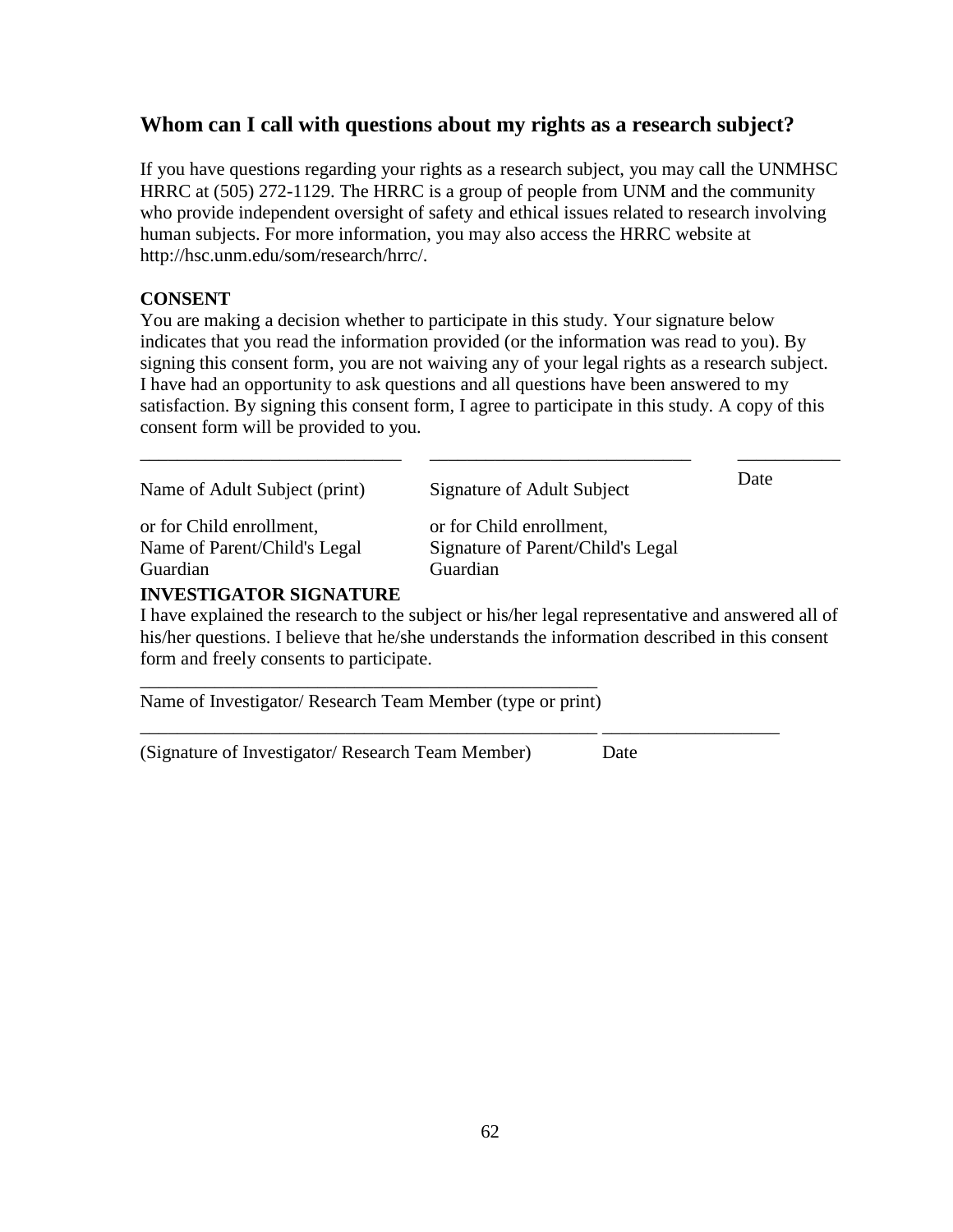## Whom can I call with questions about my rights as a research subject?

If you have questions regarding your rights as a research subject, you may call the UNMHSC HRRC at (505) 272-1129. The HRRC is a group of people from UNM and the community who provide independent oversight of safety and ethical issues related to research involving human subjects. For more information, you may also access the HRRC website at http://hsc.unm.edu/som/research/hrrc/.

**CONSENT**

You are making a decision whether to participate in this study. Your signature below indicates that you read the information provided (or the information was read to you). By signing this consent form, you are not waiving any of your legal rights as a research subject. I have had an opportunity to ask questions and all questions have been answered to my satisfaction. By signing this consent form, I agree to participate in this study. A copy of this consent form will be provided to you.

| ___________________________ | ___________________________ | __________ |
|---|---|---|
| Name of Adult Subject (print) | Signature of Adult Subject | Date |
| or for Child enrollment, Name of Parent/Child's Legal Guardian | or for Child enrollment, Signature of Parent/Child's Legal Guardian | |

**INVESTIGATOR SIGNATURE**

I have explained the research to the subject or his/her legal representative and answered all of his/her questions. I believe that he/she understands the information described in this consent form and freely consents to participate.

_______________________________________________
Name of Investigator/ Research Team Member (type or print)

_______________________________________________ __________________
(Signature of Investigator/ Research Team Member) Date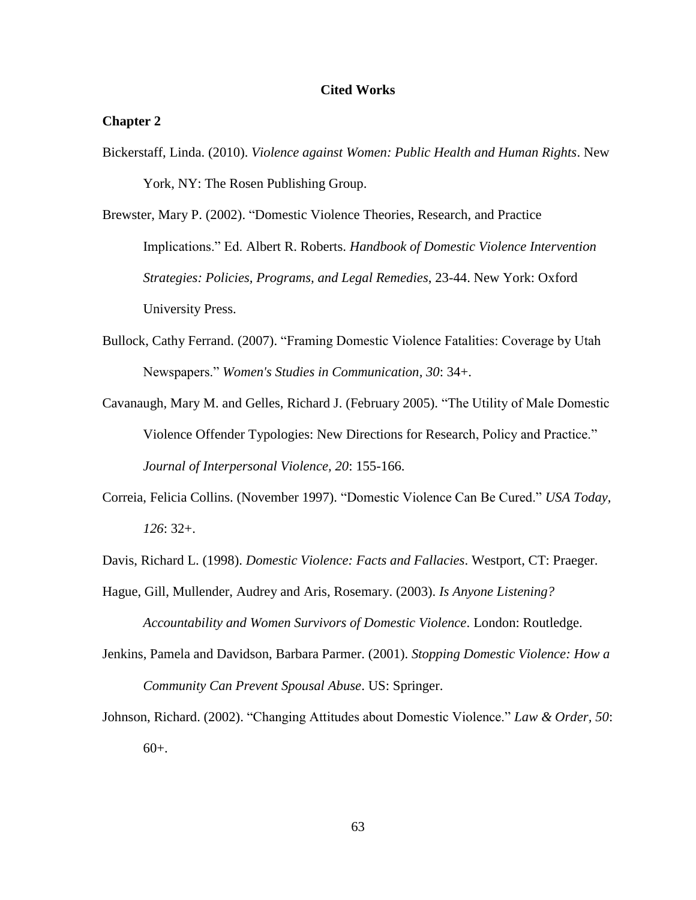# Cited Works

## Chapter 2

Bickerstaff, Linda. (2010). *Violence against Women: Public Health and Human Rights*. New York, NY: The Rosen Publishing Group.

Brewster, Mary P. (2002). "Domestic Violence Theories, Research, and Practice Implications." Ed. Albert R. Roberts. *Handbook of Domestic Violence Intervention Strategies: Policies, Programs, and Legal Remedies*, 23-44. New York: Oxford University Press.

Bullock, Cathy Ferrand. (2007). "Framing Domestic Violence Fatalities: Coverage by Utah Newspapers." *Women's Studies in Communication, 30*: 34+.

Cavanaugh, Mary M. and Gelles, Richard J. (February 2005). "The Utility of Male Domestic Violence Offender Typologies: New Directions for Research, Policy and Practice." *Journal of Interpersonal Violence, 20*: 155-166.

Correia, Felicia Collins. (November 1997). "Domestic Violence Can Be Cured." *USA Today, 126*: 32+.

Davis, Richard L. (1998). *Domestic Violence: Facts and Fallacies*. Westport, CT: Praeger.

Hague, Gill, Mullender, Audrey and Aris, Rosemary. (2003). *Is Anyone Listening? Accountability and Women Survivors of Domestic Violence*. London: Routledge.

Jenkins, Pamela and Davidson, Barbara Parmer. (2001). *Stopping Domestic Violence: How a Community Can Prevent Spousal Abuse*. US: Springer.

Johnson, Richard. (2002). "Changing Attitudes about Domestic Violence." *Law & Order, 50*: 60+.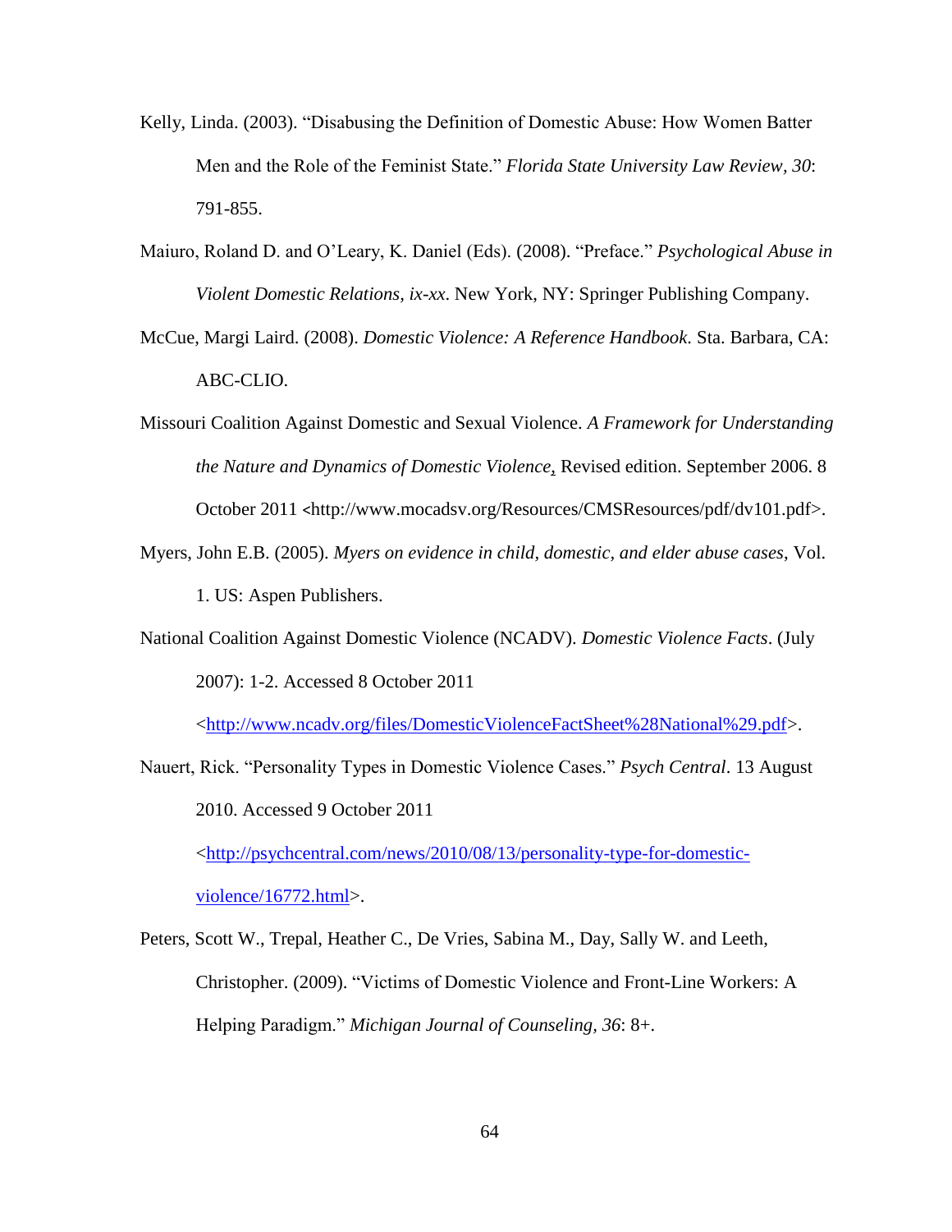Kelly, Linda. (2003). "Disabusing the Definition of Domestic Abuse: How Women Batter Men and the Role of the Feminist State." *Florida State University Law Review, 30*: 791-855.

Maiuro, Roland D. and O'Leary, K. Daniel (Eds). (2008). "Preface." *Psychological Abuse in Violent Domestic Relations, ix-xx*. New York, NY: Springer Publishing Company.

McCue, Margi Laird. (2008). *Domestic Violence: A Reference Handbook.* Sta. Barbara, CA: ABC-CLIO.

Missouri Coalition Against Domestic and Sexual Violence. *A Framework for Understanding the Nature and Dynamics of Domestic Violence*, Revised edition. September 2006. 8 October 2011 <http://www.mocadsv.org/Resources/CMSResources/pdf/dv101.pdf>.

Myers, John E.B. (2005). *Myers on evidence in child, domestic, and elder abuse cases*, Vol. 1. US: Aspen Publishers.

National Coalition Against Domestic Violence (NCADV). *Domestic Violence Facts*. (July 2007): 1-2. Accessed 8 October 2011 <http://www.ncadv.org/files/DomesticViolenceFactSheet%28National%29.pdf>.

Nauert, Rick. "Personality Types in Domestic Violence Cases." *Psych Central*. 13 August 2010. Accessed 9 October 2011 <http://psychcentral.com/news/2010/08/13/personality-type-for-domestic-violence/16772.html>.

Peters, Scott W., Trepal, Heather C., De Vries, Sabina M., Day, Sally W. and Leeth, Christopher. (2009). "Victims of Domestic Violence and Front-Line Workers: A Helping Paradigm." *Michigan Journal of Counseling, 36*: 8+.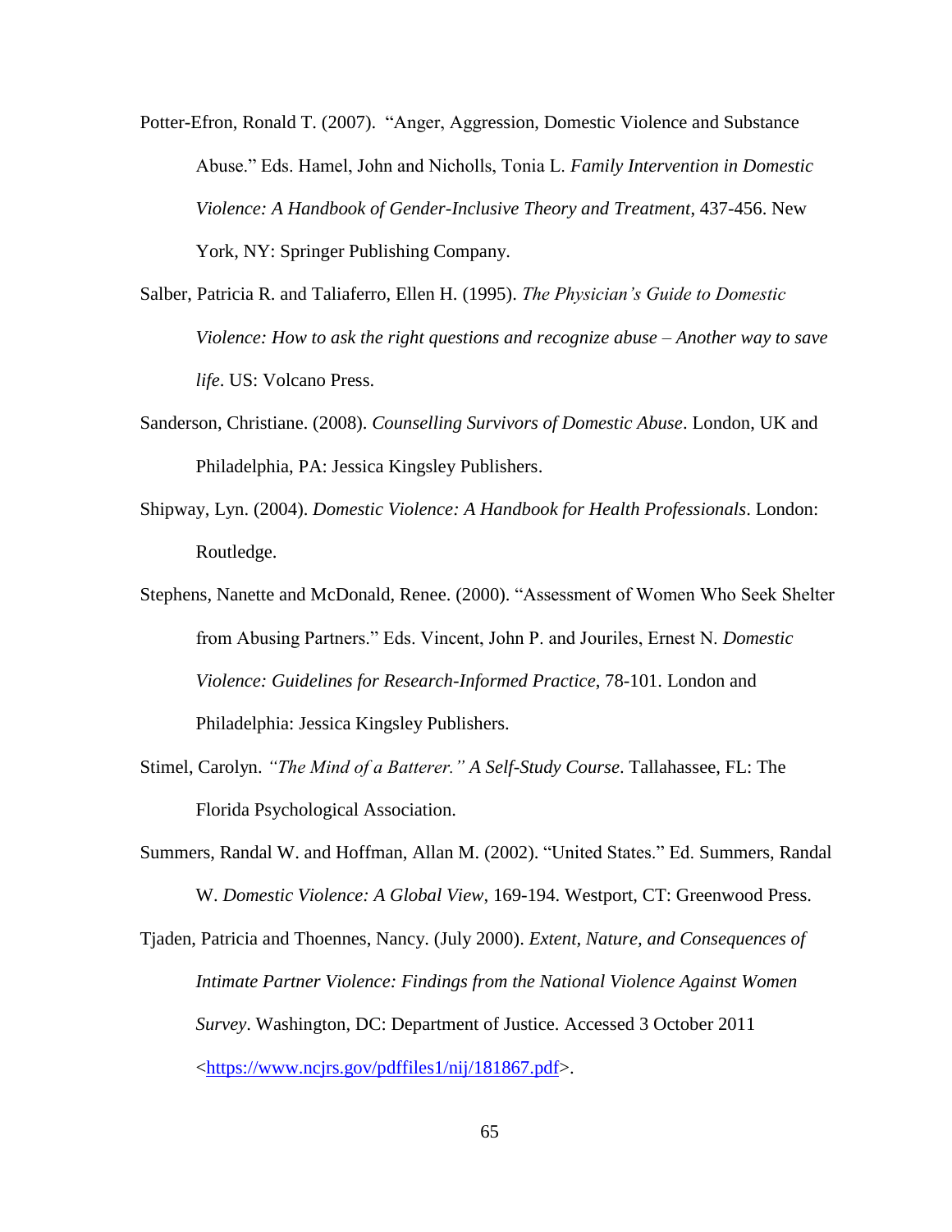Potter-Efron, Ronald T. (2007). "Anger, Aggression, Domestic Violence and Substance Abuse." Eds. Hamel, John and Nicholls, Tonia L. *Family Intervention in Domestic Violence: A Handbook of Gender-Inclusive Theory and Treatment*, 437-456. New York, NY: Springer Publishing Company.

Salber, Patricia R. and Taliaferro, Ellen H. (1995). *The Physician's Guide to Domestic Violence: How to ask the right questions and recognize abuse – Another way to save life*. US: Volcano Press.

Sanderson, Christiane. (2008). *Counselling Survivors of Domestic Abuse*. London, UK and Philadelphia, PA: Jessica Kingsley Publishers.

Shipway, Lyn. (2004). *Domestic Violence: A Handbook for Health Professionals*. London: Routledge.

Stephens, Nanette and McDonald, Renee. (2000). "Assessment of Women Who Seek Shelter from Abusing Partners." Eds. Vincent, John P. and Jouriles, Ernest N. *Domestic Violence: Guidelines for Research-Informed Practice*, 78-101. London and Philadelphia: Jessica Kingsley Publishers.

Stimel, Carolyn. *"The Mind of a Batterer." A Self-Study Course*. Tallahassee, FL: The Florida Psychological Association.

Summers, Randal W. and Hoffman, Allan M. (2002). "United States." Ed. Summers, Randal W. *Domestic Violence: A Global View*, 169-194. Westport, CT: Greenwood Press.

Tjaden, Patricia and Thoennes, Nancy. (July 2000). *Extent, Nature, and Consequences of Intimate Partner Violence: Findings from the National Violence Against Women Survey*. Washington, DC: Department of Justice. Accessed 3 October 2011 <https://www.ncjrs.gov/pdffiles1/nij/181867.pdf>.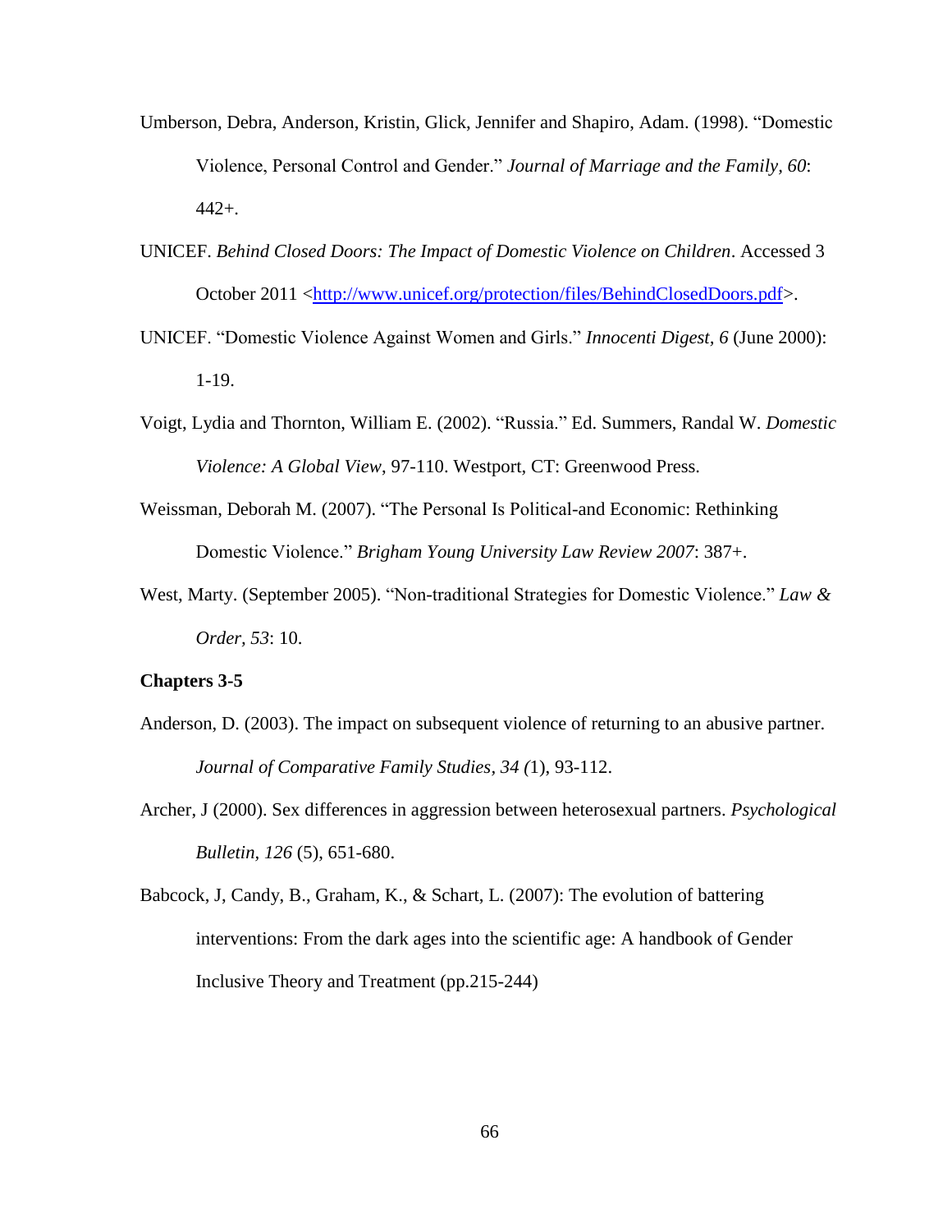Umberson, Debra, Anderson, Kristin, Glick, Jennifer and Shapiro, Adam. (1998). "Domestic Violence, Personal Control and Gender." *Journal of Marriage and the Family, 60*: 442+.

UNICEF. *Behind Closed Doors: The Impact of Domestic Violence on Children*. Accessed 3 October 2011 <http://www.unicef.org/protection/files/BehindClosedDoors.pdf>.

UNICEF. "Domestic Violence Against Women and Girls." *Innocenti Digest, 6* (June 2000): 1-19.

Voigt, Lydia and Thornton, William E. (2002). "Russia." Ed. Summers, Randal W. *Domestic Violence: A Global View*, 97-110. Westport, CT: Greenwood Press.

Weissman, Deborah M. (2007). "The Personal Is Political-and Economic: Rethinking Domestic Violence." *Brigham Young University Law Review 2007*: 387+.

West, Marty. (September 2005). "Non-traditional Strategies for Domestic Violence." *Law & Order, 53*: 10.

**Chapters 3-5**

Anderson, D. (2003). The impact on subsequent violence of returning to an abusive partner. *Journal of Comparative Family Studies, 34 (*1), 93-112.

Archer, J (2000). Sex differences in aggression between heterosexual partners. *Psychological Bulletin, 126* (5), 651-680.

Babcock, J, Candy, B., Graham, K., & Schart, L. (2007): The evolution of battering interventions: From the dark ages into the scientific age: A handbook of Gender Inclusive Theory and Treatment (pp.215-244)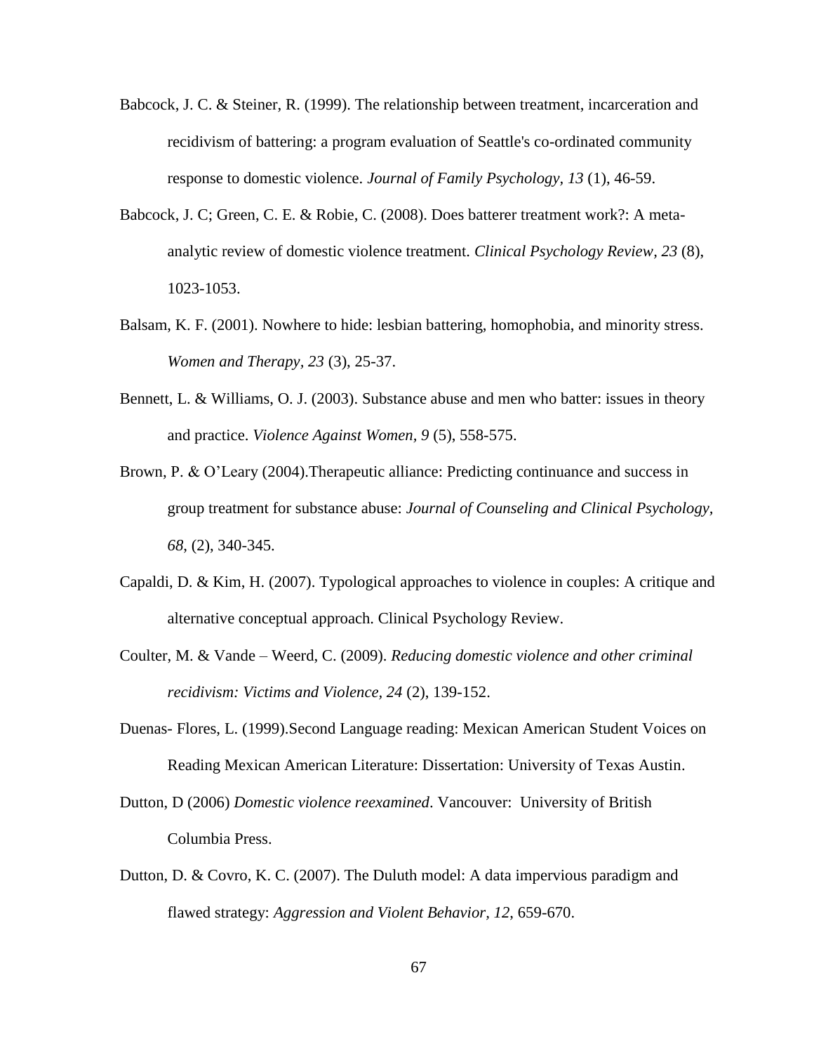Babcock, J. C. & Steiner, R. (1999). The relationship between treatment, incarceration and recidivism of battering: a program evaluation of Seattle's co-ordinated community response to domestic violence. *Journal of Family Psychology*, *13* (1), 46-59.

Babcock, J. C; Green, C. E. & Robie, C. (2008). Does batterer treatment work?: A meta-analytic review of domestic violence treatment. *Clinical Psychology Review, 23* (8), 1023-1053.

Balsam, K. F. (2001). Nowhere to hide: lesbian battering, homophobia, and minority stress. *Women and Therapy, 23* (3), 25-37.

Bennett, L. & Williams, O. J. (2003). Substance abuse and men who batter: issues in theory and practice. *Violence Against Women, 9* (5), 558-575.

Brown, P. & O'Leary (2004).Therapeutic alliance: Predicting continuance and success in group treatment for substance abuse: *Journal of Counseling and Clinical Psychology, 68*, (2), 340-345.

Capaldi, D. & Kim, H. (2007). Typological approaches to violence in couples: A critique and alternative conceptual approach. Clinical Psychology Review.

Coulter, M. & Vande – Weerd, C. (2009). *Reducing domestic violence and other criminal recidivism: Victims and Violence, 24* (2), 139-152.

Duenas- Flores, L. (1999).Second Language reading: Mexican American Student Voices on Reading Mexican American Literature: Dissertation: University of Texas Austin.

Dutton, D (2006) *Domestic violence reexamined*. Vancouver: University of British Columbia Press.

Dutton, D. & Covro, K. C. (2007). The Duluth model: A data impervious paradigm and flawed strategy: *Aggression and Violent Behavior, 12*, 659-670.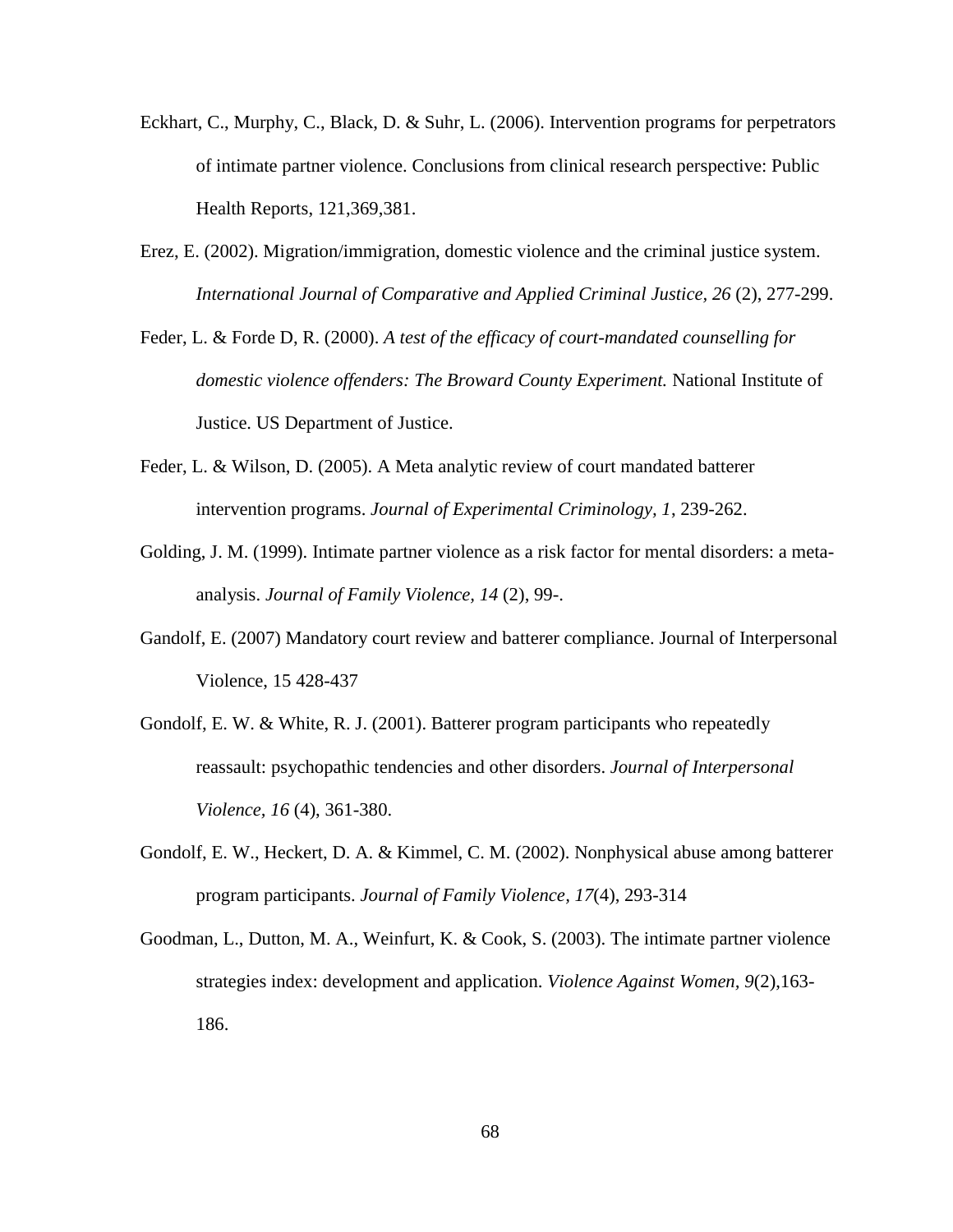Eckhart, C., Murphy, C., Black, D. & Suhr, L. (2006). Intervention programs for perpetrators of intimate partner violence. Conclusions from clinical research perspective: Public Health Reports, 121,369,381.

Erez, E. (2002). Migration/immigration, domestic violence and the criminal justice system. *International Journal of Comparative and Applied Criminal Justice, 26* (2), 277-299.

Feder, L. & Forde D, R. (2000). *A test of the efficacy of court-mandated counselling for domestic violence offenders: The Broward County Experiment.* National Institute of Justice. US Department of Justice.

Feder, L. & Wilson, D. (2005). A Meta analytic review of court mandated batterer intervention programs. *Journal of Experimental Criminology, 1*, 239-262.

Golding, J. M. (1999). Intimate partner violence as a risk factor for mental disorders: a meta-analysis. *Journal of Family Violence, 14* (2), 99-.

Gandolf, E. (2007) Mandatory court review and batterer compliance. Journal of Interpersonal Violence, 15 428-437

Gondolf, E. W. & White, R. J. (2001). Batterer program participants who repeatedly reassault: psychopathic tendencies and other disorders. *Journal of Interpersonal Violence, 16* (4), 361-380.

Gondolf, E. W., Heckert, D. A. & Kimmel, C. M. (2002). Nonphysical abuse among batterer program participants. *Journal of Family Violence, 17*(4), 293-314

Goodman, L., Dutton, M. A., Weinfurt, K. & Cook, S. (2003). The intimate partner violence strategies index: development and application. *Violence Against Women, 9*(2),163-186.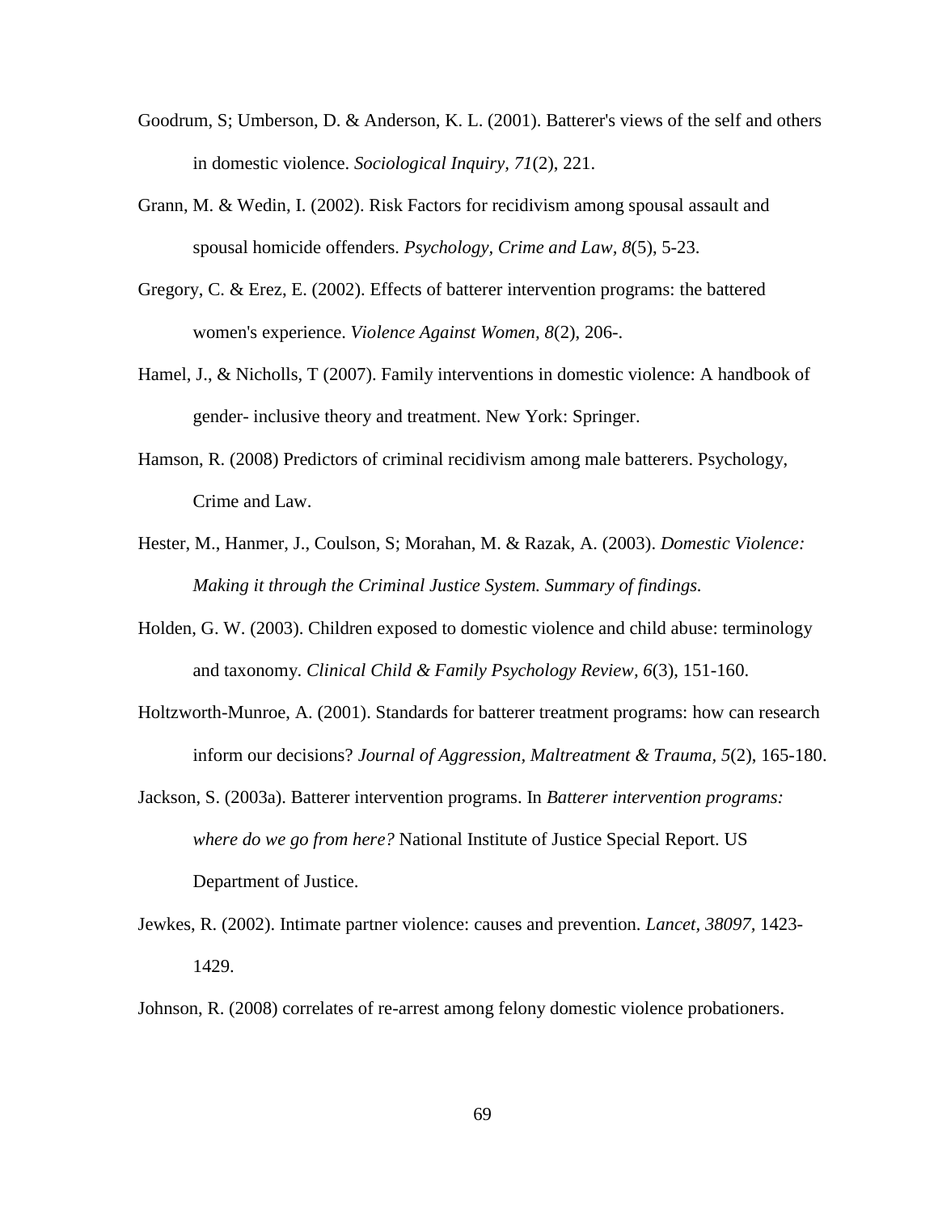Goodrum, S; Umberson, D. & Anderson, K. L. (2001). Batterer's views of the self and others in domestic violence. *Sociological Inquiry, 71*(2), 221.

Grann, M. & Wedin, I. (2002). Risk Factors for recidivism among spousal assault and spousal homicide offenders. *Psychology, Crime and Law, 8*(5), 5-23.

Gregory, C. & Erez, E. (2002). Effects of batterer intervention programs: the battered women's experience. *Violence Against Women, 8*(2), 206-.

Hamel, J., & Nicholls, T (2007). Family interventions in domestic violence: A handbook of gender- inclusive theory and treatment. New York: Springer.

Hamson, R. (2008) Predictors of criminal recidivism among male batterers. Psychology, Crime and Law.

Hester, M., Hanmer, J., Coulson, S; Morahan, M. & Razak, A. (2003). *Domestic Violence: Making it through the Criminal Justice System. Summary of findings.*

Holden, G. W. (2003). Children exposed to domestic violence and child abuse: terminology and taxonomy. *Clinical Child & Family Psychology Review, 6*(3), 151-160.

Holtzworth-Munroe, A. (2001). Standards for batterer treatment programs: how can research inform our decisions? *Journal of Aggression, Maltreatment & Trauma, 5*(2), 165-180.

Jackson, S. (2003a). Batterer intervention programs. In *Batterer intervention programs: where do we go from here?* National Institute of Justice Special Report. US Department of Justice.

Jewkes, R. (2002). Intimate partner violence: causes and prevention. *Lancet, 38097,* 1423-1429.

Johnson, R. (2008) correlates of re-arrest among felony domestic violence probationers.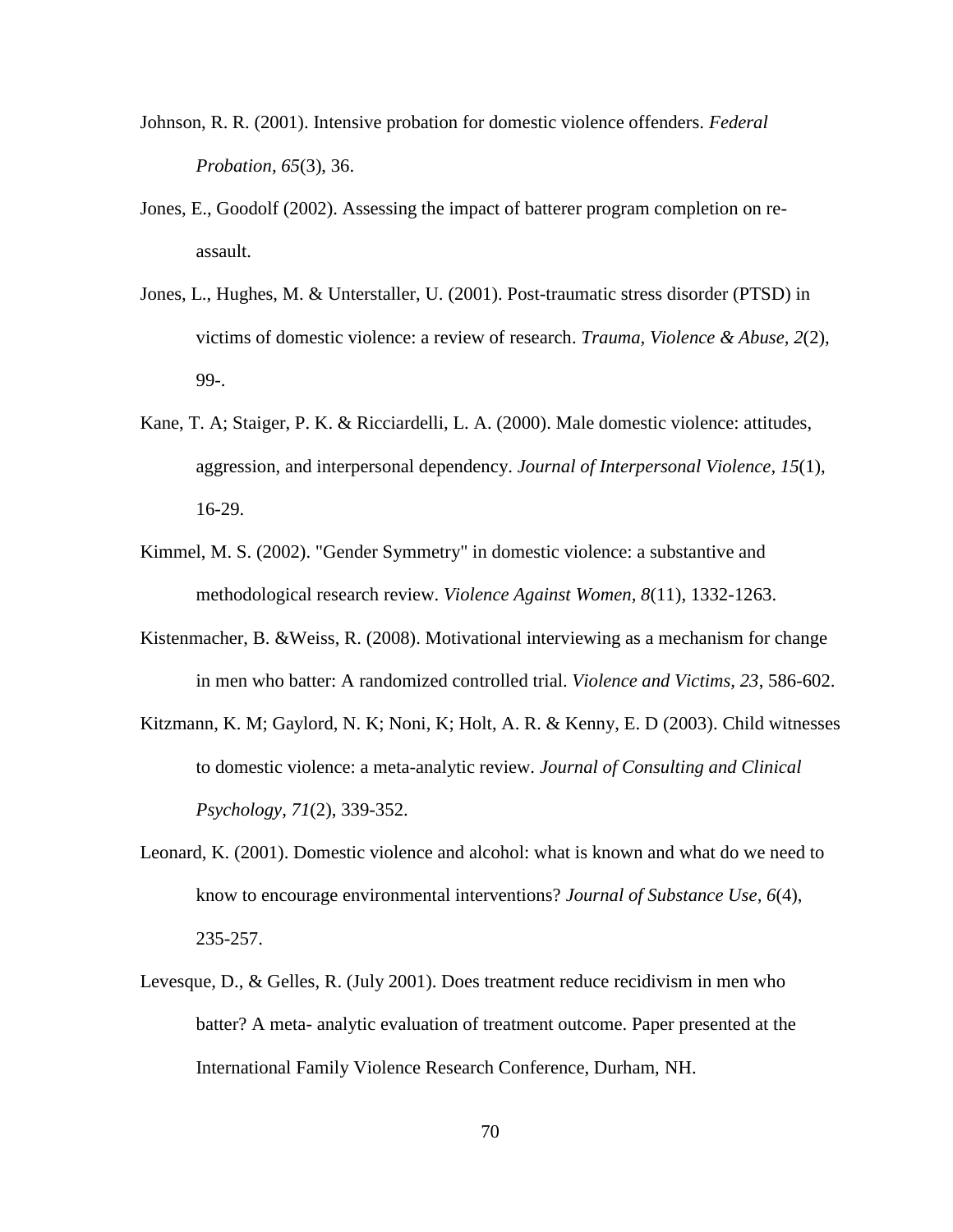Johnson, R. R. (2001). Intensive probation for domestic violence offenders. *Federal Probation, 65*(3), 36.

Jones, E., Goodolf (2002). Assessing the impact of batterer program completion on re-assault.

Jones, L., Hughes, M. & Unterstaller, U. (2001). Post-traumatic stress disorder (PTSD) in victims of domestic violence: a review of research. *Trauma, Violence & Abuse, 2*(2), 99-.

Kane, T. A; Staiger, P. K. & Ricciardelli, L. A. (2000). Male domestic violence: attitudes, aggression, and interpersonal dependency. *Journal of Interpersonal Violence, 15*(1), 16-29.

Kimmel, M. S. (2002). "Gender Symmetry" in domestic violence: a substantive and methodological research review. *Violence Against Women, 8*(11), 1332-1263.

Kistenmacher, B. &Weiss, R. (2008). Motivational interviewing as a mechanism for change in men who batter: A randomized controlled trial. *Violence and Victims, 23*, 586-602.

Kitzmann, K. M; Gaylord, N. K; Noni, K; Holt, A. R. & Kenny, E. D (2003). Child witnesses to domestic violence: a meta-analytic review. *Journal of Consulting and Clinical Psychology, 71*(2), 339-352.

Leonard, K. (2001). Domestic violence and alcohol: what is known and what do we need to know to encourage environmental interventions? *Journal of Substance Use, 6*(4), 235-257.

Levesque, D., & Gelles, R. (July 2001). Does treatment reduce recidivism in men who batter? A meta- analytic evaluation of treatment outcome. Paper presented at the International Family Violence Research Conference, Durham, NH.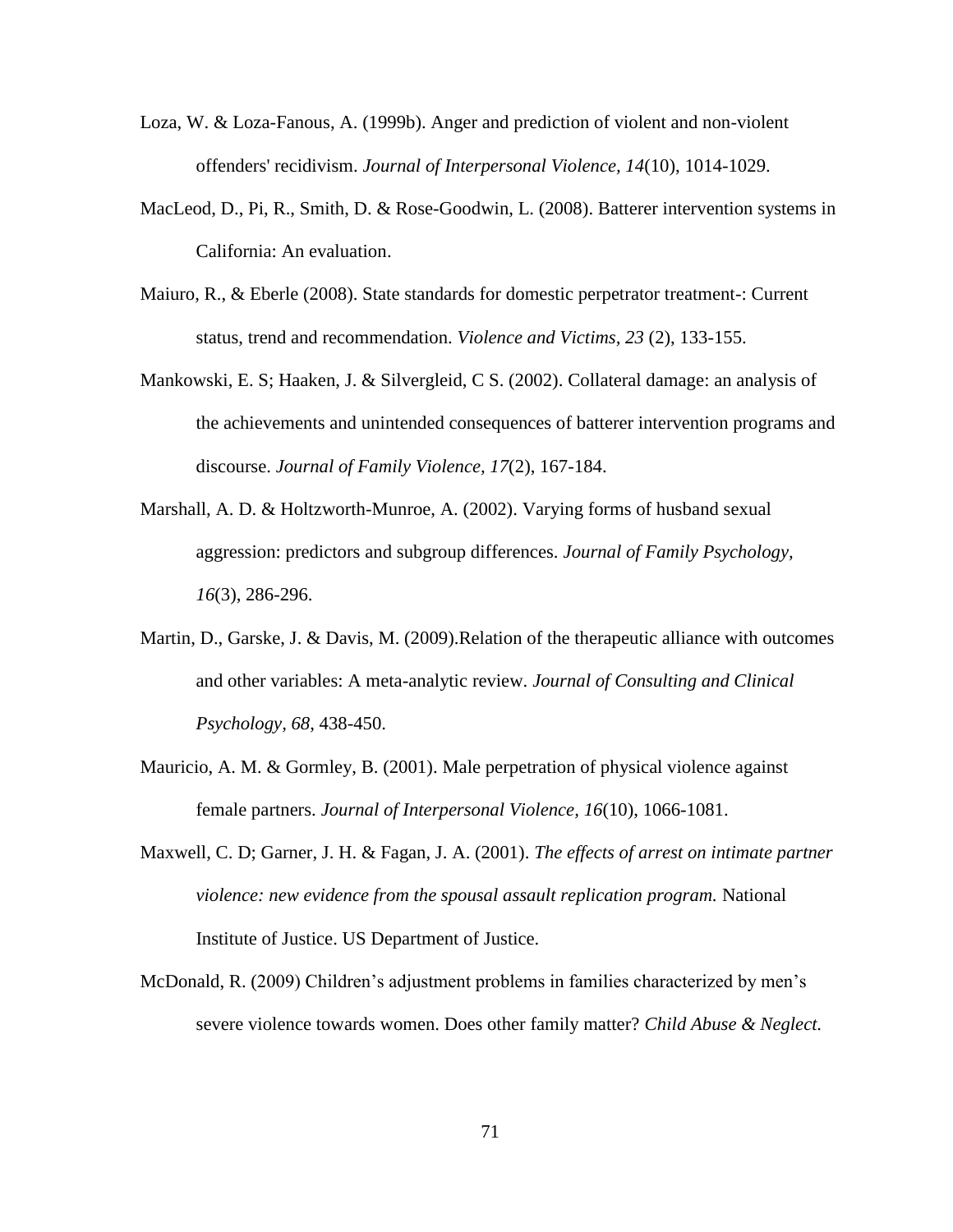Loza, W. & Loza-Fanous, A. (1999b). Anger and prediction of violent and non-violent offenders' recidivism. *Journal of Interpersonal Violence, 14*(10), 1014-1029.

MacLeod, D., Pi, R., Smith, D. & Rose-Goodwin, L. (2008). Batterer intervention systems in California: An evaluation.

Maiuro, R., & Eberle (2008). State standards for domestic perpetrator treatment-: Current status, trend and recommendation. *Violence and Victims, 23* (2), 133-155.

Mankowski, E. S; Haaken, J. & Silvergleid, C S. (2002). Collateral damage: an analysis of the achievements and unintended consequences of batterer intervention programs and discourse. *Journal of Family Violence, 17*(2), 167-184.

Marshall, A. D. & Holtzworth-Munroe, A. (2002). Varying forms of husband sexual aggression: predictors and subgroup differences. *Journal of Family Psychology, 16*(3), 286-296.

Martin, D., Garske, J. & Davis, M. (2009).Relation of the therapeutic alliance with outcomes and other variables: A meta-analytic review. *Journal of Consulting and Clinical Psychology, 68,* 438-450.

Mauricio, A. M. & Gormley, B. (2001). Male perpetration of physical violence against female partners. *Journal of Interpersonal Violence, 16*(10), 1066-1081.

Maxwell, C. D; Garner, J. H. & Fagan, J. A. (2001). *The effects of arrest on intimate partner violence: new evidence from the spousal assault replication program.* National Institute of Justice. US Department of Justice.

McDonald, R. (2009) Children's adjustment problems in families characterized by men's severe violence towards women. Does other family matter? *Child Abuse & Neglect.*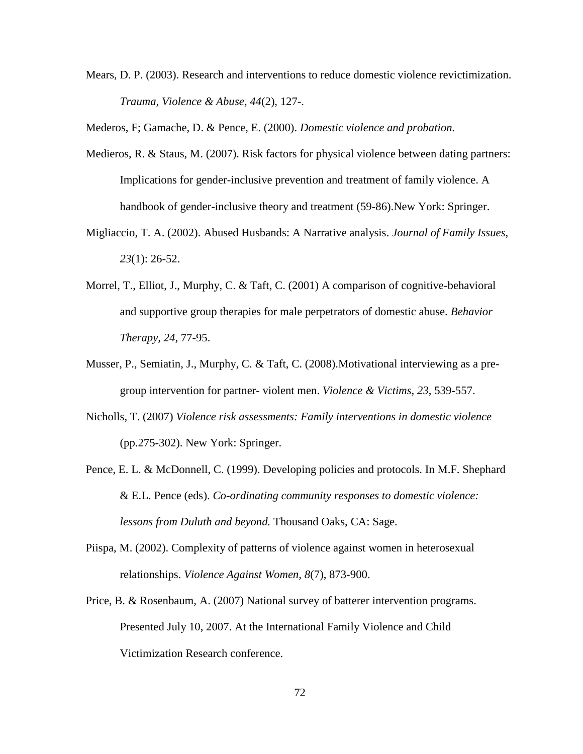Mears, D. P. (2003). Research and interventions to reduce domestic violence revictimization. *Trauma, Violence & Abuse, 44*(2), 127-.

Mederos, F; Gamache, D. & Pence, E. (2000). *Domestic violence and probation.*

Medieros, R. & Staus, M. (2007). Risk factors for physical violence between dating partners: Implications for gender-inclusive prevention and treatment of family violence. A handbook of gender-inclusive theory and treatment (59-86).New York: Springer.

Migliaccio, T. A. (2002). Abused Husbands: A Narrative analysis. *Journal of Family Issues, 23*(1): 26-52.

Morrel, T., Elliot, J., Murphy, C. & Taft, C. (2001) A comparison of cognitive-behavioral and supportive group therapies for male perpetrators of domestic abuse. *Behavior Therapy, 24*, 77-95.

Musser, P., Semiatin, J., Murphy, C. & Taft, C. (2008).Motivational interviewing as a pre-group intervention for partner- violent men. *Violence & Victims, 23*, 539-557.

Nicholls, T. (2007) *Violence risk assessments: Family interventions in domestic violence* (pp.275-302). New York: Springer.

Pence, E. L. & McDonnell, C. (1999). Developing policies and protocols. In M.F. Shephard & E.L. Pence (eds). *Co-ordinating community responses to domestic violence: lessons from Duluth and beyond.* Thousand Oaks, CA: Sage.

Piispa, M. (2002). Complexity of patterns of violence against women in heterosexual relationships. *Violence Against Women, 8*(7), 873-900.

Price, B. & Rosenbaum, A. (2007) National survey of batterer intervention programs. Presented July 10, 2007. At the International Family Violence and Child Victimization Research conference.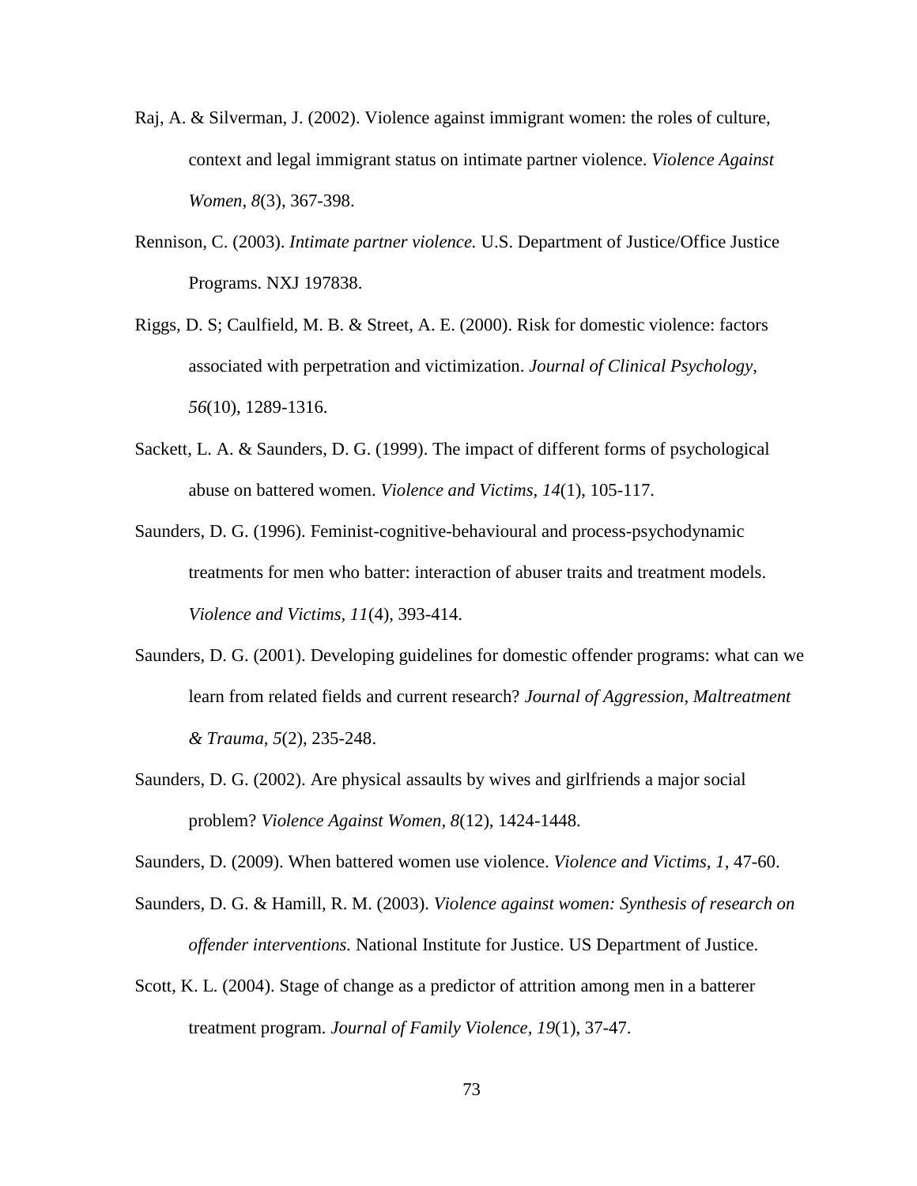Raj, A. & Silverman, J. (2002). Violence against immigrant women: the roles of culture, context and legal immigrant status on intimate partner violence. *Violence Against Women, 8*(3), 367-398.

Rennison, C. (2003). *Intimate partner violence.* U.S. Department of Justice/Office Justice Programs. NXJ 197838.

Riggs, D. S; Caulfield, M. B. & Street, A. E. (2000). Risk for domestic violence: factors associated with perpetration and victimization. *Journal of Clinical Psychology, 56*(10), 1289-1316.

Sackett, L. A. & Saunders, D. G. (1999). The impact of different forms of psychological abuse on battered women. *Violence and Victims, 14*(1), 105-117.

Saunders, D. G. (1996). Feminist-cognitive-behavioural and process-psychodynamic treatments for men who batter: interaction of abuser traits and treatment models. *Violence and Victims, 11*(4), 393-414.

Saunders, D. G. (2001). Developing guidelines for domestic offender programs: what can we learn from related fields and current research? *Journal of Aggression, Maltreatment & Trauma, 5*(2), 235-248.

Saunders, D. G. (2002). Are physical assaults by wives and girlfriends a major social problem? *Violence Against Women, 8*(12), 1424-1448.

Saunders, D. (2009). When battered women use violence. *Violence and Victims, 1*, 47-60.

Saunders, D. G. & Hamill, R. M. (2003). *Violence against women: Synthesis of research on offender interventions.* National Institute for Justice. US Department of Justice.

Scott, K. L. (2004). Stage of change as a predictor of attrition among men in a batterer treatment program. *Journal of Family Violence, 19*(1), 37-47.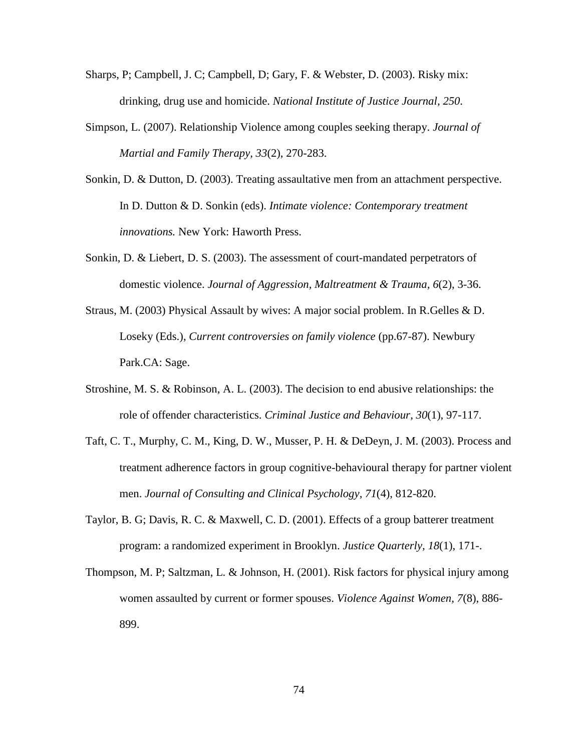Sharps, P; Campbell, J. C; Campbell, D; Gary, F. & Webster, D. (2003). Risky mix: drinking, drug use and homicide. *National Institute of Justice Journal, 250*.

Simpson, L. (2007). Relationship Violence among couples seeking therapy. *Journal of Martial and Family Therapy, 33*(2), 270-283.

Sonkin, D. & Dutton, D. (2003). Treating assaultative men from an attachment perspective. In D. Dutton & D. Sonkin (eds). *Intimate violence: Contemporary treatment innovations.* New York: Haworth Press.

Sonkin, D. & Liebert, D. S. (2003). The assessment of court-mandated perpetrators of domestic violence. *Journal of Aggression, Maltreatment & Trauma, 6*(2), 3-36.

Straus, M. (2003) Physical Assault by wives: A major social problem. In R.Gelles & D. Loseky (Eds.), *Current controversies on family violence* (pp.67-87). Newbury Park.CA: Sage.

Stroshine, M. S. & Robinson, A. L. (2003). The decision to end abusive relationships: the role of offender characteristics. *Criminal Justice and Behaviour, 30*(1), 97-117.

Taft, C. T., Murphy, C. M., King, D. W., Musser, P. H. & DeDeyn, J. M. (2003). Process and treatment adherence factors in group cognitive-behavioural therapy for partner violent men. *Journal of Consulting and Clinical Psychology, 71*(4), 812-820.

Taylor, B. G; Davis, R. C. & Maxwell, C. D. (2001). Effects of a group batterer treatment program: a randomized experiment in Brooklyn. *Justice Quarterly, 18*(1), 171-.

Thompson, M. P; Saltzman, L. & Johnson, H. (2001). Risk factors for physical injury among women assaulted by current or former spouses. *Violence Against Women, 7*(8), 886-899.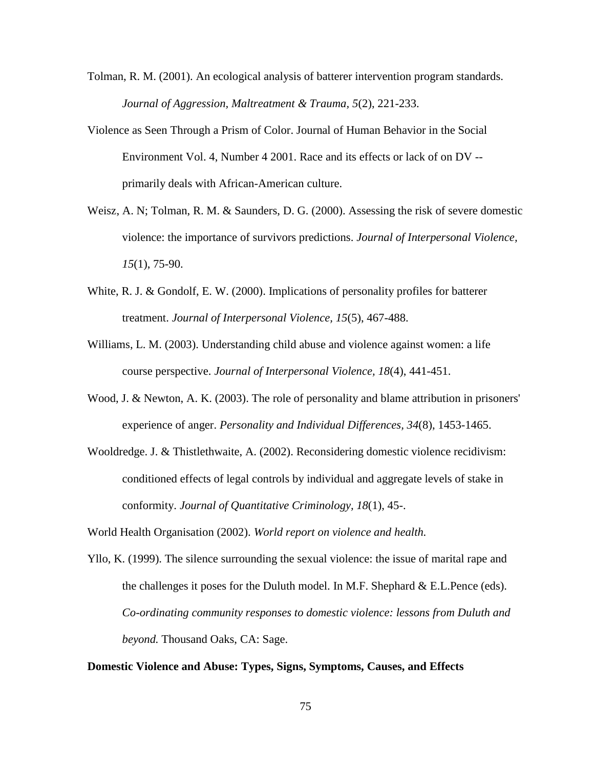Tolman, R. M. (2001). An ecological analysis of batterer intervention program standards. *Journal of Aggression, Maltreatment & Trauma, 5*(2), 221-233.

Violence as Seen Through a Prism of Color. Journal of Human Behavior in the Social Environment Vol. 4, Number 4 2001. Race and its effects or lack of on DV -- primarily deals with African-American culture.

Weisz, A. N; Tolman, R. M. & Saunders, D. G. (2000). Assessing the risk of severe domestic violence: the importance of survivors predictions. *Journal of Interpersonal Violence, 15*(1), 75-90.

White, R. J. & Gondolf, E. W. (2000). Implications of personality profiles for batterer treatment. *Journal of Interpersonal Violence*, *15*(5), 467-488.

Williams, L. M. (2003). Understanding child abuse and violence against women: a life course perspective. *Journal of Interpersonal Violence*, *18*(4), 441-451.

Wood, J. & Newton, A. K. (2003). The role of personality and blame attribution in prisoners' experience of anger. *Personality and Individual Differences*, *34*(8), 1453-1465.

Wooldredge. J. & Thistlethwaite, A. (2002). Reconsidering domestic violence recidivism: conditioned effects of legal controls by individual and aggregate levels of stake in conformity. *Journal of Quantitative Criminology*, *18*(1), 45-.

World Health Organisation (2002). *World report on violence and health.*

Yllo, K. (1999). The silence surrounding the sexual violence: the issue of marital rape and the challenges it poses for the Duluth model. In M.F. Shephard & E.L.Pence (eds). *Co-ordinating community responses to domestic violence: lessons from Duluth and beyond.* Thousand Oaks, CA: Sage.

**Domestic Violence and Abuse: Types, Signs, Symptoms, Causes, and Effects**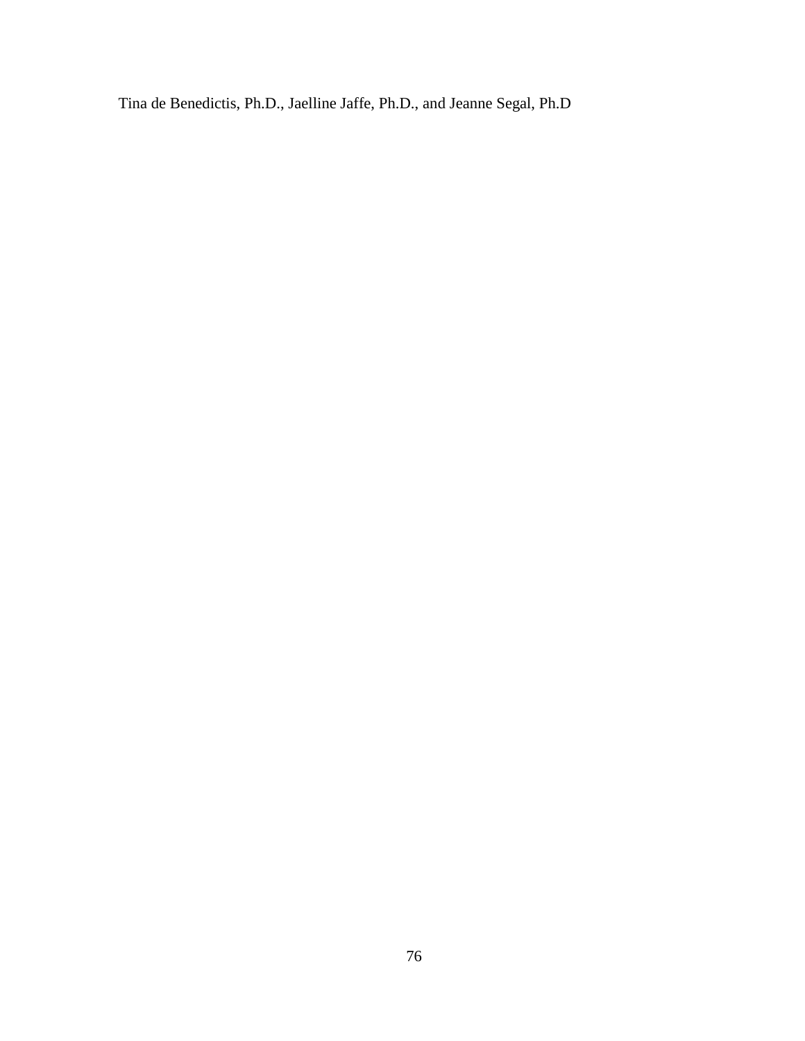Tina de Benedictis, Ph.D., Jaelline Jaffe, Ph.D., and Jeanne Segal, Ph.D